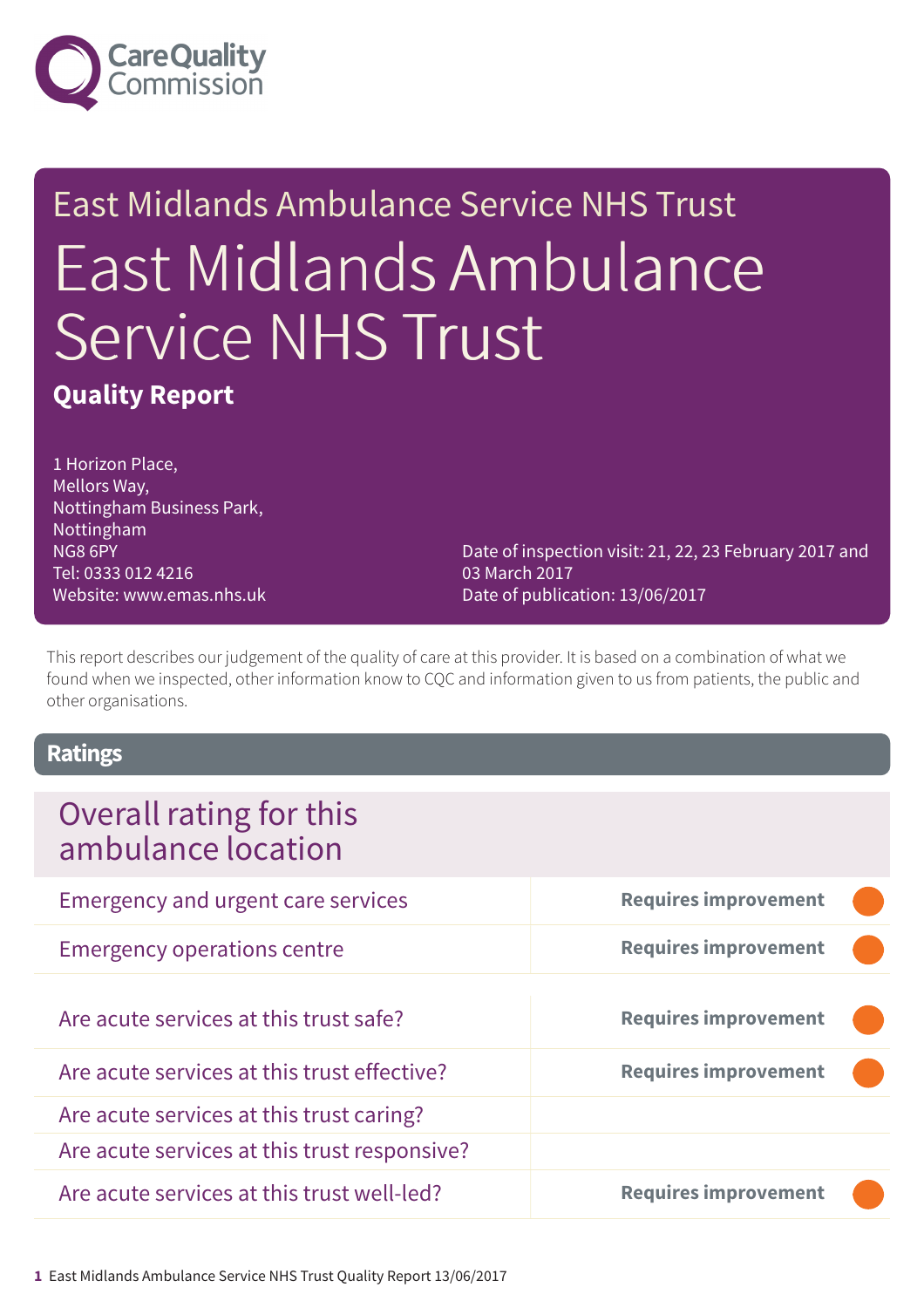Care Quality Commission

# East Midlands Ambulance Service NHS Trust

# East Midlands Ambulance Service NHS Trust

**Quality Report**

1 Horizon Place,
Mellors Way,
Nottingham Business Park,
Nottingham
NG8 6PY
Tel: 0333 012 4216
Website: www.emas.nhs.uk

Date of inspection visit: 21, 22, 23 February 2017 and 03 March 2017
Date of publication: 13/06/2017

This report describes our judgement of the quality of care at this provider. It is based on a combination of what we found when we inspected, other information know to CQC and information given to us from patients, the public and other organisations.

## Ratings

| Overall rating for this ambulance location | |
|---|---|
| Emergency and urgent care services | Requires improvement |
| Emergency operations centre | Requires improvement |

| | |
|---|---|
| Are acute services at this trust safe? | Requires improvement |
| Are acute services at this trust effective? | Requires improvement |
| Are acute services at this trust caring? | |
| Are acute services at this trust responsive? | |
| Are acute services at this trust well-led? | Requires improvement |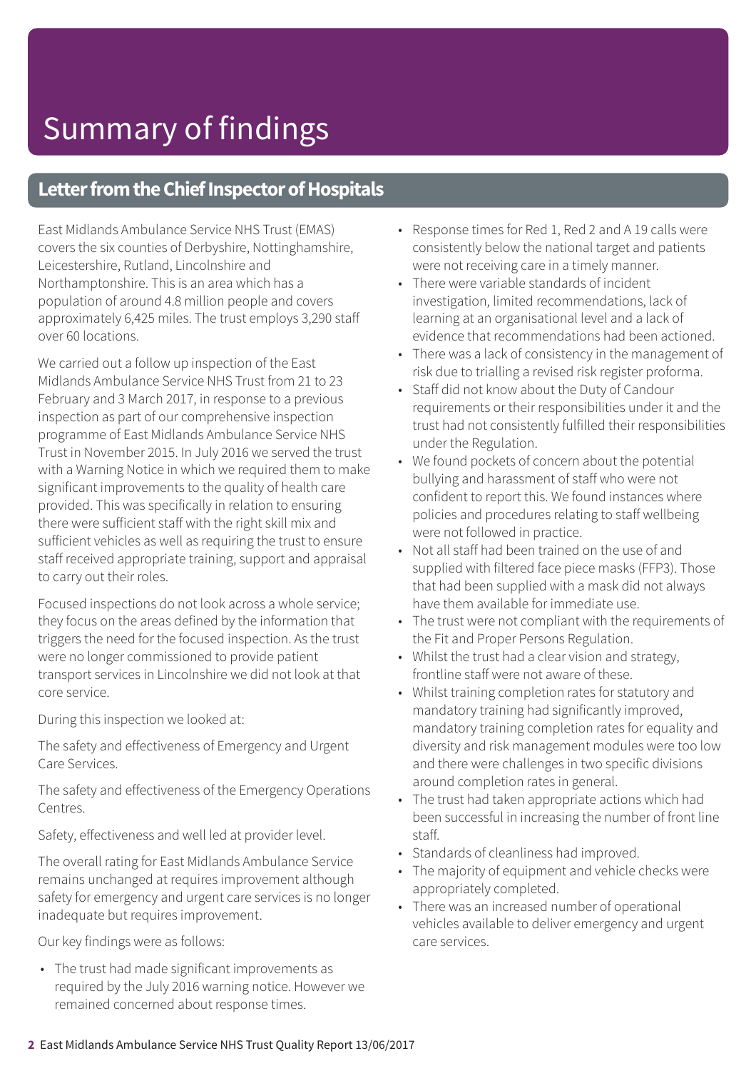# Summary of findings

## Letter from the Chief Inspector of Hospitals

East Midlands Ambulance Service NHS Trust (EMAS) covers the six counties of Derbyshire, Nottinghamshire, Leicestershire, Rutland, Lincolnshire and Northamptonshire. This is an area which has a population of around 4.8 million people and covers approximately 6,425 miles. The trust employs 3,290 staff over 60 locations.

We carried out a follow up inspection of the East Midlands Ambulance Service NHS Trust from 21 to 23 February and 3 March 2017, in response to a previous inspection as part of our comprehensive inspection programme of East Midlands Ambulance Service NHS Trust in November 2015. In July 2016 we served the trust with a Warning Notice in which we required them to make significant improvements to the quality of health care provided. This was specifically in relation to ensuring there were sufficient staff with the right skill mix and sufficient vehicles as well as requiring the trust to ensure staff received appropriate training, support and appraisal to carry out their roles.

Focused inspections do not look across a whole service; they focus on the areas defined by the information that triggers the need for the focused inspection. As the trust were no longer commissioned to provide patient transport services in Lincolnshire we did not look at that core service.

During this inspection we looked at:

The safety and effectiveness of Emergency and Urgent Care Services.

The safety and effectiveness of the Emergency Operations Centres.

Safety, effectiveness and well led at provider level.

The overall rating for East Midlands Ambulance Service remains unchanged at requires improvement although safety for emergency and urgent care services is no longer inadequate but requires improvement.

Our key findings were as follows:

- The trust had made significant improvements as required by the July 2016 warning notice. However we remained concerned about response times.
- Response times for Red 1, Red 2 and A 19 calls were consistently below the national target and patients were not receiving care in a timely manner.
- There were variable standards of incident investigation, limited recommendations, lack of learning at an organisational level and a lack of evidence that recommendations had been actioned.
- There was a lack of consistency in the management of risk due to trialling a revised risk register proforma.
- Staff did not know about the Duty of Candour requirements or their responsibilities under it and the trust had not consistently fulfilled their responsibilities under the Regulation.
- We found pockets of concern about the potential bullying and harassment of staff who were not confident to report this. We found instances where policies and procedures relating to staff wellbeing were not followed in practice.
- Not all staff had been trained on the use of and supplied with filtered face piece masks (FFP3). Those that had been supplied with a mask did not always have them available for immediate use.
- The trust were not compliant with the requirements of the Fit and Proper Persons Regulation.
- Whilst the trust had a clear vision and strategy, frontline staff were not aware of these.
- Whilst training completion rates for statutory and mandatory training had significantly improved, mandatory training completion rates for equality and diversity and risk management modules were too low and there were challenges in two specific divisions around completion rates in general.
- The trust had taken appropriate actions which had been successful in increasing the number of front line staff.
- Standards of cleanliness had improved.
- The majority of equipment and vehicle checks were appropriately completed.
- There was an increased number of operational vehicles available to deliver emergency and urgent care services.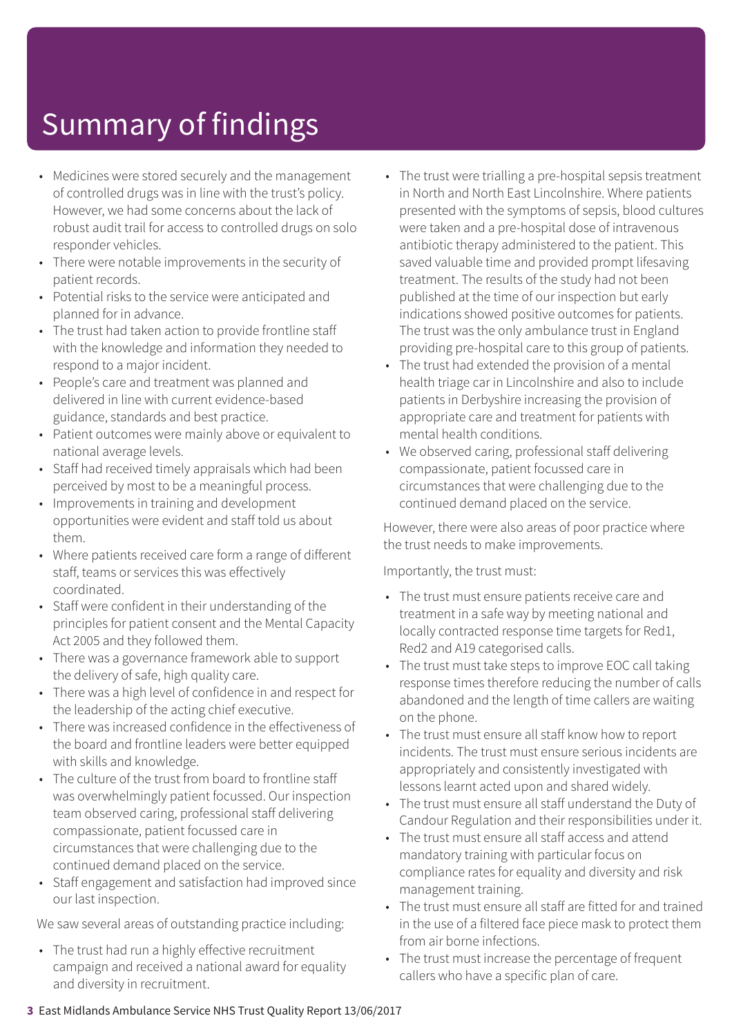# Summary of findings

- Medicines were stored securely and the management of controlled drugs was in line with the trust's policy. However, we had some concerns about the lack of robust audit trail for access to controlled drugs on solo responder vehicles.
- There were notable improvements in the security of patient records.
- Potential risks to the service were anticipated and planned for in advance.
- The trust had taken action to provide frontline staff with the knowledge and information they needed to respond to a major incident.
- People's care and treatment was planned and delivered in line with current evidence-based guidance, standards and best practice.
- Patient outcomes were mainly above or equivalent to national average levels.
- Staff had received timely appraisals which had been perceived by most to be a meaningful process.
- Improvements in training and development opportunities were evident and staff told us about them.
- Where patients received care form a range of different staff, teams or services this was effectively coordinated.
- Staff were confident in their understanding of the principles for patient consent and the Mental Capacity Act 2005 and they followed them.
- There was a governance framework able to support the delivery of safe, high quality care.
- There was a high level of confidence in and respect for the leadership of the acting chief executive.
- There was increased confidence in the effectiveness of the board and frontline leaders were better equipped with skills and knowledge.
- The culture of the trust from board to frontline staff was overwhelmingly patient focussed. Our inspection team observed caring, professional staff delivering compassionate, patient focussed care in circumstances that were challenging due to the continued demand placed on the service.
- Staff engagement and satisfaction had improved since our last inspection.

We saw several areas of outstanding practice including:

- The trust had run a highly effective recruitment campaign and received a national award for equality and diversity in recruitment.
- The trust were trialling a pre-hospital sepsis treatment in North and North East Lincolnshire. Where patients presented with the symptoms of sepsis, blood cultures were taken and a pre-hospital dose of intravenous antibiotic therapy administered to the patient. This saved valuable time and provided prompt lifesaving treatment. The results of the study had not been published at the time of our inspection but early indications showed positive outcomes for patients. The trust was the only ambulance trust in England providing pre-hospital care to this group of patients.
- The trust had extended the provision of a mental health triage car in Lincolnshire and also to include patients in Derbyshire increasing the provision of appropriate care and treatment for patients with mental health conditions.
- We observed caring, professional staff delivering compassionate, patient focussed care in circumstances that were challenging due to the continued demand placed on the service.

However, there were also areas of poor practice where the trust needs to make improvements.

Importantly, the trust must:

- The trust must ensure patients receive care and treatment in a safe way by meeting national and locally contracted response time targets for Red1, Red2 and A19 categorised calls.
- The trust must take steps to improve EOC call taking response times therefore reducing the number of calls abandoned and the length of time callers are waiting on the phone.
- The trust must ensure all staff know how to report incidents. The trust must ensure serious incidents are appropriately and consistently investigated with lessons learnt acted upon and shared widely.
- The trust must ensure all staff understand the Duty of Candour Regulation and their responsibilities under it.
- The trust must ensure all staff access and attend mandatory training with particular focus on compliance rates for equality and diversity and risk management training.
- The trust must ensure all staff are fitted for and trained in the use of a filtered face piece mask to protect them from air borne infections.
- The trust must increase the percentage of frequent callers who have a specific plan of care.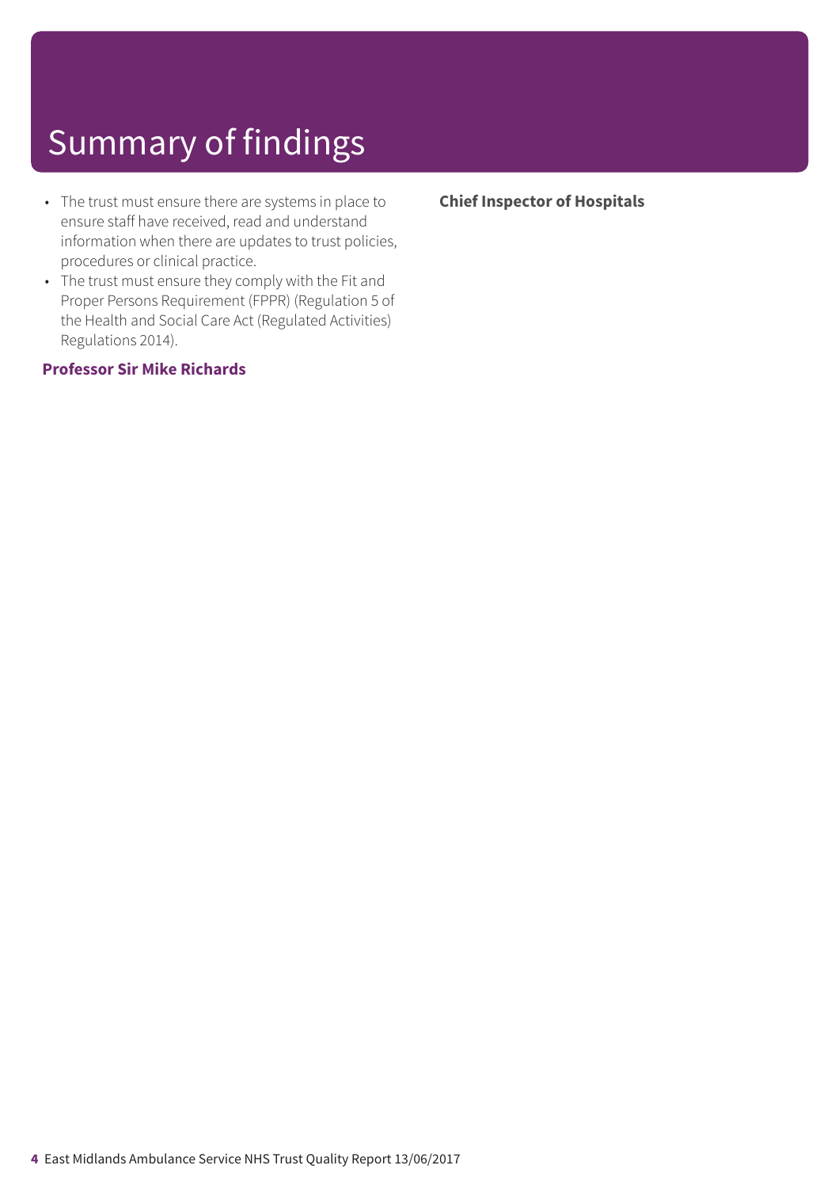# Summary of findings

- The trust must ensure there are systems in place to ensure staff have received, read and understand information when there are updates to trust policies, procedures or clinical practice.
- The trust must ensure they comply with the Fit and Proper Persons Requirement (FPPR) (Regulation 5 of the Health and Social Care Act (Regulated Activities) Regulations 2014).

**Professor Sir Mike Richards**

**Chief Inspector of Hospitals**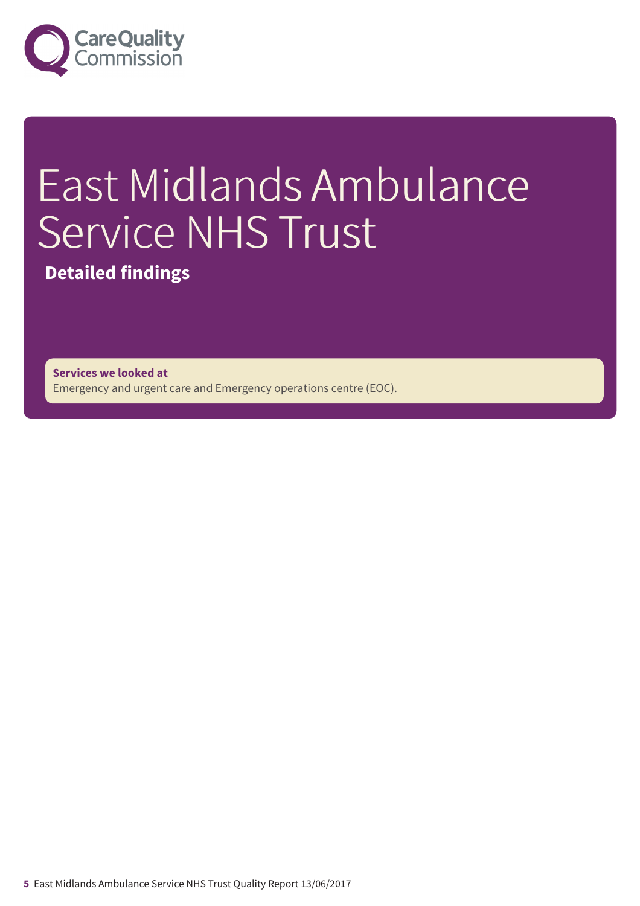# East Midlands Ambulance Service NHS Trust

## Detailed findings

**Services we looked at**

Emergency and urgent care and Emergency operations centre (EOC).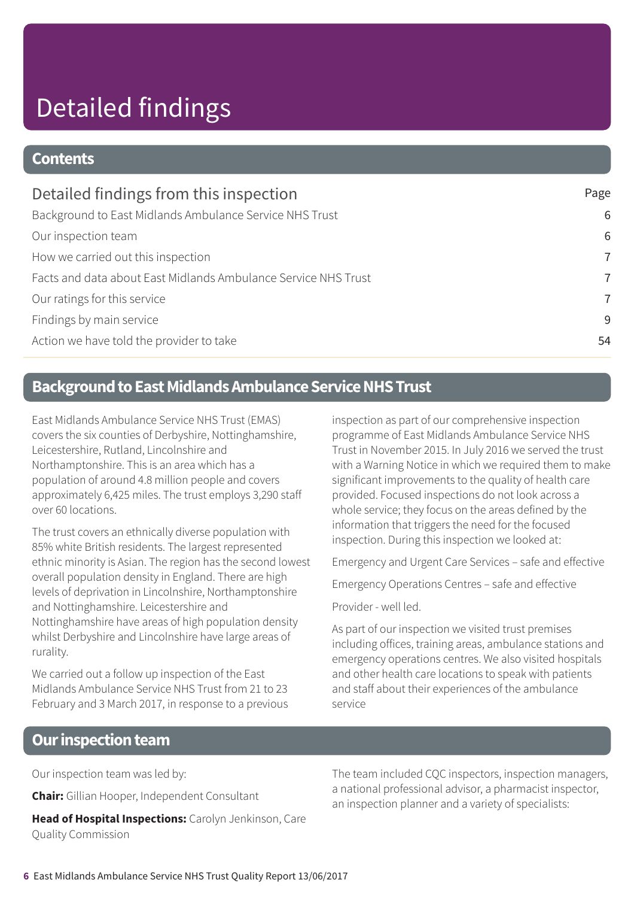# Detailed findings

## Contents

| Detailed findings from this inspection | Page |
| --- | --- |
| Background to East Midlands Ambulance Service NHS Trust | 6 |
| Our inspection team | 6 |
| How we carried out this inspection | 7 |
| Facts and data about East Midlands Ambulance Service NHS Trust | 7 |
| Our ratings for this service | 7 |
| Findings by main service | 9 |
| Action we have told the provider to take | 54 |

## Background to East Midlands Ambulance Service NHS Trust

East Midlands Ambulance Service NHS Trust (EMAS) covers the six counties of Derbyshire, Nottinghamshire, Leicestershire, Rutland, Lincolnshire and Northamptonshire. This is an area which has a population of around 4.8 million people and covers approximately 6,425 miles. The trust employs 3,290 staff over 60 locations.

The trust covers an ethnically diverse population with 85% white British residents. The largest represented ethnic minority is Asian. The region has the second lowest overall population density in England. There are high levels of deprivation in Lincolnshire, Northamptonshire and Nottinghamshire. Leicestershire and Nottinghamshire have areas of high population density whilst Derbyshire and Lincolnshire have large areas of rurality.

We carried out a follow up inspection of the East Midlands Ambulance Service NHS Trust from 21 to 23 February and 3 March 2017, in response to a previous inspection as part of our comprehensive inspection programme of East Midlands Ambulance Service NHS Trust in November 2015. In July 2016 we served the trust with a Warning Notice in which we required them to make significant improvements to the quality of health care provided. Focused inspections do not look across a whole service; they focus on the areas defined by the information that triggers the need for the focused inspection. During this inspection we looked at:

Emergency and Urgent Care Services – safe and effective

Emergency Operations Centres – safe and effective

Provider - well led.

As part of our inspection we visited trust premises including offices, training areas, ambulance stations and emergency operations centres. We also visited hospitals and other health care locations to speak with patients and staff about their experiences of the ambulance service

## Our inspection team

Our inspection team was led by:

**Chair:** Gillian Hooper, Independent Consultant

**Head of Hospital Inspections:** Carolyn Jenkinson, Care Quality Commission

The team included CQC inspectors, inspection managers, a national professional advisor, a pharmacist inspector, an inspection planner and a variety of specialists: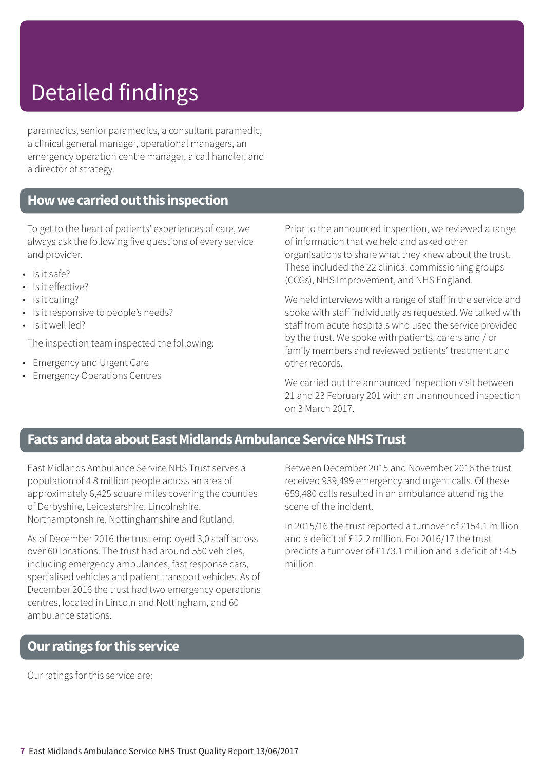# Detailed findings

paramedics, senior paramedics, a consultant paramedic, a clinical general manager, operational managers, an emergency operation centre manager, a call handler, and a director of strategy.

## How we carried out this inspection

To get to the heart of patients' experiences of care, we always ask the following five questions of every service and provider.

- Is it safe?
- Is it effective?
- Is it caring?
- Is it responsive to people's needs?
- Is it well led?

The inspection team inspected the following:

- Emergency and Urgent Care
- Emergency Operations Centres

Prior to the announced inspection, we reviewed a range of information that we held and asked other organisations to share what they knew about the trust. These included the 22 clinical commissioning groups (CCGs), NHS Improvement, and NHS England.

We held interviews with a range of staff in the service and spoke with staff individually as requested. We talked with staff from acute hospitals who used the service provided by the trust. We spoke with patients, carers and / or family members and reviewed patients' treatment and other records.

We carried out the announced inspection visit between 21 and 23 February 201 with an unannounced inspection on 3 March 2017.

## Facts and data about East Midlands Ambulance Service NHS Trust

East Midlands Ambulance Service NHS Trust serves a population of 4.8 million people across an area of approximately 6,425 square miles covering the counties of Derbyshire, Leicestershire, Lincolnshire, Northamptonshire, Nottinghamshire and Rutland.

As of December 2016 the trust employed 3,0 staff across over 60 locations. The trust had around 550 vehicles, including emergency ambulances, fast response cars, specialised vehicles and patient transport vehicles. As of December 2016 the trust had two emergency operations centres, located in Lincoln and Nottingham, and 60 ambulance stations.

Between December 2015 and November 2016 the trust received 939,499 emergency and urgent calls. Of these 659,480 calls resulted in an ambulance attending the scene of the incident.

In 2015/16 the trust reported a turnover of £154.1 million and a deficit of £12.2 million. For 2016/17 the trust predicts a turnover of £173.1 million and a deficit of £4.5 million.

## Our ratings for this service

Our ratings for this service are: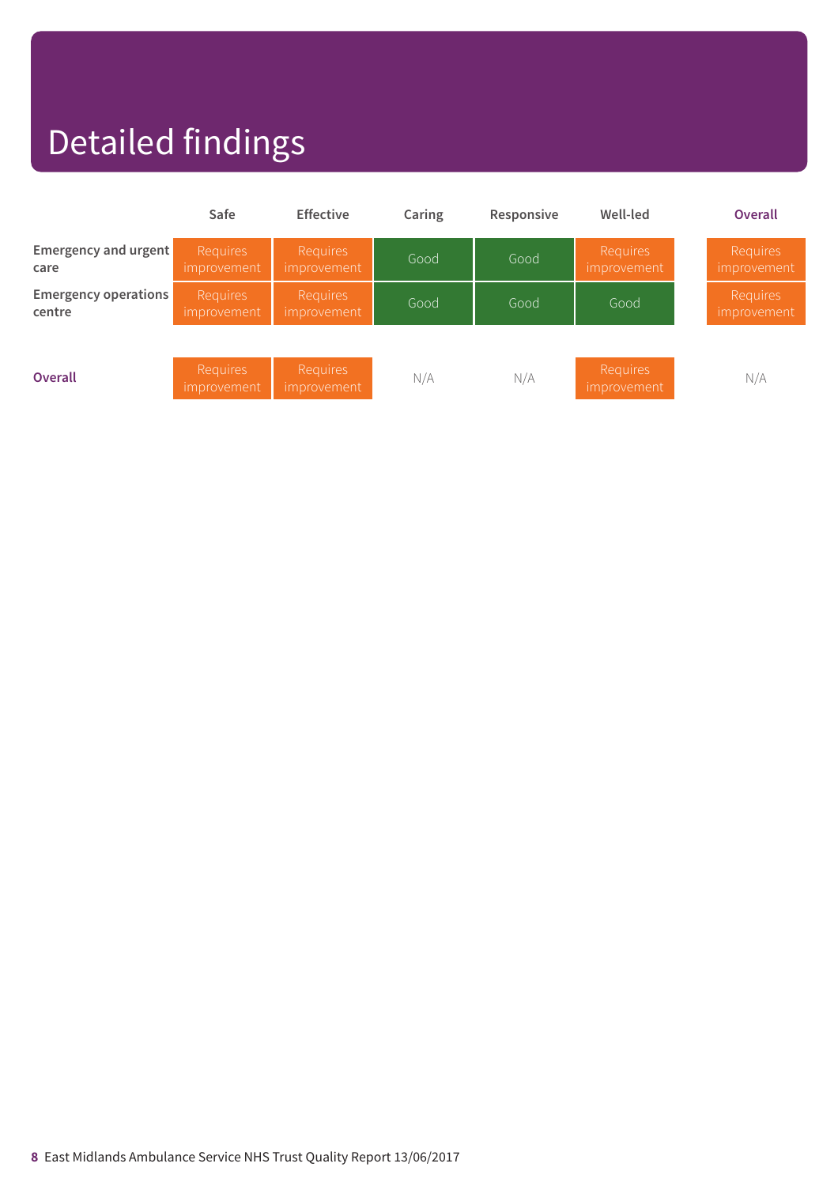# Detailed findings

| | Safe | Effective | Caring | Responsive | Well-led | Overall |
|---|---|---|---|---|---|---|
| **Emergency and urgent care** | Requires improvement | Requires improvement | Good | Good | Requires improvement | Requires improvement |
| **Emergency operations centre** | Requires improvement | Requires improvement | Good | Good | Good | Requires improvement |
| **Overall** | Requires improvement | Requires improvement | N/A | N/A | Requires improvement | N/A |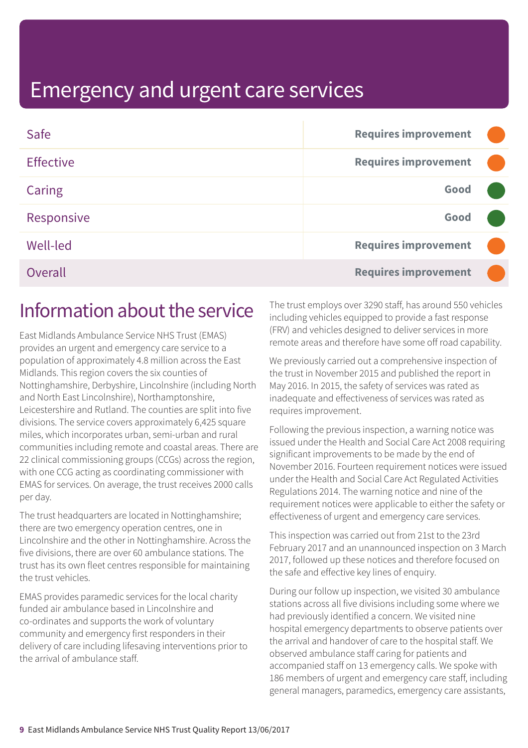# Emergency and urgent care services

| | |
|---|---|
| Safe | Requires improvement |
| Effective | Requires improvement |
| Caring | Good |
| Responsive | Good |
| Well-led | Requires improvement |
| Overall | Requires improvement |

## Information about the service

East Midlands Ambulance Service NHS Trust (EMAS) provides an urgent and emergency care service to a population of approximately 4.8 million across the East Midlands. This region covers the six counties of Nottinghamshire, Derbyshire, Lincolnshire (including North and North East Lincolnshire), Northamptonshire, Leicestershire and Rutland. The counties are split into five divisions. The service covers approximately 6,425 square miles, which incorporates urban, semi-urban and rural communities including remote and coastal areas. There are 22 clinical commissioning groups (CCGs) across the region, with one CCG acting as coordinating commissioner with EMAS for services. On average, the trust receives 2000 calls per day.

The trust headquarters are located in Nottinghamshire; there are two emergency operation centres, one in Lincolnshire and the other in Nottinghamshire. Across the five divisions, there are over 60 ambulance stations. The trust has its own fleet centres responsible for maintaining the trust vehicles.

EMAS provides paramedic services for the local charity funded air ambulance based in Lincolnshire and co-ordinates and supports the work of voluntary community and emergency first responders in their delivery of care including lifesaving interventions prior to the arrival of ambulance staff.

The trust employs over 3290 staff, has around 550 vehicles including vehicles equipped to provide a fast response (FRV) and vehicles designed to deliver services in more remote areas and therefore have some off road capability.

We previously carried out a comprehensive inspection of the trust in November 2015 and published the report in May 2016. In 2015, the safety of services was rated as inadequate and effectiveness of services was rated as requires improvement.

Following the previous inspection, a warning notice was issued under the Health and Social Care Act 2008 requiring significant improvements to be made by the end of November 2016. Fourteen requirement notices were issued under the Health and Social Care Act Regulated Activities Regulations 2014. The warning notice and nine of the requirement notices were applicable to either the safety or effectiveness of urgent and emergency care services.

This inspection was carried out from 21st to the 23rd February 2017 and an unannounced inspection on 3 March 2017, followed up these notices and therefore focused on the safe and effective key lines of enquiry.

During our follow up inspection, we visited 30 ambulance stations across all five divisions including some where we had previously identified a concern. We visited nine hospital emergency departments to observe patients over the arrival and handover of care to the hospital staff. We observed ambulance staff caring for patients and accompanied staff on 13 emergency calls. We spoke with 186 members of urgent and emergency care staff, including general managers, paramedics, emergency care assistants,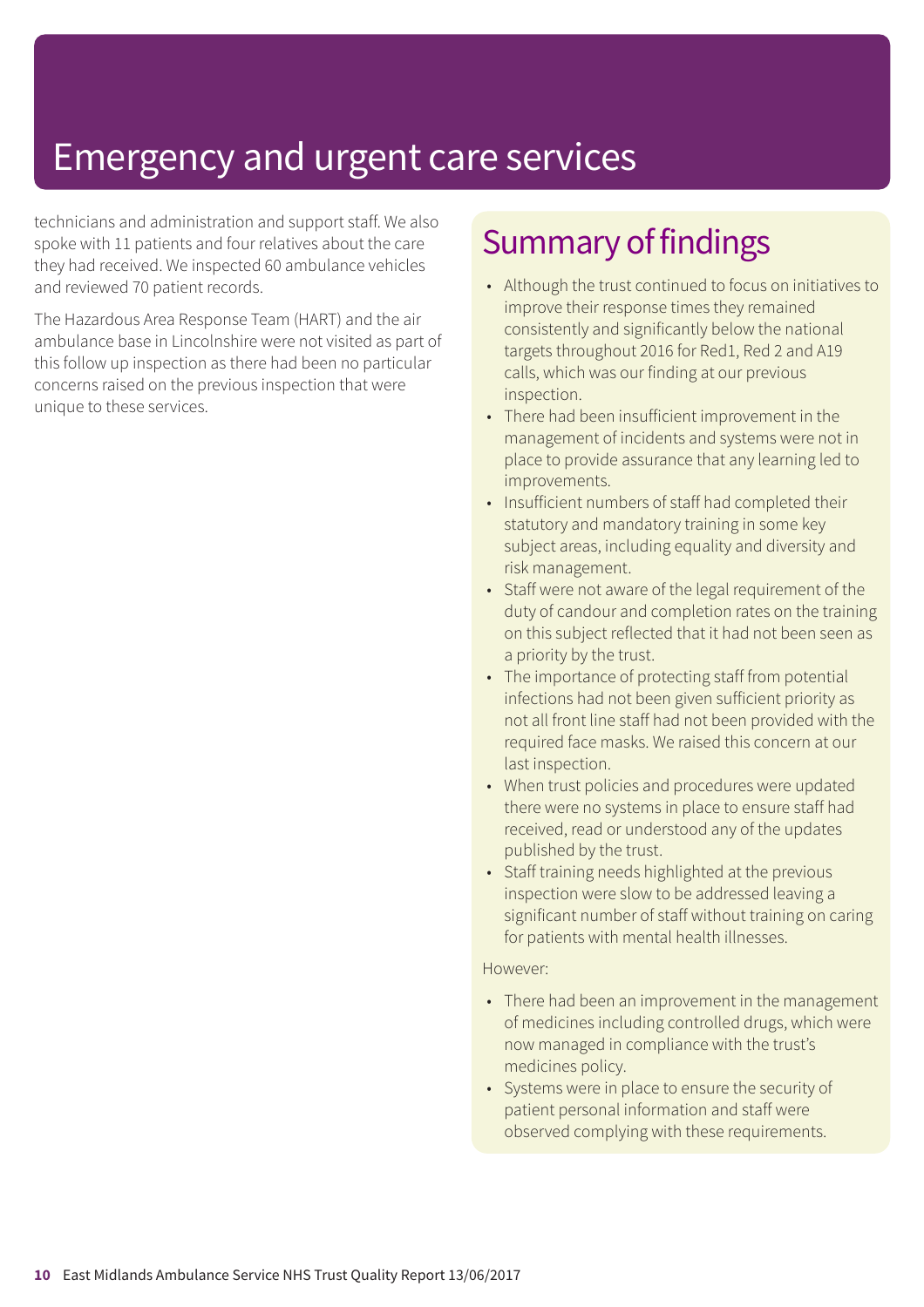# Emergency and urgent care services

technicians and administration and support staff. We also spoke with 11 patients and four relatives about the care they had received. We inspected 60 ambulance vehicles and reviewed 70 patient records.

The Hazardous Area Response Team (HART) and the air ambulance base in Lincolnshire were not visited as part of this follow up inspection as there had been no particular concerns raised on the previous inspection that were unique to these services.

## Summary of findings

- Although the trust continued to focus on initiatives to improve their response times they remained consistently and significantly below the national targets throughout 2016 for Red1, Red 2 and A19 calls, which was our finding at our previous inspection.
- There had been insufficient improvement in the management of incidents and systems were not in place to provide assurance that any learning led to improvements.
- Insufficient numbers of staff had completed their statutory and mandatory training in some key subject areas, including equality and diversity and risk management.
- Staff were not aware of the legal requirement of the duty of candour and completion rates on the training on this subject reflected that it had not been seen as a priority by the trust.
- The importance of protecting staff from potential infections had not been given sufficient priority as not all front line staff had not been provided with the required face masks. We raised this concern at our last inspection.
- When trust policies and procedures were updated there were no systems in place to ensure staff had received, read or understood any of the updates published by the trust.
- Staff training needs highlighted at the previous inspection were slow to be addressed leaving a significant number of staff without training on caring for patients with mental health illnesses.

However:

- There had been an improvement in the management of medicines including controlled drugs, which were now managed in compliance with the trust's medicines policy.
- Systems were in place to ensure the security of patient personal information and staff were observed complying with these requirements.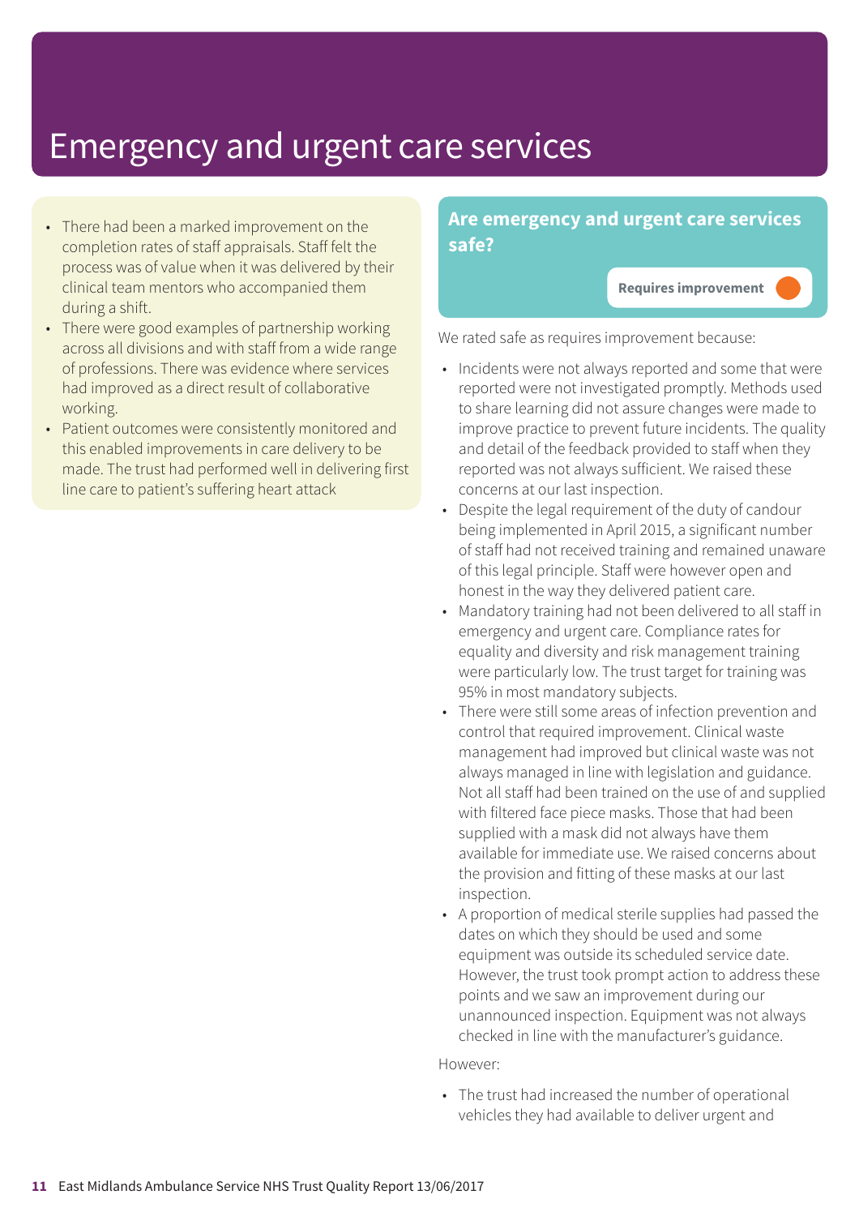# Emergency and urgent care services

- There had been a marked improvement on the completion rates of staff appraisals. Staff felt the process was of value when it was delivered by their clinical team mentors who accompanied them during a shift.
- There were good examples of partnership working across all divisions and with staff from a wide range of professions. There was evidence where services had improved as a direct result of collaborative working.
- Patient outcomes were consistently monitored and this enabled improvements in care delivery to be made. The trust had performed well in delivering first line care to patient's suffering heart attack

## Are emergency and urgent care services safe?

**Requires improvement**

We rated safe as requires improvement because:

- Incidents were not always reported and some that were reported were not investigated promptly. Methods used to share learning did not assure changes were made to improve practice to prevent future incidents. The quality and detail of the feedback provided to staff when they reported was not always sufficient. We raised these concerns at our last inspection.
- Despite the legal requirement of the duty of candour being implemented in April 2015, a significant number of staff had not received training and remained unaware of this legal principle. Staff were however open and honest in the way they delivered patient care.
- Mandatory training had not been delivered to all staff in emergency and urgent care. Compliance rates for equality and diversity and risk management training were particularly low. The trust target for training was 95% in most mandatory subjects.
- There were still some areas of infection prevention and control that required improvement. Clinical waste management had improved but clinical waste was not always managed in line with legislation and guidance. Not all staff had been trained on the use of and supplied with filtered face piece masks. Those that had been supplied with a mask did not always have them available for immediate use. We raised concerns about the provision and fitting of these masks at our last inspection.
- A proportion of medical sterile supplies had passed the dates on which they should be used and some equipment was outside its scheduled service date. However, the trust took prompt action to address these points and we saw an improvement during our unannounced inspection. Equipment was not always checked in line with the manufacturer's guidance.

However:

- The trust had increased the number of operational vehicles they had available to deliver urgent and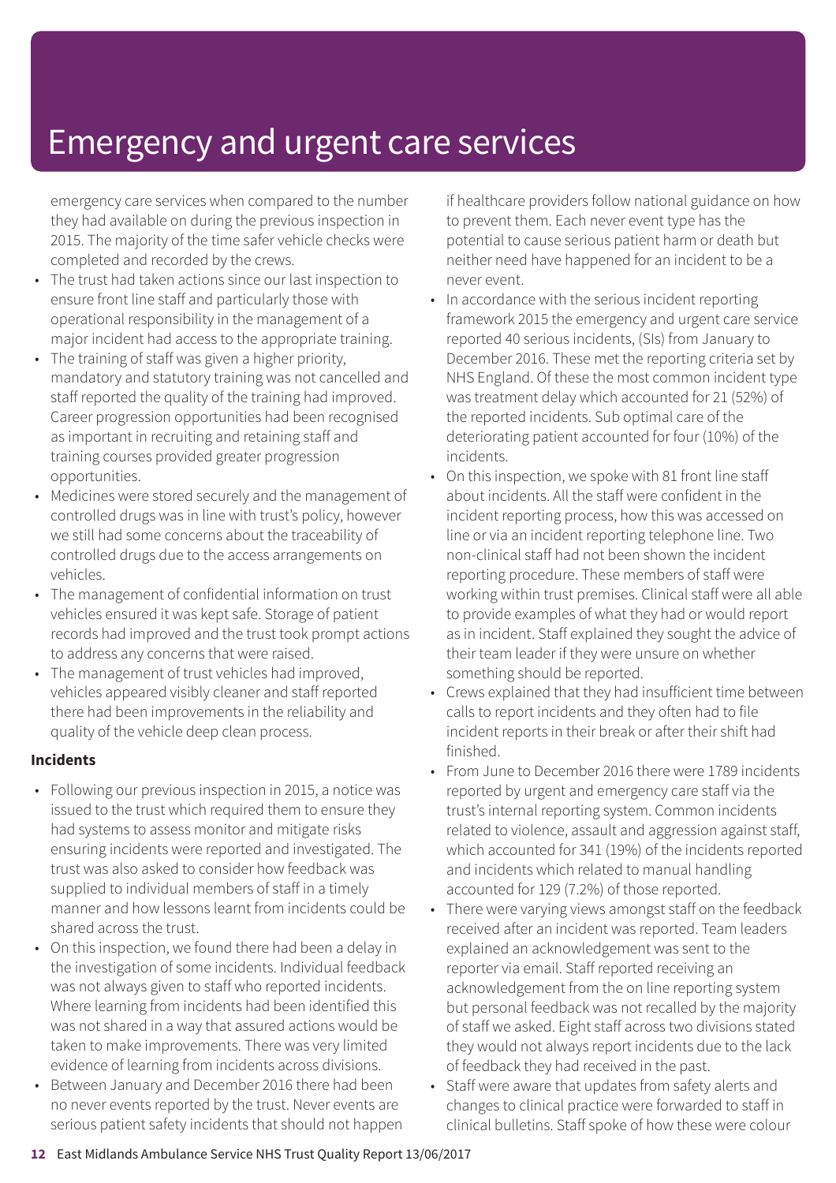# Emergency and urgent care services

emergency care services when compared to the number they had available on during the previous inspection in 2015. The majority of the time safer vehicle checks were completed and recorded by the crews.

- The trust had taken actions since our last inspection to ensure front line staff and particularly those with operational responsibility in the management of a major incident had access to the appropriate training.
- The training of staff was given a higher priority, mandatory and statutory training was not cancelled and staff reported the quality of the training had improved. Career progression opportunities had been recognised as important in recruiting and retaining staff and training courses provided greater progression opportunities.
- Medicines were stored securely and the management of controlled drugs was in line with trust's policy, however we still had some concerns about the traceability of controlled drugs due to the access arrangements on vehicles.
- The management of confidential information on trust vehicles ensured it was kept safe. Storage of patient records had improved and the trust took prompt actions to address any concerns that were raised.
- The management of trust vehicles had improved, vehicles appeared visibly cleaner and staff reported there had been improvements in the reliability and quality of the vehicle deep clean process.

**Incidents**

- Following our previous inspection in 2015, a notice was issued to the trust which required them to ensure they had systems to assess monitor and mitigate risks ensuring incidents were reported and investigated. The trust was also asked to consider how feedback was supplied to individual members of staff in a timely manner and how lessons learnt from incidents could be shared across the trust.
- On this inspection, we found there had been a delay in the investigation of some incidents. Individual feedback was not always given to staff who reported incidents. Where learning from incidents had been identified this was not shared in a way that assured actions would be taken to make improvements. There was very limited evidence of learning from incidents across divisions.
- Between January and December 2016 there had been no never events reported by the trust. Never events are serious patient safety incidents that should not happen if healthcare providers follow national guidance on how to prevent them. Each never event type has the potential to cause serious patient harm or death but neither need have happened for an incident to be a never event.
- In accordance with the serious incident reporting framework 2015 the emergency and urgent care service reported 40 serious incidents, (SIs) from January to December 2016. These met the reporting criteria set by NHS England. Of these the most common incident type was treatment delay which accounted for 21 (52%) of the reported incidents. Sub optimal care of the deteriorating patient accounted for four (10%) of the incidents.
- On this inspection, we spoke with 81 front line staff about incidents. All the staff were confident in the incident reporting process, how this was accessed on line or via an incident reporting telephone line. Two non-clinical staff had not been shown the incident reporting procedure. These members of staff were working within trust premises. Clinical staff were all able to provide examples of what they had or would report as in incident. Staff explained they sought the advice of their team leader if they were unsure on whether something should be reported.
- Crews explained that they had insufficient time between calls to report incidents and they often had to file incident reports in their break or after their shift had finished.
- From June to December 2016 there were 1789 incidents reported by urgent and emergency care staff via the trust's internal reporting system. Common incidents related to violence, assault and aggression against staff, which accounted for 341 (19%) of the incidents reported and incidents which related to manual handling accounted for 129 (7.2%) of those reported.
- There were varying views amongst staff on the feedback received after an incident was reported. Team leaders explained an acknowledgement was sent to the reporter via email. Staff reported receiving an acknowledgement from the on line reporting system but personal feedback was not recalled by the majority of staff we asked. Eight staff across two divisions stated they would not always report incidents due to the lack of feedback they had received in the past.
- Staff were aware that updates from safety alerts and changes to clinical practice were forwarded to staff in clinical bulletins. Staff spoke of how these were colour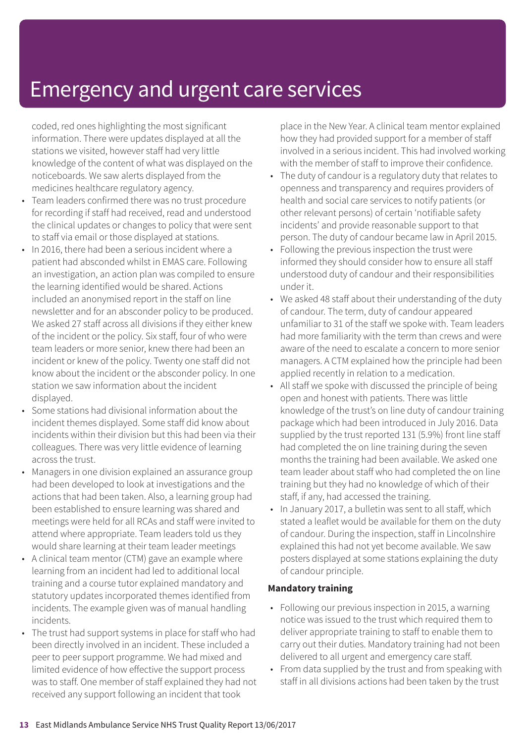coded, red ones highlighting the most significant information. There were updates displayed at all the stations we visited, however staff had very little knowledge of the content of what was displayed on the noticeboards. We saw alerts displayed from the medicines healthcare regulatory agency.

- Team leaders confirmed there was no trust procedure for recording if staff had received, read and understood the clinical updates or changes to policy that were sent to staff via email or those displayed at stations.
- In 2016, there had been a serious incident where a patient had absconded whilst in EMAS care. Following an investigation, an action plan was compiled to ensure the learning identified would be shared. Actions included an anonymised report in the staff on line newsletter and for an absconder policy to be produced. We asked 27 staff across all divisions if they either knew of the incident or the policy. Six staff, four of who were team leaders or more senior, knew there had been an incident or knew of the policy. Twenty one staff did not know about the incident or the absconder policy. In one station we saw information about the incident displayed.
- Some stations had divisional information about the incident themes displayed. Some staff did know about incidents within their division but this had been via their colleagues. There was very little evidence of learning across the trust.
- Managers in one division explained an assurance group had been developed to look at investigations and the actions that had been taken. Also, a learning group had been established to ensure learning was shared and meetings were held for all RCAs and staff were invited to attend where appropriate. Team leaders told us they would share learning at their team leader meetings
- A clinical team mentor (CTM) gave an example where learning from an incident had led to additional local training and a course tutor explained mandatory and statutory updates incorporated themes identified from incidents. The example given was of manual handling incidents.
- The trust had support systems in place for staff who had been directly involved in an incident. These included a peer to peer support programme. We had mixed and limited evidence of how effective the support process was to staff. One member of staff explained they had not received any support following an incident that took place in the New Year. A clinical team mentor explained how they had provided support for a member of staff involved in a serious incident. This had involved working with the member of staff to improve their confidence.
- The duty of candour is a regulatory duty that relates to openness and transparency and requires providers of health and social care services to notify patients (or other relevant persons) of certain 'notifiable safety incidents' and provide reasonable support to that person. The duty of candour became law in April 2015.
- Following the previous inspection the trust were informed they should consider how to ensure all staff understood duty of candour and their responsibilities under it.
- We asked 48 staff about their understanding of the duty of candour. The term, duty of candour appeared unfamiliar to 31 of the staff we spoke with. Team leaders had more familiarity with the term than crews and were aware of the need to escalate a concern to more senior managers. A CTM explained how the principle had been applied recently in relation to a medication.
- All staff we spoke with discussed the principle of being open and honest with patients. There was little knowledge of the trust's on line duty of candour training package which had been introduced in July 2016. Data supplied by the trust reported 131 (5.9%) front line staff had completed the on line training during the seven months the training had been available. We asked one team leader about staff who had completed the on line training but they had no knowledge of which of their staff, if any, had accessed the training.
- In January 2017, a bulletin was sent to all staff, which stated a leaflet would be available for them on the duty of candour. During the inspection, staff in Lincolnshire explained this had not yet become available. We saw posters displayed at some stations explaining the duty of candour principle.

**Mandatory training**

- Following our previous inspection in 2015, a warning notice was issued to the trust which required them to deliver appropriate training to staff to enable them to carry out their duties. Mandatory training had not been delivered to all urgent and emergency care staff.
- From data supplied by the trust and from speaking with staff in all divisions actions had been taken by the trust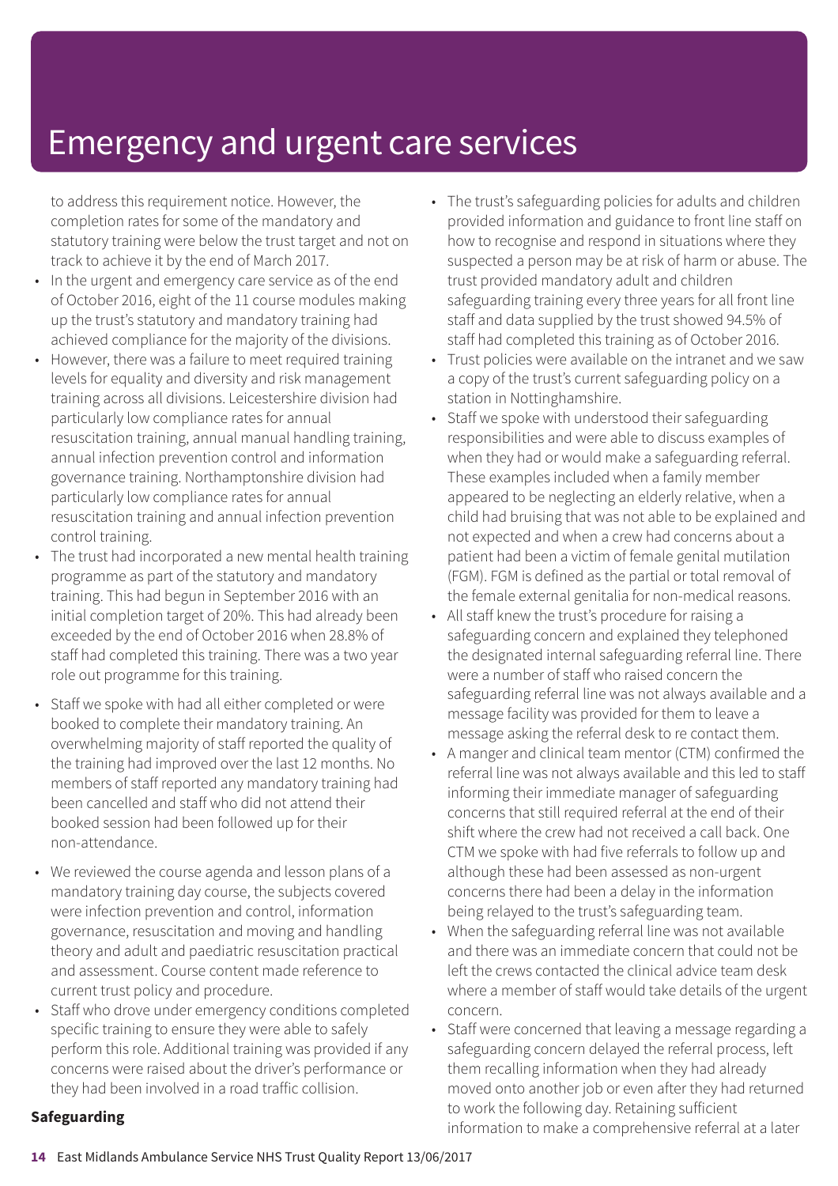to address this requirement notice. However, the completion rates for some of the mandatory and statutory training were below the trust target and not on track to achieve it by the end of March 2017.

- In the urgent and emergency care service as of the end of October 2016, eight of the 11 course modules making up the trust's statutory and mandatory training had achieved compliance for the majority of the divisions.
- However, there was a failure to meet required training levels for equality and diversity and risk management training across all divisions. Leicestershire division had particularly low compliance rates for annual resuscitation training, annual manual handling training, annual infection prevention control and information governance training. Northamptonshire division had particularly low compliance rates for annual resuscitation training and annual infection prevention control training.
- The trust had incorporated a new mental health training programme as part of the statutory and mandatory training. This had begun in September 2016 with an initial completion target of 20%. This had already been exceeded by the end of October 2016 when 28.8% of staff had completed this training. There was a two year role out programme for this training.
- Staff we spoke with had all either completed or were booked to complete their mandatory training. An overwhelming majority of staff reported the quality of the training had improved over the last 12 months. No members of staff reported any mandatory training had been cancelled and staff who did not attend their booked session had been followed up for their non-attendance.
- We reviewed the course agenda and lesson plans of a mandatory training day course, the subjects covered were infection prevention and control, information governance, resuscitation and moving and handling theory and adult and paediatric resuscitation practical and assessment. Course content made reference to current trust policy and procedure.
- Staff who drove under emergency conditions completed specific training to ensure they were able to safely perform this role. Additional training was provided if any concerns were raised about the driver's performance or they had been involved in a road traffic collision.

**Safeguarding**

- The trust's safeguarding policies for adults and children provided information and guidance to front line staff on how to recognise and respond in situations where they suspected a person may be at risk of harm or abuse. The trust provided mandatory adult and children safeguarding training every three years for all front line staff and data supplied by the trust showed 94.5% of staff had completed this training as of October 2016.
- Trust policies were available on the intranet and we saw a copy of the trust's current safeguarding policy on a station in Nottinghamshire.
- Staff we spoke with understood their safeguarding responsibilities and were able to discuss examples of when they had or would make a safeguarding referral. These examples included when a family member appeared to be neglecting an elderly relative, when a child had bruising that was not able to be explained and not expected and when a crew had concerns about a patient had been a victim of female genital mutilation (FGM). FGM is defined as the partial or total removal of the female external genitalia for non-medical reasons.
- All staff knew the trust's procedure for raising a safeguarding concern and explained they telephoned the designated internal safeguarding referral line. There were a number of staff who raised concern the safeguarding referral line was not always available and a message facility was provided for them to leave a message asking the referral desk to re contact them.
- A manger and clinical team mentor (CTM) confirmed the referral line was not always available and this led to staff informing their immediate manager of safeguarding concerns that still required referral at the end of their shift where the crew had not received a call back. One CTM we spoke with had five referrals to follow up and although these had been assessed as non-urgent concerns there had been a delay in the information being relayed to the trust's safeguarding team.
- When the safeguarding referral line was not available and there was an immediate concern that could not be left the crews contacted the clinical advice team desk where a member of staff would take details of the urgent concern.
- Staff were concerned that leaving a message regarding a safeguarding concern delayed the referral process, left them recalling information when they had already moved onto another job or even after they had returned to work the following day. Retaining sufficient information to make a comprehensive referral at a later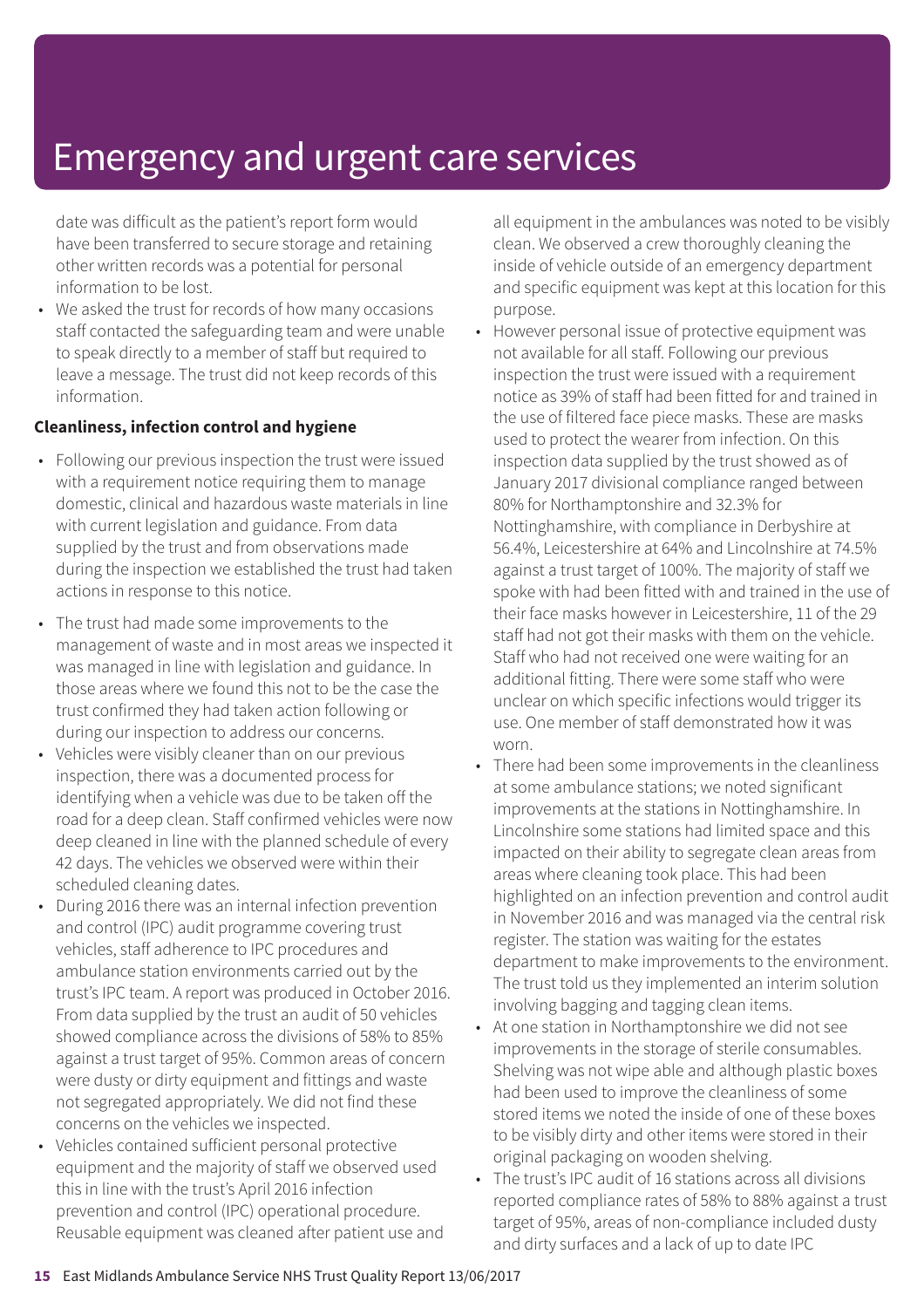date was difficult as the patient's report form would have been transferred to secure storage and retaining other written records was a potential for personal information to be lost.

- We asked the trust for records of how many occasions staff contacted the safeguarding team and were unable to speak directly to a member of staff but required to leave a message. The trust did not keep records of this information.

**Cleanliness, infection control and hygiene**

- Following our previous inspection the trust were issued with a requirement notice requiring them to manage domestic, clinical and hazardous waste materials in line with current legislation and guidance. From data supplied by the trust and from observations made during the inspection we established the trust had taken actions in response to this notice.
- The trust had made some improvements to the management of waste and in most areas we inspected it was managed in line with legislation and guidance. In those areas where we found this not to be the case the trust confirmed they had taken action following or during our inspection to address our concerns.
- Vehicles were visibly cleaner than on our previous inspection, there was a documented process for identifying when a vehicle was due to be taken off the road for a deep clean. Staff confirmed vehicles were now deep cleaned in line with the planned schedule of every 42 days. The vehicles we observed were within their scheduled cleaning dates.
- During 2016 there was an internal infection prevention and control (IPC) audit programme covering trust vehicles, staff adherence to IPC procedures and ambulance station environments carried out by the trust's IPC team. A report was produced in October 2016. From data supplied by the trust an audit of 50 vehicles showed compliance across the divisions of 58% to 85% against a trust target of 95%. Common areas of concern were dusty or dirty equipment and fittings and waste not segregated appropriately. We did not find these concerns on the vehicles we inspected.
- Vehicles contained sufficient personal protective equipment and the majority of staff we observed used this in line with the trust's April 2016 infection prevention and control (IPC) operational procedure. Reusable equipment was cleaned after patient use and all equipment in the ambulances was noted to be visibly clean. We observed a crew thoroughly cleaning the inside of vehicle outside of an emergency department and specific equipment was kept at this location for this purpose.
- However personal issue of protective equipment was not available for all staff. Following our previous inspection the trust were issued with a requirement notice as 39% of staff had been fitted for and trained in the use of filtered face piece masks. These are masks used to protect the wearer from infection. On this inspection data supplied by the trust showed as of January 2017 divisional compliance ranged between 80% for Northamptonshire and 32.3% for Nottinghamshire, with compliance in Derbyshire at 56.4%, Leicestershire at 64% and Lincolnshire at 74.5% against a trust target of 100%. The majority of staff we spoke with had been fitted with and trained in the use of their face masks however in Leicestershire, 11 of the 29 staff had not got their masks with them on the vehicle. Staff who had not received one were waiting for an additional fitting. There were some staff who were unclear on which specific infections would trigger its use. One member of staff demonstrated how it was worn.
- There had been some improvements in the cleanliness at some ambulance stations; we noted significant improvements at the stations in Nottinghamshire. In Lincolnshire some stations had limited space and this impacted on their ability to segregate clean areas from areas where cleaning took place. This had been highlighted on an infection prevention and control audit in November 2016 and was managed via the central risk register. The station was waiting for the estates department to make improvements to the environment. The trust told us they implemented an interim solution involving bagging and tagging clean items.
- At one station in Northamptonshire we did not see improvements in the storage of sterile consumables. Shelving was not wipe able and although plastic boxes had been used to improve the cleanliness of some stored items we noted the inside of one of these boxes to be visibly dirty and other items were stored in their original packaging on wooden shelving.
- The trust's IPC audit of 16 stations across all divisions reported compliance rates of 58% to 88% against a trust target of 95%, areas of non-compliance included dusty and dirty surfaces and a lack of up to date IPC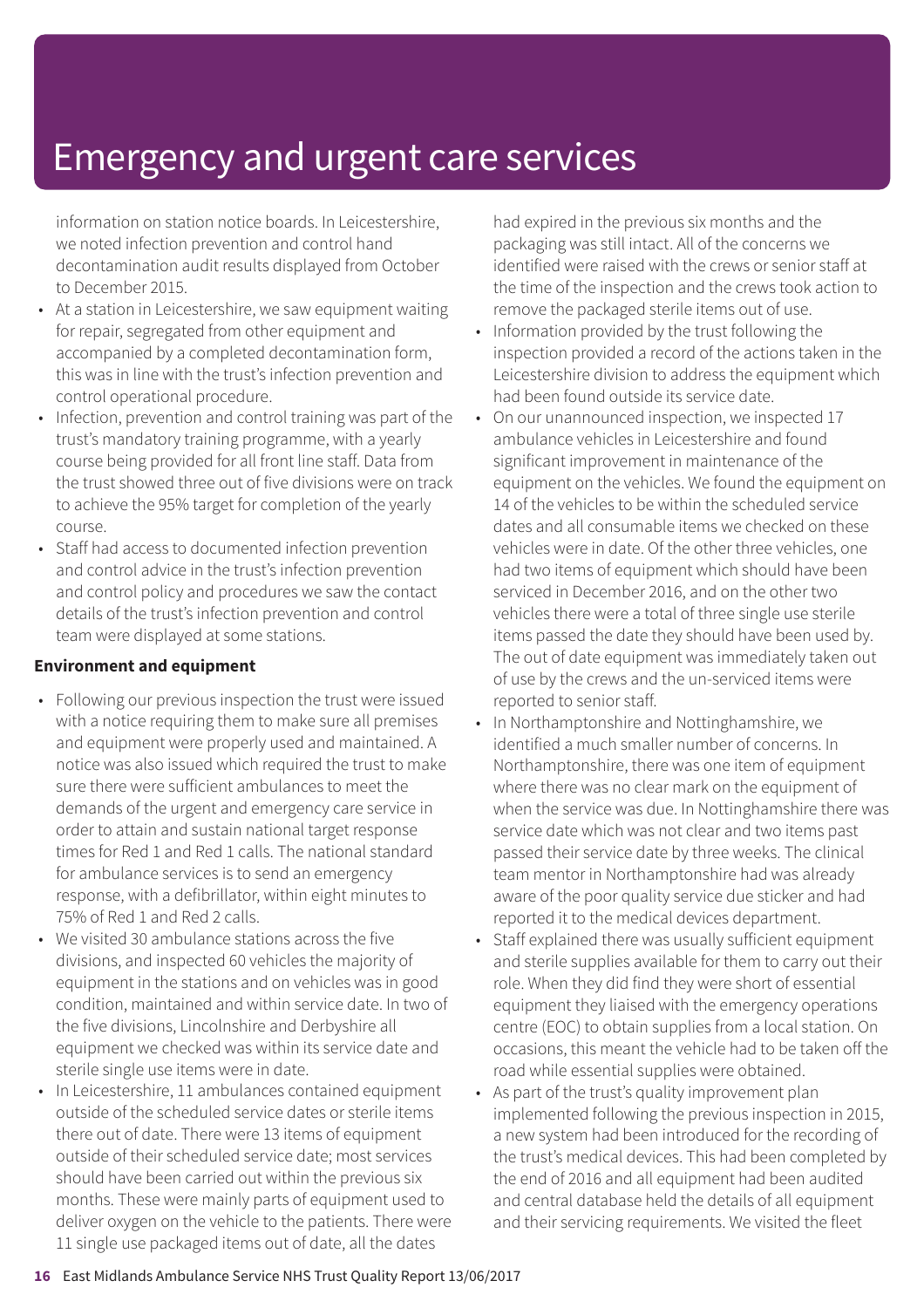# Emergency and urgent care services

information on station notice boards. In Leicestershire, we noted infection prevention and control hand decontamination audit results displayed from October to December 2015.

- At a station in Leicestershire, we saw equipment waiting for repair, segregated from other equipment and accompanied by a completed decontamination form, this was in line with the trust's infection prevention and control operational procedure.
- Infection, prevention and control training was part of the trust's mandatory training programme, with a yearly course being provided for all front line staff. Data from the trust showed three out of five divisions were on track to achieve the 95% target for completion of the yearly course.
- Staff had access to documented infection prevention and control advice in the trust's infection prevention and control policy and procedures we saw the contact details of the trust's infection prevention and control team were displayed at some stations.

**Environment and equipment**

- Following our previous inspection the trust were issued with a notice requiring them to make sure all premises and equipment were properly used and maintained. A notice was also issued which required the trust to make sure there were sufficient ambulances to meet the demands of the urgent and emergency care service in order to attain and sustain national target response times for Red 1 and Red 1 calls. The national standard for ambulance services is to send an emergency response, with a defibrillator, within eight minutes to 75% of Red 1 and Red 2 calls.
- We visited 30 ambulance stations across the five divisions, and inspected 60 vehicles the majority of equipment in the stations and on vehicles was in good condition, maintained and within service date. In two of the five divisions, Lincolnshire and Derbyshire all equipment we checked was within its service date and sterile single use items were in date.
- In Leicestershire, 11 ambulances contained equipment outside of the scheduled service dates or sterile items there out of date. There were 13 items of equipment outside of their scheduled service date; most services should have been carried out within the previous six months. These were mainly parts of equipment used to deliver oxygen on the vehicle to the patients. There were 11 single use packaged items out of date, all the dates had expired in the previous six months and the packaging was still intact. All of the concerns we identified were raised with the crews or senior staff at the time of the inspection and the crews took action to remove the packaged sterile items out of use.
- Information provided by the trust following the inspection provided a record of the actions taken in the Leicestershire division to address the equipment which had been found outside its service date.
- On our unannounced inspection, we inspected 17 ambulance vehicles in Leicestershire and found significant improvement in maintenance of the equipment on the vehicles. We found the equipment on 14 of the vehicles to be within the scheduled service dates and all consumable items we checked on these vehicles were in date. Of the other three vehicles, one had two items of equipment which should have been serviced in December 2016, and on the other two vehicles there were a total of three single use sterile items passed the date they should have been used by. The out of date equipment was immediately taken out of use by the crews and the un-serviced items were reported to senior staff.
- In Northamptonshire and Nottinghamshire, we identified a much smaller number of concerns. In Northamptonshire, there was one item of equipment where there was no clear mark on the equipment of when the service was due. In Nottinghamshire there was service date which was not clear and two items past passed their service date by three weeks. The clinical team mentor in Northamptonshire had was already aware of the poor quality service due sticker and had reported it to the medical devices department.
- Staff explained there was usually sufficient equipment and sterile supplies available for them to carry out their role. When they did find they were short of essential equipment they liaised with the emergency operations centre (EOC) to obtain supplies from a local station. On occasions, this meant the vehicle had to be taken off the road while essential supplies were obtained.
- As part of the trust's quality improvement plan implemented following the previous inspection in 2015, a new system had been introduced for the recording of the trust's medical devices. This had been completed by the end of 2016 and all equipment had been audited and central database held the details of all equipment and their servicing requirements. We visited the fleet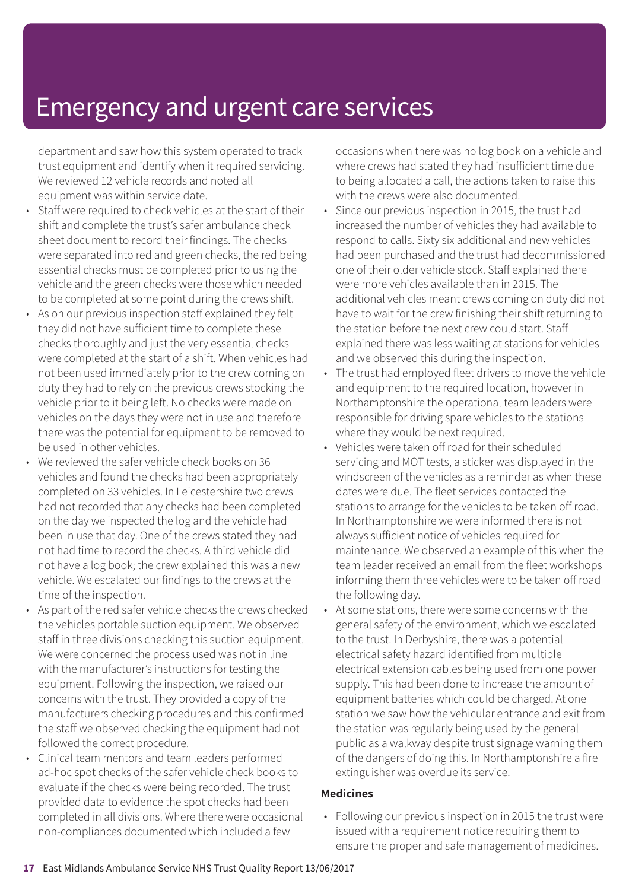department and saw how this system operated to track trust equipment and identify when it required servicing. We reviewed 12 vehicle records and noted all equipment was within service date.

- Staff were required to check vehicles at the start of their shift and complete the trust's safer ambulance check sheet document to record their findings. The checks were separated into red and green checks, the red being essential checks must be completed prior to using the vehicle and the green checks were those which needed to be completed at some point during the crews shift.
- As on our previous inspection staff explained they felt they did not have sufficient time to complete these checks thoroughly and just the very essential checks were completed at the start of a shift. When vehicles had not been used immediately prior to the crew coming on duty they had to rely on the previous crews stocking the vehicle prior to it being left. No checks were made on vehicles on the days they were not in use and therefore there was the potential for equipment to be removed to be used in other vehicles.
- We reviewed the safer vehicle check books on 36 vehicles and found the checks had been appropriately completed on 33 vehicles. In Leicestershire two crews had not recorded that any checks had been completed on the day we inspected the log and the vehicle had been in use that day. One of the crews stated they had not had time to record the checks. A third vehicle did not have a log book; the crew explained this was a new vehicle. We escalated our findings to the crews at the time of the inspection.
- As part of the red safer vehicle checks the crews checked the vehicles portable suction equipment. We observed staff in three divisions checking this suction equipment. We were concerned the process used was not in line with the manufacturer's instructions for testing the equipment. Following the inspection, we raised our concerns with the trust. They provided a copy of the manufacturers checking procedures and this confirmed the staff we observed checking the equipment had not followed the correct procedure.
- Clinical team mentors and team leaders performed ad-hoc spot checks of the safer vehicle check books to evaluate if the checks were being recorded. The trust provided data to evidence the spot checks had been completed in all divisions. Where there were occasional non-compliances documented which included a few occasions when there was no log book on a vehicle and where crews had stated they had insufficient time due to being allocated a call, the actions taken to raise this with the crews were also documented.
- Since our previous inspection in 2015, the trust had increased the number of vehicles they had available to respond to calls. Sixty six additional and new vehicles had been purchased and the trust had decommissioned one of their older vehicle stock. Staff explained there were more vehicles available than in 2015. The additional vehicles meant crews coming on duty did not have to wait for the crew finishing their shift returning to the station before the next crew could start. Staff explained there was less waiting at stations for vehicles and we observed this during the inspection.
- The trust had employed fleet drivers to move the vehicle and equipment to the required location, however in Northamptonshire the operational team leaders were responsible for driving spare vehicles to the stations where they would be next required.
- Vehicles were taken off road for their scheduled servicing and MOT tests, a sticker was displayed in the windscreen of the vehicles as a reminder as when these dates were due. The fleet services contacted the stations to arrange for the vehicles to be taken off road. In Northamptonshire we were informed there is not always sufficient notice of vehicles required for maintenance. We observed an example of this when the team leader received an email from the fleet workshops informing them three vehicles were to be taken off road the following day.
- At some stations, there were some concerns with the general safety of the environment, which we escalated to the trust. In Derbyshire, there was a potential electrical safety hazard identified from multiple electrical extension cables being used from one power supply. This had been done to increase the amount of equipment batteries which could be charged. At one station we saw how the vehicular entrance and exit from the station was regularly being used by the general public as a walkway despite trust signage warning them of the dangers of doing this. In Northamptonshire a fire extinguisher was overdue its service.

**Medicines**

- Following our previous inspection in 2015 the trust were issued with a requirement notice requiring them to ensure the proper and safe management of medicines.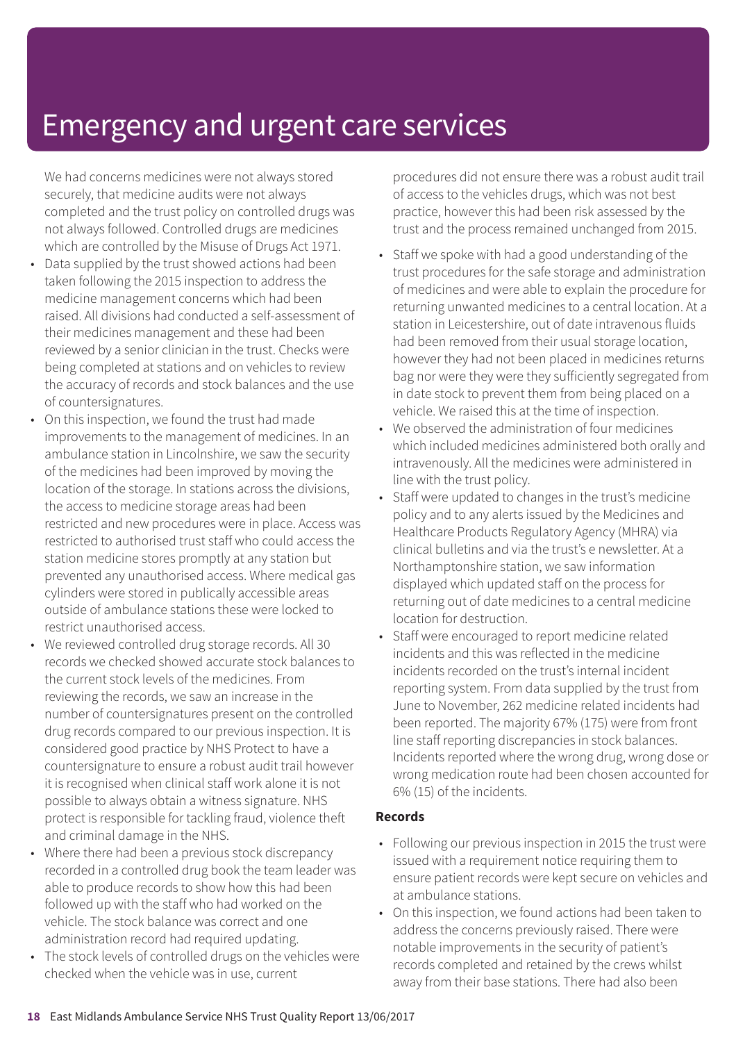# Emergency and urgent care services

We had concerns medicines were not always stored securely, that medicine audits were not always completed and the trust policy on controlled drugs was not always followed. Controlled drugs are medicines which are controlled by the Misuse of Drugs Act 1971.

- Data supplied by the trust showed actions had been taken following the 2015 inspection to address the medicine management concerns which had been raised. All divisions had conducted a self-assessment of their medicines management and these had been reviewed by a senior clinician in the trust. Checks were being completed at stations and on vehicles to review the accuracy of records and stock balances and the use of countersignatures.
- On this inspection, we found the trust had made improvements to the management of medicines. In an ambulance station in Lincolnshire, we saw the security of the medicines had been improved by moving the location of the storage. In stations across the divisions, the access to medicine storage areas had been restricted and new procedures were in place. Access was restricted to authorised trust staff who could access the station medicine stores promptly at any station but prevented any unauthorised access. Where medical gas cylinders were stored in publically accessible areas outside of ambulance stations these were locked to restrict unauthorised access.
- We reviewed controlled drug storage records. All 30 records we checked showed accurate stock balances to the current stock levels of the medicines. From reviewing the records, we saw an increase in the number of countersignatures present on the controlled drug records compared to our previous inspection. It is considered good practice by NHS Protect to have a countersignature to ensure a robust audit trail however it is recognised when clinical staff work alone it is not possible to always obtain a witness signature. NHS protect is responsible for tackling fraud, violence theft and criminal damage in the NHS.
- Where there had been a previous stock discrepancy recorded in a controlled drug book the team leader was able to produce records to show how this had been followed up with the staff who had worked on the vehicle. The stock balance was correct and one administration record had required updating.
- The stock levels of controlled drugs on the vehicles were checked when the vehicle was in use, current procedures did not ensure there was a robust audit trail of access to the vehicles drugs, which was not best practice, however this had been risk assessed by the trust and the process remained unchanged from 2015.
- Staff we spoke with had a good understanding of the trust procedures for the safe storage and administration of medicines and were able to explain the procedure for returning unwanted medicines to a central location. At a station in Leicestershire, out of date intravenous fluids had been removed from their usual storage location, however they had not been placed in medicines returns bag nor were they were they sufficiently segregated from in date stock to prevent them from being placed on a vehicle. We raised this at the time of inspection.
- We observed the administration of four medicines which included medicines administered both orally and intravenously. All the medicines were administered in line with the trust policy.
- Staff were updated to changes in the trust's medicine policy and to any alerts issued by the Medicines and Healthcare Products Regulatory Agency (MHRA) via clinical bulletins and via the trust's e newsletter. At a Northamptonshire station, we saw information displayed which updated staff on the process for returning out of date medicines to a central medicine location for destruction.
- Staff were encouraged to report medicine related incidents and this was reflected in the medicine incidents recorded on the trust's internal incident reporting system. From data supplied by the trust from June to November, 262 medicine related incidents had been reported. The majority 67% (175) were from front line staff reporting discrepancies in stock balances. Incidents reported where the wrong drug, wrong dose or wrong medication route had been chosen accounted for 6% (15) of the incidents.

**Records**

- Following our previous inspection in 2015 the trust were issued with a requirement notice requiring them to ensure patient records were kept secure on vehicles and at ambulance stations.
- On this inspection, we found actions had been taken to address the concerns previously raised. There were notable improvements in the security of patient's records completed and retained by the crews whilst away from their base stations. There had also been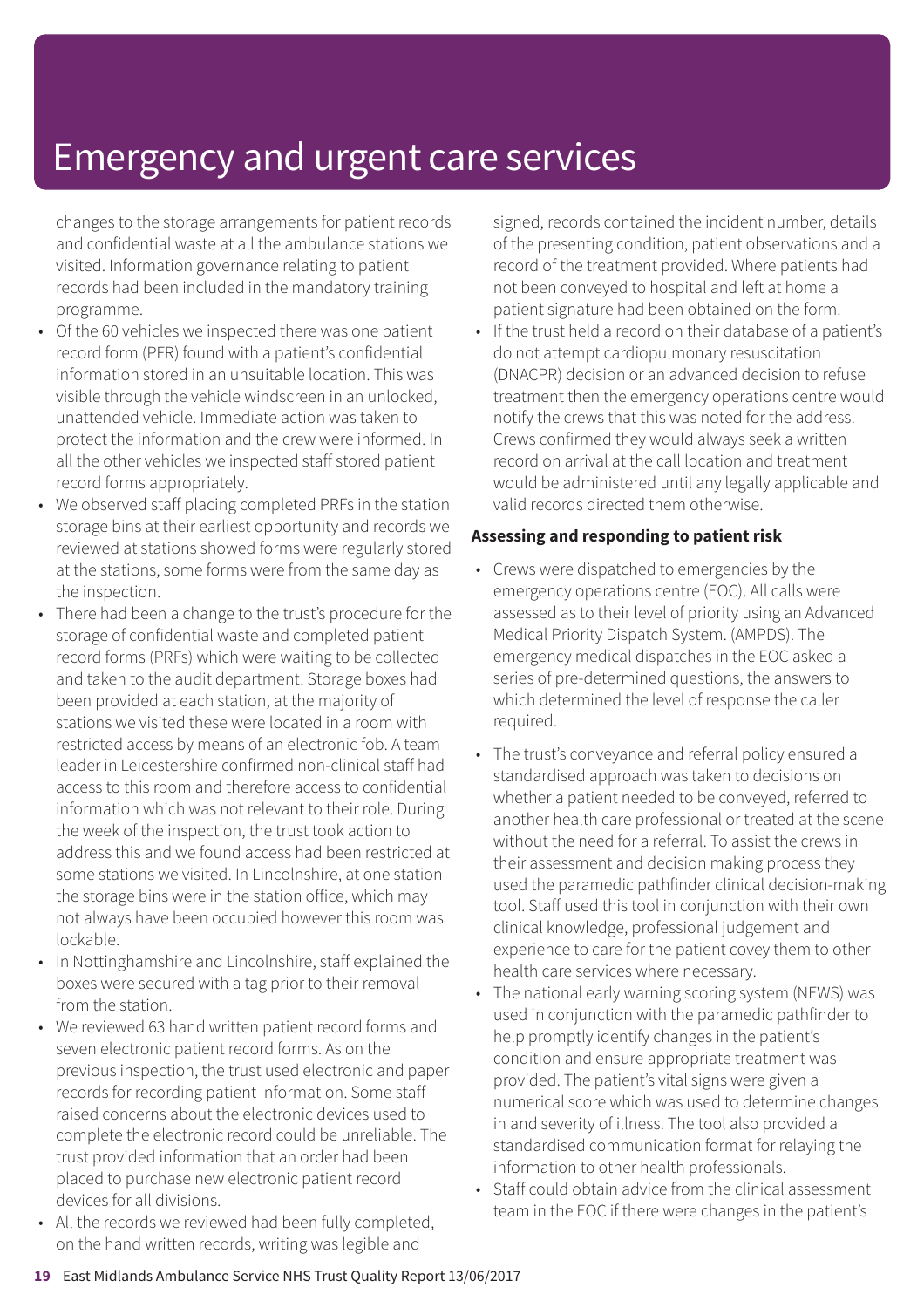# Emergency and urgent care services

changes to the storage arrangements for patient records and confidential waste at all the ambulance stations we visited. Information governance relating to patient records had been included in the mandatory training programme.

- Of the 60 vehicles we inspected there was one patient record form (PFR) found with a patient's confidential information stored in an unsuitable location. This was visible through the vehicle windscreen in an unlocked, unattended vehicle. Immediate action was taken to protect the information and the crew were informed. In all the other vehicles we inspected staff stored patient record forms appropriately.
- We observed staff placing completed PRFs in the station storage bins at their earliest opportunity and records we reviewed at stations showed forms were regularly stored at the stations, some forms were from the same day as the inspection.
- There had been a change to the trust's procedure for the storage of confidential waste and completed patient record forms (PRFs) which were waiting to be collected and taken to the audit department. Storage boxes had been provided at each station, at the majority of stations we visited these were located in a room with restricted access by means of an electronic fob. A team leader in Leicestershire confirmed non-clinical staff had access to this room and therefore access to confidential information which was not relevant to their role. During the week of the inspection, the trust took action to address this and we found access had been restricted at some stations we visited. In Lincolnshire, at one station the storage bins were in the station office, which may not always have been occupied however this room was lockable.
- In Nottinghamshire and Lincolnshire, staff explained the boxes were secured with a tag prior to their removal from the station.
- We reviewed 63 hand written patient record forms and seven electronic patient record forms. As on the previous inspection, the trust used electronic and paper records for recording patient information. Some staff raised concerns about the electronic devices used to complete the electronic record could be unreliable. The trust provided information that an order had been placed to purchase new electronic patient record devices for all divisions.
- All the records we reviewed had been fully completed, on the hand written records, writing was legible and signed, records contained the incident number, details of the presenting condition, patient observations and a record of the treatment provided. Where patients had not been conveyed to hospital and left at home a patient signature had been obtained on the form.
- If the trust held a record on their database of a patient's do not attempt cardiopulmonary resuscitation (DNACPR) decision or an advanced decision to refuse treatment then the emergency operations centre would notify the crews that this was noted for the address. Crews confirmed they would always seek a written record on arrival at the call location and treatment would be administered until any legally applicable and valid records directed them otherwise.

**Assessing and responding to patient risk**

- Crews were dispatched to emergencies by the emergency operations centre (EOC). All calls were assessed as to their level of priority using an Advanced Medical Priority Dispatch System. (AMPDS). The emergency medical dispatches in the EOC asked a series of pre-determined questions, the answers to which determined the level of response the caller required.
- The trust's conveyance and referral policy ensured a standardised approach was taken to decisions on whether a patient needed to be conveyed, referred to another health care professional or treated at the scene without the need for a referral. To assist the crews in their assessment and decision making process they used the paramedic pathfinder clinical decision-making tool. Staff used this tool in conjunction with their own clinical knowledge, professional judgement and experience to care for the patient covey them to other health care services where necessary.
- The national early warning scoring system (NEWS) was used in conjunction with the paramedic pathfinder to help promptly identify changes in the patient's condition and ensure appropriate treatment was provided. The patient's vital signs were given a numerical score which was used to determine changes in and severity of illness. The tool also provided a standardised communication format for relaying the information to other health professionals.
- Staff could obtain advice from the clinical assessment team in the EOC if there were changes in the patient's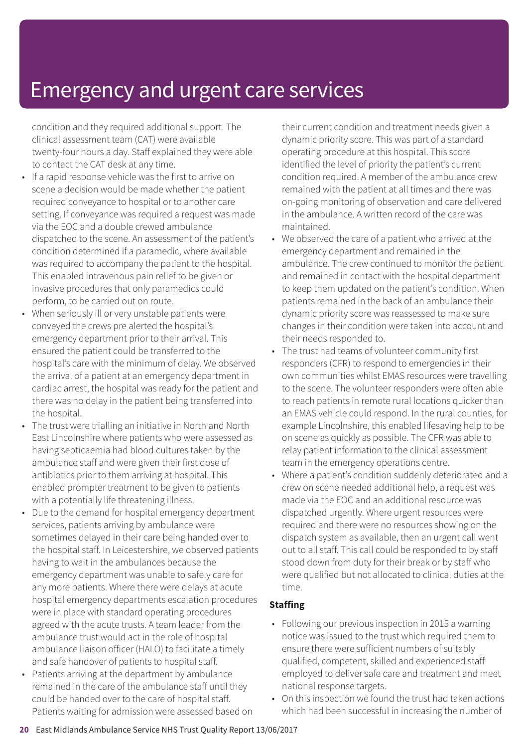# Emergency and urgent care services

condition and they required additional support. The clinical assessment team (CAT) were available twenty-four hours a day. Staff explained they were able to contact the CAT desk at any time.

- If a rapid response vehicle was the first to arrive on scene a decision would be made whether the patient required conveyance to hospital or to another care setting. If conveyance was required a request was made via the EOC and a double crewed ambulance dispatched to the scene. An assessment of the patient's condition determined if a paramedic, where available was required to accompany the patient to the hospital. This enabled intravenous pain relief to be given or invasive procedures that only paramedics could perform, to be carried out on route.
- When seriously ill or very unstable patients were conveyed the crews pre alerted the hospital's emergency department prior to their arrival. This ensured the patient could be transferred to the hospital's care with the minimum of delay. We observed the arrival of a patient at an emergency department in cardiac arrest, the hospital was ready for the patient and there was no delay in the patient being transferred into the hospital.
- The trust were trialling an initiative in North and North East Lincolnshire where patients who were assessed as having septicaemia had blood cultures taken by the ambulance staff and were given their first dose of antibiotics prior to them arriving at hospital. This enabled prompter treatment to be given to patients with a potentially life threatening illness.
- Due to the demand for hospital emergency department services, patients arriving by ambulance were sometimes delayed in their care being handed over to the hospital staff. In Leicestershire, we observed patients having to wait in the ambulances because the emergency department was unable to safely care for any more patients. Where there were delays at acute hospital emergency departments escalation procedures were in place with standard operating procedures agreed with the acute trusts. A team leader from the ambulance trust would act in the role of hospital ambulance liaison officer (HALO) to facilitate a timely and safe handover of patients to hospital staff.
- Patients arriving at the department by ambulance remained in the care of the ambulance staff until they could be handed over to the care of hospital staff. Patients waiting for admission were assessed based on their current condition and treatment needs given a dynamic priority score. This was part of a standard operating procedure at this hospital. This score identified the level of priority the patient's current condition required. A member of the ambulance crew remained with the patient at all times and there was on-going monitoring of observation and care delivered in the ambulance. A written record of the care was maintained.
- We observed the care of a patient who arrived at the emergency department and remained in the ambulance. The crew continued to monitor the patient and remained in contact with the hospital department to keep them updated on the patient's condition. When patients remained in the back of an ambulance their dynamic priority score was reassessed to make sure changes in their condition were taken into account and their needs responded to.
- The trust had teams of volunteer community first responders (CFR) to respond to emergencies in their own communities whilst EMAS resources were travelling to the scene. The volunteer responders were often able to reach patients in remote rural locations quicker than an EMAS vehicle could respond. In the rural counties, for example Lincolnshire, this enabled lifesaving help to be on scene as quickly as possible. The CFR was able to relay patient information to the clinical assessment team in the emergency operations centre.
- Where a patient's condition suddenly deteriorated and a crew on scene needed additional help, a request was made via the EOC and an additional resource was dispatched urgently. Where urgent resources were required and there were no resources showing on the dispatch system as available, then an urgent call went out to all staff. This call could be responded to by staff stood down from duty for their break or by staff who were qualified but not allocated to clinical duties at the time.

**Staffing**

- Following our previous inspection in 2015 a warning notice was issued to the trust which required them to ensure there were sufficient numbers of suitably qualified, competent, skilled and experienced staff employed to deliver safe care and treatment and meet national response targets.
- On this inspection we found the trust had taken actions which had been successful in increasing the number of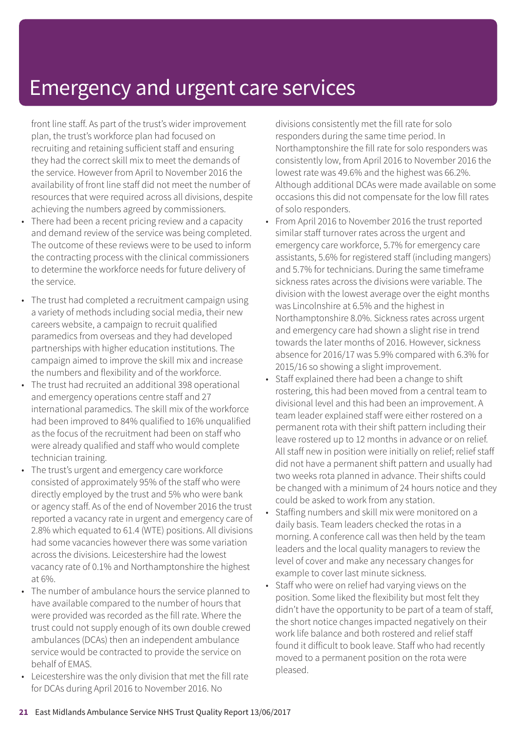# Emergency and urgent care services

front line staff. As part of the trust's wider improvement plan, the trust's workforce plan had focused on recruiting and retaining sufficient staff and ensuring they had the correct skill mix to meet the demands of the service. However from April to November 2016 the availability of front line staff did not meet the number of resources that were required across all divisions, despite achieving the numbers agreed by commissioners.

- There had been a recent pricing review and a capacity and demand review of the service was being completed. The outcome of these reviews were to be used to inform the contracting process with the clinical commissioners to determine the workforce needs for future delivery of the service.
- The trust had completed a recruitment campaign using a variety of methods including social media, their new careers website, a campaign to recruit qualified paramedics from overseas and they had developed partnerships with higher education institutions. The campaign aimed to improve the skill mix and increase the numbers and flexibility and of the workforce.
- The trust had recruited an additional 398 operational and emergency operations centre staff and 27 international paramedics. The skill mix of the workforce had been improved to 84% qualified to 16% unqualified as the focus of the recruitment had been on staff who were already qualified and staff who would complete technician training.
- The trust's urgent and emergency care workforce consisted of approximately 95% of the staff who were directly employed by the trust and 5% who were bank or agency staff. As of the end of November 2016 the trust reported a vacancy rate in urgent and emergency care of 2.8% which equated to 61.4 (WTE) positions. All divisions had some vacancies however there was some variation across the divisions. Leicestershire had the lowest vacancy rate of 0.1% and Northamptonshire the highest at 6%.
- The number of ambulance hours the service planned to have available compared to the number of hours that were provided was recorded as the fill rate. Where the trust could not supply enough of its own double crewed ambulances (DCAs) then an independent ambulance service would be contracted to provide the service on behalf of EMAS.
- Leicestershire was the only division that met the fill rate for DCAs during April 2016 to November 2016. No divisions consistently met the fill rate for solo responders during the same time period. In Northamptonshire the fill rate for solo responders was consistently low, from April 2016 to November 2016 the lowest rate was 49.6% and the highest was 66.2%. Although additional DCAs were made available on some occasions this did not compensate for the low fill rates of solo responders.
- From April 2016 to November 2016 the trust reported similar staff turnover rates across the urgent and emergency care workforce, 5.7% for emergency care assistants, 5.6% for registered staff (including mangers) and 5.7% for technicians. During the same timeframe sickness rates across the divisions were variable. The division with the lowest average over the eight months was Lincolnshire at 6.5% and the highest in Northamptonshire 8.0%. Sickness rates across urgent and emergency care had shown a slight rise in trend towards the later months of 2016. However, sickness absence for 2016/17 was 5.9% compared with 6.3% for 2015/16 so showing a slight improvement.
- Staff explained there had been a change to shift rostering, this had been moved from a central team to divisional level and this had been an improvement. A team leader explained staff were either rostered on a permanent rota with their shift pattern including their leave rostered up to 12 months in advance or on relief. All staff new in position were initially on relief; relief staff did not have a permanent shift pattern and usually had two weeks rota planned in advance. Their shifts could be changed with a minimum of 24 hours notice and they could be asked to work from any station.
- Staffing numbers and skill mix were monitored on a daily basis. Team leaders checked the rotas in a morning. A conference call was then held by the team leaders and the local quality managers to review the level of cover and make any necessary changes for example to cover last minute sickness.
- Staff who were on relief had varying views on the position. Some liked the flexibility but most felt they didn't have the opportunity to be part of a team of staff, the short notice changes impacted negatively on their work life balance and both rostered and relief staff found it difficult to book leave. Staff who had recently moved to a permanent position on the rota were pleased.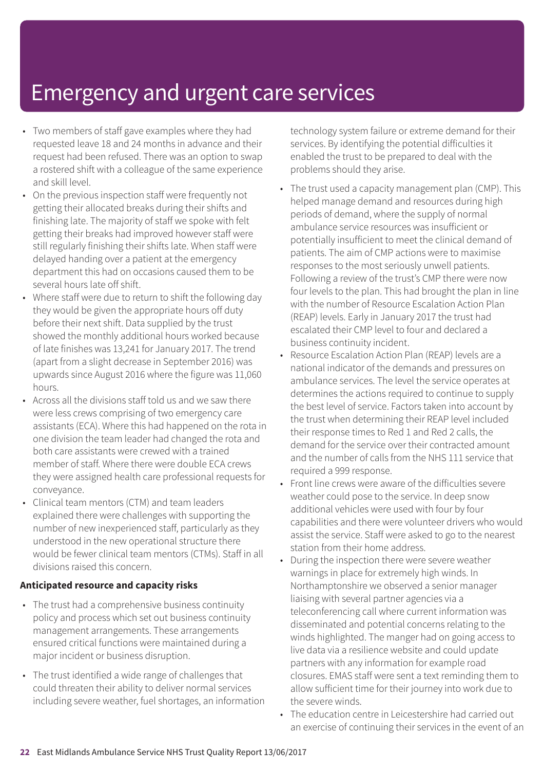# Emergency and urgent care services

- Two members of staff gave examples where they had requested leave 18 and 24 months in advance and their request had been refused. There was an option to swap a rostered shift with a colleague of the same experience and skill level.
- On the previous inspection staff were frequently not getting their allocated breaks during their shifts and finishing late. The majority of staff we spoke with felt getting their breaks had improved however staff were still regularly finishing their shifts late. When staff were delayed handing over a patient at the emergency department this had on occasions caused them to be several hours late off shift.
- Where staff were due to return to shift the following day they would be given the appropriate hours off duty before their next shift. Data supplied by the trust showed the monthly additional hours worked because of late finishes was 13,241 for January 2017. The trend (apart from a slight decrease in September 2016) was upwards since August 2016 where the figure was 11,060 hours.
- Across all the divisions staff told us and we saw there were less crews comprising of two emergency care assistants (ECA). Where this had happened on the rota in one division the team leader had changed the rota and both care assistants were crewed with a trained member of staff. Where there were double ECA crews they were assigned health care professional requests for conveyance.
- Clinical team mentors (CTM) and team leaders explained there were challenges with supporting the number of new inexperienced staff, particularly as they understood in the new operational structure there would be fewer clinical team mentors (CTMs). Staff in all divisions raised this concern.

**Anticipated resource and capacity risks**

- The trust had a comprehensive business continuity policy and process which set out business continuity management arrangements. These arrangements ensured critical functions were maintained during a major incident or business disruption.
- The trust identified a wide range of challenges that could threaten their ability to deliver normal services including severe weather, fuel shortages, an information technology system failure or extreme demand for their services. By identifying the potential difficulties it enabled the trust to be prepared to deal with the problems should they arise.
- The trust used a capacity management plan (CMP). This helped manage demand and resources during high periods of demand, where the supply of normal ambulance service resources was insufficient or potentially insufficient to meet the clinical demand of patients. The aim of CMP actions were to maximise responses to the most seriously unwell patients. Following a review of the trust's CMP there were now four levels to the plan. This had brought the plan in line with the number of Resource Escalation Action Plan (REAP) levels. Early in January 2017 the trust had escalated their CMP level to four and declared a business continuity incident.
- Resource Escalation Action Plan (REAP) levels are a national indicator of the demands and pressures on ambulance services. The level the service operates at determines the actions required to continue to supply the best level of service. Factors taken into account by the trust when determining their REAP level included their response times to Red 1 and Red 2 calls, the demand for the service over their contracted amount and the number of calls from the NHS 111 service that required a 999 response.
- Front line crews were aware of the difficulties severe weather could pose to the service. In deep snow additional vehicles were used with four by four capabilities and there were volunteer drivers who would assist the service. Staff were asked to go to the nearest station from their home address.
- During the inspection there were severe weather warnings in place for extremely high winds. In Northamptonshire we observed a senior manager liaising with several partner agencies via a teleconferencing call where current information was disseminated and potential concerns relating to the winds highlighted. The manger had on going access to live data via a resilience website and could update partners with any information for example road closures. EMAS staff were sent a text reminding them to allow sufficient time for their journey into work due to the severe winds.
- The education centre in Leicestershire had carried out an exercise of continuing their services in the event of an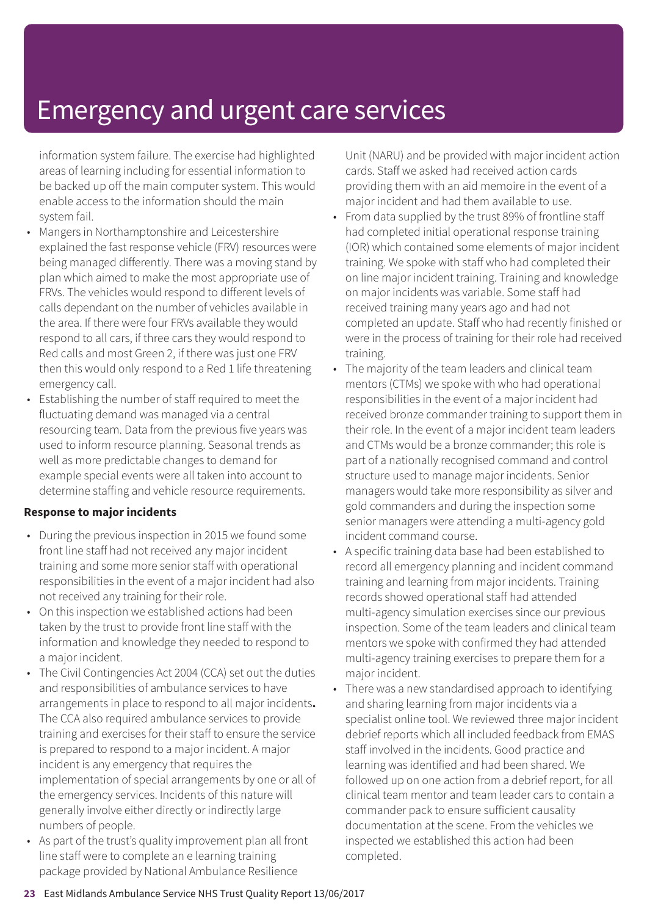information system failure. The exercise had highlighted areas of learning including for essential information to be backed up off the main computer system. This would enable access to the information should the main system fail.

- Mangers in Northamptonshire and Leicestershire explained the fast response vehicle (FRV) resources were being managed differently. There was a moving stand by plan which aimed to make the most appropriate use of FRVs. The vehicles would respond to different levels of calls dependant on the number of vehicles available in the area. If there were four FRVs available they would respond to all cars, if three cars they would respond to Red calls and most Green 2, if there was just one FRV then this would only respond to a Red 1 life threatening emergency call.
- Establishing the number of staff required to meet the fluctuating demand was managed via a central resourcing team. Data from the previous five years was used to inform resource planning. Seasonal trends as well as more predictable changes to demand for example special events were all taken into account to determine staffing and vehicle resource requirements.

**Response to major incidents**

- During the previous inspection in 2015 we found some front line staff had not received any major incident training and some more senior staff with operational responsibilities in the event of a major incident had also not received any training for their role.
- On this inspection we established actions had been taken by the trust to provide front line staff with the information and knowledge they needed to respond to a major incident.
- The Civil Contingencies Act 2004 (CCA) set out the duties and responsibilities of ambulance services to have arrangements in place to respond to all major incidents**.** The CCA also required ambulance services to provide training and exercises for their staff to ensure the service is prepared to respond to a major incident. A major incident is any emergency that requires the implementation of special arrangements by one or all of the emergency services. Incidents of this nature will generally involve either directly or indirectly large numbers of people.
- As part of the trust's quality improvement plan all front line staff were to complete an e learning training package provided by National Ambulance Resilience Unit (NARU) and be provided with major incident action cards. Staff we asked had received action cards providing them with an aid memoire in the event of a major incident and had them available to use.
- From data supplied by the trust 89% of frontline staff had completed initial operational response training (IOR) which contained some elements of major incident training. We spoke with staff who had completed their on line major incident training. Training and knowledge on major incidents was variable. Some staff had received training many years ago and had not completed an update. Staff who had recently finished or were in the process of training for their role had received training.
- The majority of the team leaders and clinical team mentors (CTMs) we spoke with who had operational responsibilities in the event of a major incident had received bronze commander training to support them in their role. In the event of a major incident team leaders and CTMs would be a bronze commander; this role is part of a nationally recognised command and control structure used to manage major incidents. Senior managers would take more responsibility as silver and gold commanders and during the inspection some senior managers were attending a multi-agency gold incident command course.
- A specific training data base had been established to record all emergency planning and incident command training and learning from major incidents. Training records showed operational staff had attended multi-agency simulation exercises since our previous inspection. Some of the team leaders and clinical team mentors we spoke with confirmed they had attended multi-agency training exercises to prepare them for a major incident.
- There was a new standardised approach to identifying and sharing learning from major incidents via a specialist online tool. We reviewed three major incident debrief reports which all included feedback from EMAS staff involved in the incidents. Good practice and learning was identified and had been shared. We followed up on one action from a debrief report, for all clinical team mentor and team leader cars to contain a commander pack to ensure sufficient causality documentation at the scene. From the vehicles we inspected we established this action had been completed.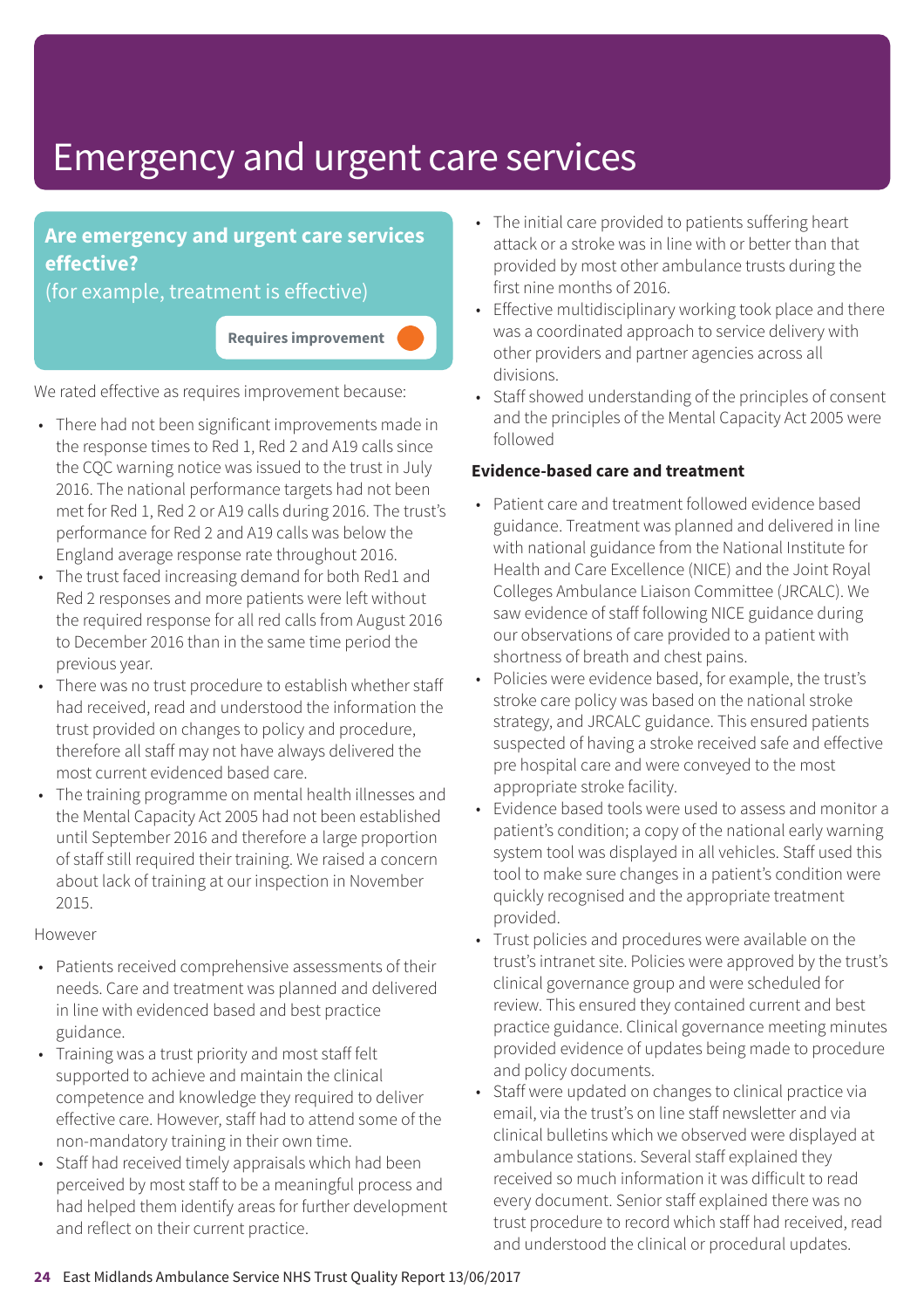# Emergency and urgent care services

## Are emergency and urgent care services effective?

(for example, treatment is effective)

**Requires improvement**

We rated effective as requires improvement because:

- There had not been significant improvements made in the response times to Red 1, Red 2 and A19 calls since the CQC warning notice was issued to the trust in July 2016. The national performance targets had not been met for Red 1, Red 2 or A19 calls during 2016. The trust's performance for Red 2 and A19 calls was below the England average response rate throughout 2016.
- The trust faced increasing demand for both Red1 and Red 2 responses and more patients were left without the required response for all red calls from August 2016 to December 2016 than in the same time period the previous year.
- There was no trust procedure to establish whether staff had received, read and understood the information the trust provided on changes to policy and procedure, therefore all staff may not have always delivered the most current evidenced based care.
- The training programme on mental health illnesses and the Mental Capacity Act 2005 had not been established until September 2016 and therefore a large proportion of staff still required their training. We raised a concern about lack of training at our inspection in November 2015.

However

- Patients received comprehensive assessments of their needs. Care and treatment was planned and delivered in line with evidenced based and best practice guidance.
- Training was a trust priority and most staff felt supported to achieve and maintain the clinical competence and knowledge they required to deliver effective care. However, staff had to attend some of the non-mandatory training in their own time.
- Staff had received timely appraisals which had been perceived by most staff to be a meaningful process and had helped them identify areas for further development and reflect on their current practice.
- The initial care provided to patients suffering heart attack or a stroke was in line with or better than that provided by most other ambulance trusts during the first nine months of 2016.
- Effective multidisciplinary working took place and there was a coordinated approach to service delivery with other providers and partner agencies across all divisions.
- Staff showed understanding of the principles of consent and the principles of the Mental Capacity Act 2005 were followed

**Evidence-based care and treatment**

- Patient care and treatment followed evidence based guidance. Treatment was planned and delivered in line with national guidance from the National Institute for Health and Care Excellence (NICE) and the Joint Royal Colleges Ambulance Liaison Committee (JRCALC). We saw evidence of staff following NICE guidance during our observations of care provided to a patient with shortness of breath and chest pains.
- Policies were evidence based, for example, the trust's stroke care policy was based on the national stroke strategy, and JRCALC guidance. This ensured patients suspected of having a stroke received safe and effective pre hospital care and were conveyed to the most appropriate stroke facility.
- Evidence based tools were used to assess and monitor a patient's condition; a copy of the national early warning system tool was displayed in all vehicles. Staff used this tool to make sure changes in a patient's condition were quickly recognised and the appropriate treatment provided.
- Trust policies and procedures were available on the trust's intranet site. Policies were approved by the trust's clinical governance group and were scheduled for review. This ensured they contained current and best practice guidance. Clinical governance meeting minutes provided evidence of updates being made to procedure and policy documents.
- Staff were updated on changes to clinical practice via email, via the trust's on line staff newsletter and via clinical bulletins which we observed were displayed at ambulance stations. Several staff explained they received so much information it was difficult to read every document. Senior staff explained there was no trust procedure to record which staff had received, read and understood the clinical or procedural updates.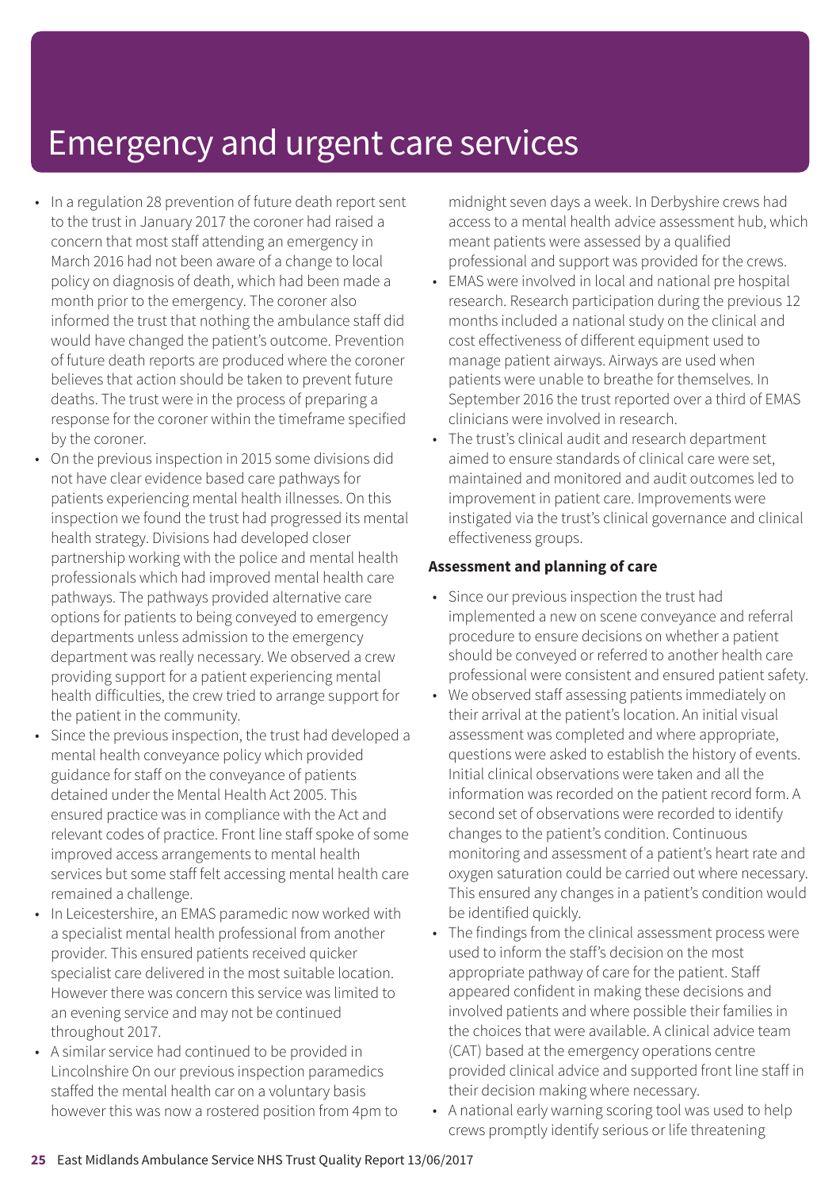# Emergency and urgent care services

- In a regulation 28 prevention of future death report sent to the trust in January 2017 the coroner had raised a concern that most staff attending an emergency in March 2016 had not been aware of a change to local policy on diagnosis of death, which had been made a month prior to the emergency. The coroner also informed the trust that nothing the ambulance staff did would have changed the patient's outcome. Prevention of future death reports are produced where the coroner believes that action should be taken to prevent future deaths. The trust were in the process of preparing a response for the coroner within the timeframe specified by the coroner.
- On the previous inspection in 2015 some divisions did not have clear evidence based care pathways for patients experiencing mental health illnesses. On this inspection we found the trust had progressed its mental health strategy. Divisions had developed closer partnership working with the police and mental health professionals which had improved mental health care pathways. The pathways provided alternative care options for patients to being conveyed to emergency departments unless admission to the emergency department was really necessary. We observed a crew providing support for a patient experiencing mental health difficulties, the crew tried to arrange support for the patient in the community.
- Since the previous inspection, the trust had developed a mental health conveyance policy which provided guidance for staff on the conveyance of patients detained under the Mental Health Act 2005. This ensured practice was in compliance with the Act and relevant codes of practice. Front line staff spoke of some improved access arrangements to mental health services but some staff felt accessing mental health care remained a challenge.
- In Leicestershire, an EMAS paramedic now worked with a specialist mental health professional from another provider. This ensured patients received quicker specialist care delivered in the most suitable location. However there was concern this service was limited to an evening service and may not be continued throughout 2017.
- A similar service had continued to be provided in Lincolnshire On our previous inspection paramedics staffed the mental health car on a voluntary basis however this was now a rostered position from 4pm to midnight seven days a week. In Derbyshire crews had access to a mental health advice assessment hub, which meant patients were assessed by a qualified professional and support was provided for the crews.
- EMAS were involved in local and national pre hospital research. Research participation during the previous 12 months included a national study on the clinical and cost effectiveness of different equipment used to manage patient airways. Airways are used when patients were unable to breathe for themselves. In September 2016 the trust reported over a third of EMAS clinicians were involved in research.
- The trust's clinical audit and research department aimed to ensure standards of clinical care were set, maintained and monitored and audit outcomes led to improvement in patient care. Improvements were instigated via the trust's clinical governance and clinical effectiveness groups.

**Assessment and planning of care**

- Since our previous inspection the trust had implemented a new on scene conveyance and referral procedure to ensure decisions on whether a patient should be conveyed or referred to another health care professional were consistent and ensured patient safety.
- We observed staff assessing patients immediately on their arrival at the patient's location. An initial visual assessment was completed and where appropriate, questions were asked to establish the history of events. Initial clinical observations were taken and all the information was recorded on the patient record form. A second set of observations were recorded to identify changes to the patient's condition. Continuous monitoring and assessment of a patient's heart rate and oxygen saturation could be carried out where necessary. This ensured any changes in a patient's condition would be identified quickly.
- The findings from the clinical assessment process were used to inform the staff's decision on the most appropriate pathway of care for the patient. Staff appeared confident in making these decisions and involved patients and where possible their families in the choices that were available. A clinical advice team (CAT) based at the emergency operations centre provided clinical advice and supported front line staff in their decision making where necessary.
- A national early warning scoring tool was used to help crews promptly identify serious or life threatening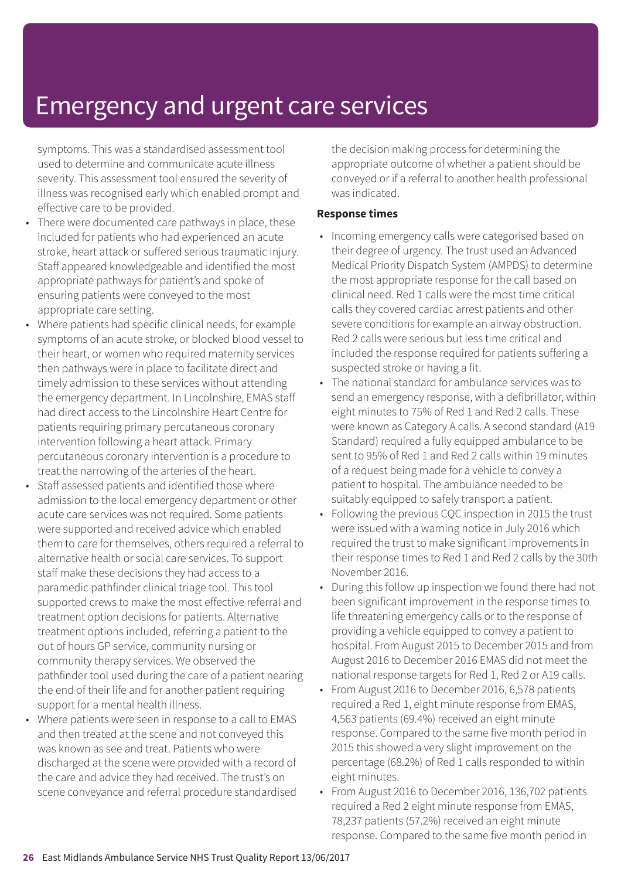# Emergency and urgent care services

symptoms. This was a standardised assessment tool used to determine and communicate acute illness severity. This assessment tool ensured the severity of illness was recognised early which enabled prompt and effective care to be provided.

- There were documented care pathways in place, these included for patients who had experienced an acute stroke, heart attack or suffered serious traumatic injury. Staff appeared knowledgeable and identified the most appropriate pathways for patient's and spoke of ensuring patients were conveyed to the most appropriate care setting.
- Where patients had specific clinical needs, for example symptoms of an acute stroke, or blocked blood vessel to their heart, or women who required maternity services then pathways were in place to facilitate direct and timely admission to these services without attending the emergency department. In Lincolnshire, EMAS staff had direct access to the Lincolnshire Heart Centre for patients requiring primary percutaneous coronary intervention following a heart attack. Primary percutaneous coronary intervention is a procedure to treat the narrowing of the arteries of the heart.
- Staff assessed patients and identified those where admission to the local emergency department or other acute care services was not required. Some patients were supported and received advice which enabled them to care for themselves, others required a referral to alternative health or social care services. To support staff make these decisions they had access to a paramedic pathfinder clinical triage tool. This tool supported crews to make the most effective referral and treatment option decisions for patients. Alternative treatment options included, referring a patient to the out of hours GP service, community nursing or community therapy services. We observed the pathfinder tool used during the care of a patient nearing the end of their life and for another patient requiring support for a mental health illness.
- Where patients were seen in response to a call to EMAS and then treated at the scene and not conveyed this was known as see and treat. Patients who were discharged at the scene were provided with a record of the care and advice they had received. The trust's on scene conveyance and referral procedure standardised the decision making process for determining the appropriate outcome of whether a patient should be conveyed or if a referral to another health professional was indicated.

**Response times**

- Incoming emergency calls were categorised based on their degree of urgency. The trust used an Advanced Medical Priority Dispatch System (AMPDS) to determine the most appropriate response for the call based on clinical need. Red 1 calls were the most time critical calls they covered cardiac arrest patients and other severe conditions for example an airway obstruction. Red 2 calls were serious but less time critical and included the response required for patients suffering a suspected stroke or having a fit.
- The national standard for ambulance services was to send an emergency response, with a defibrillator, within eight minutes to 75% of Red 1 and Red 2 calls. These were known as Category A calls. A second standard (A19 Standard) required a fully equipped ambulance to be sent to 95% of Red 1 and Red 2 calls within 19 minutes of a request being made for a vehicle to convey a patient to hospital. The ambulance needed to be suitably equipped to safely transport a patient.
- Following the previous CQC inspection in 2015 the trust were issued with a warning notice in July 2016 which required the trust to make significant improvements in their response times to Red 1 and Red 2 calls by the 30th November 2016.
- During this follow up inspection we found there had not been significant improvement in the response times to life threatening emergency calls or to the response of providing a vehicle equipped to convey a patient to hospital. From August 2015 to December 2015 and from August 2016 to December 2016 EMAS did not meet the national response targets for Red 1, Red 2 or A19 calls.
- From August 2016 to December 2016, 6,578 patients required a Red 1, eight minute response from EMAS, 4,563 patients (69.4%) received an eight minute response. Compared to the same five month period in 2015 this showed a very slight improvement on the percentage (68.2%) of Red 1 calls responded to within eight minutes.
- From August 2016 to December 2016, 136,702 patients required a Red 2 eight minute response from EMAS, 78,237 patients (57.2%) received an eight minute response. Compared to the same five month period in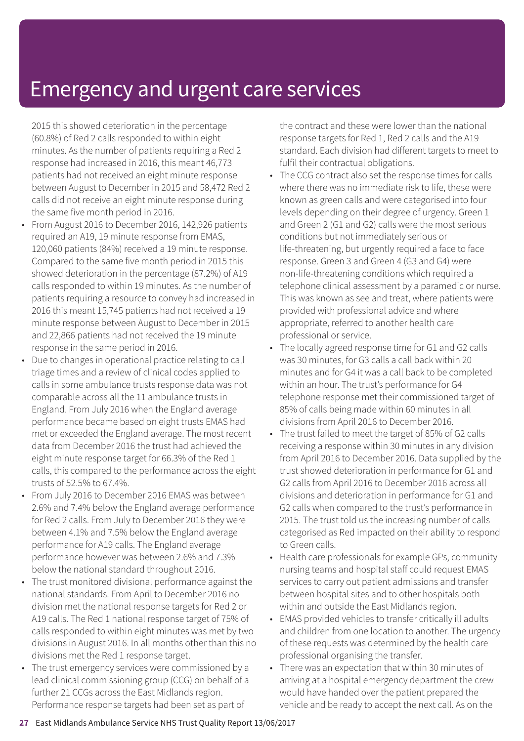# Emergency and urgent care services

2015 this showed deterioration in the percentage (60.8%) of Red 2 calls responded to within eight minutes. As the number of patients requiring a Red 2 response had increased in 2016, this meant 46,773 patients had not received an eight minute response between August to December in 2015 and 58,472 Red 2 calls did not receive an eight minute response during the same five month period in 2016.

- From August 2016 to December 2016, 142,926 patients required an A19, 19 minute response from EMAS, 120,060 patients (84%) received a 19 minute response. Compared to the same five month period in 2015 this showed deterioration in the percentage (87.2%) of A19 calls responded to within 19 minutes. As the number of patients requiring a resource to convey had increased in 2016 this meant 15,745 patients had not received a 19 minute response between August to December in 2015 and 22,866 patients had not received the 19 minute response in the same period in 2016.
- Due to changes in operational practice relating to call triage times and a review of clinical codes applied to calls in some ambulance trusts response data was not comparable across all the 11 ambulance trusts in England. From July 2016 when the England average performance became based on eight trusts EMAS had met or exceeded the England average. The most recent data from December 2016 the trust had achieved the eight minute response target for 66.3% of the Red 1 calls, this compared to the performance across the eight trusts of 52.5% to 67.4%.
- From July 2016 to December 2016 EMAS was between 2.6% and 7.4% below the England average performance for Red 2 calls. From July to December 2016 they were between 4.1% and 7.5% below the England average performance for A19 calls. The England average performance however was between 2.6% and 7.3% below the national standard throughout 2016.
- The trust monitored divisional performance against the national standards. From April to December 2016 no division met the national response targets for Red 2 or A19 calls. The Red 1 national response target of 75% of calls responded to within eight minutes was met by two divisions in August 2016. In all months other than this no divisions met the Red 1 response target.
- The trust emergency services were commissioned by a lead clinical commissioning group (CCG) on behalf of a further 21 CCGs across the East Midlands region. Performance response targets had been set as part of the contract and these were lower than the national response targets for Red 1, Red 2 calls and the A19 standard. Each division had different targets to meet to fulfil their contractual obligations.
- The CCG contract also set the response times for calls where there was no immediate risk to life, these were known as green calls and were categorised into four levels depending on their degree of urgency. Green 1 and Green 2 (G1 and G2) calls were the most serious conditions but not immediately serious or life-threatening, but urgently required a face to face response. Green 3 and Green 4 (G3 and G4) were non-life-threatening conditions which required a telephone clinical assessment by a paramedic or nurse. This was known as see and treat, where patients were provided with professional advice and where appropriate, referred to another health care professional or service.
- The locally agreed response time for G1 and G2 calls was 30 minutes, for G3 calls a call back within 20 minutes and for G4 it was a call back to be completed within an hour. The trust's performance for G4 telephone response met their commissioned target of 85% of calls being made within 60 minutes in all divisions from April 2016 to December 2016.
- The trust failed to meet the target of 85% of G2 calls receiving a response within 30 minutes in any division from April 2016 to December 2016. Data supplied by the trust showed deterioration in performance for G1 and G2 calls from April 2016 to December 2016 across all divisions and deterioration in performance for G1 and G2 calls when compared to the trust's performance in 2015. The trust told us the increasing number of calls categorised as Red impacted on their ability to respond to Green calls.
- Health care professionals for example GPs, community nursing teams and hospital staff could request EMAS services to carry out patient admissions and transfer between hospital sites and to other hospitals both within and outside the East Midlands region.
- EMAS provided vehicles to transfer critically ill adults and children from one location to another. The urgency of these requests was determined by the health care professional organising the transfer.
- There was an expectation that within 30 minutes of arriving at a hospital emergency department the crew would have handed over the patient prepared the vehicle and be ready to accept the next call. As on the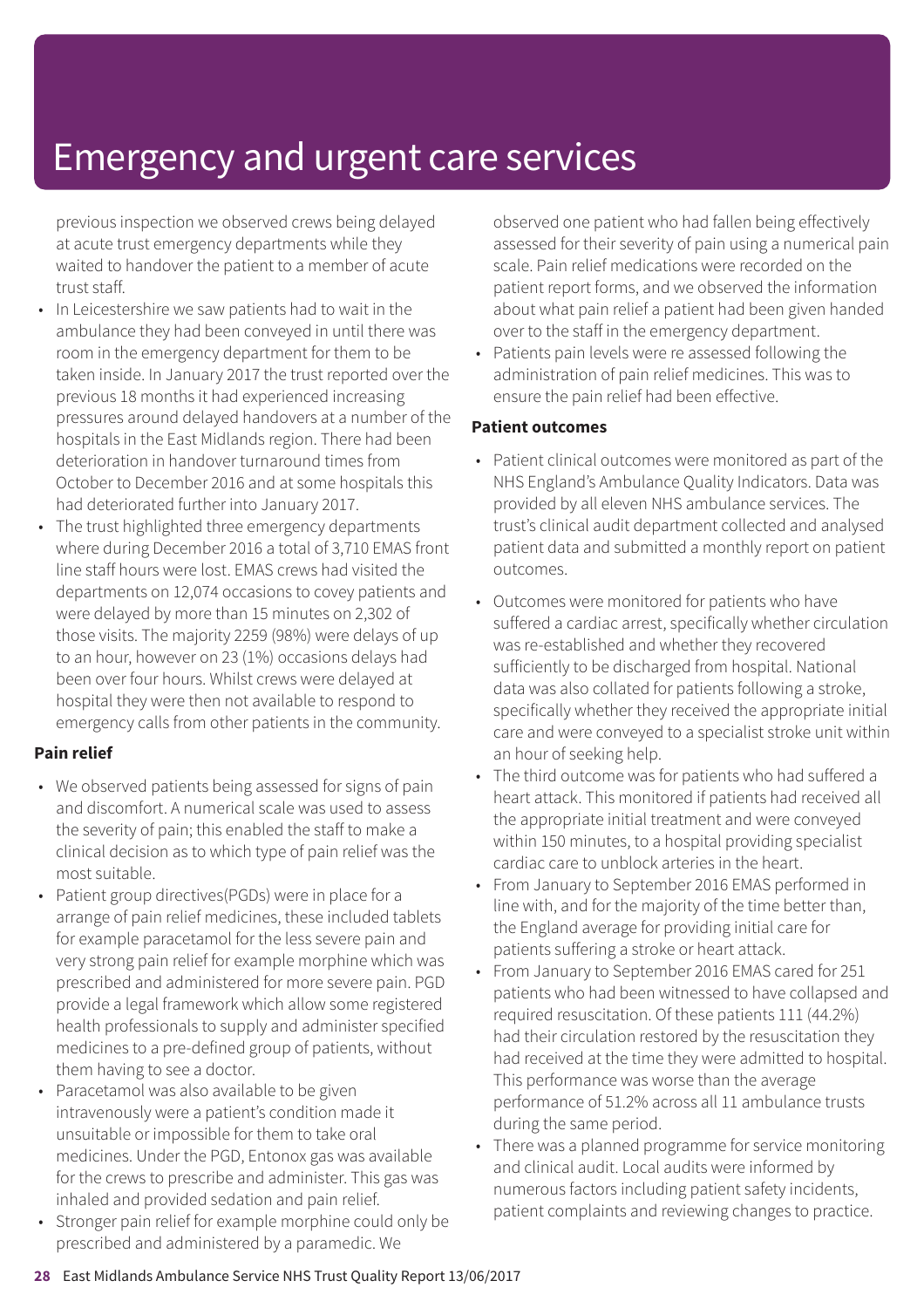previous inspection we observed crews being delayed at acute trust emergency departments while they waited to handover the patient to a member of acute trust staff.

- In Leicestershire we saw patients had to wait in the ambulance they had been conveyed in until there was room in the emergency department for them to be taken inside. In January 2017 the trust reported over the previous 18 months it had experienced increasing pressures around delayed handovers at a number of the hospitals in the East Midlands region. There had been deterioration in handover turnaround times from October to December 2016 and at some hospitals this had deteriorated further into January 2017.
- The trust highlighted three emergency departments where during December 2016 a total of 3,710 EMAS front line staff hours were lost. EMAS crews had visited the departments on 12,074 occasions to covey patients and were delayed by more than 15 minutes on 2,302 of those visits. The majority 2259 (98%) were delays of up to an hour, however on 23 (1%) occasions delays had been over four hours. Whilst crews were delayed at hospital they were then not available to respond to emergency calls from other patients in the community.

**Pain relief**

- We observed patients being assessed for signs of pain and discomfort. A numerical scale was used to assess the severity of pain; this enabled the staff to make a clinical decision as to which type of pain relief was the most suitable.
- Patient group directives(PGDs) were in place for a arrange of pain relief medicines, these included tablets for example paracetamol for the less severe pain and very strong pain relief for example morphine which was prescribed and administered for more severe pain. PGD provide a legal framework which allow some registered health professionals to supply and administer specified medicines to a pre-defined group of patients, without them having to see a doctor.
- Paracetamol was also available to be given intravenously were a patient's condition made it unsuitable or impossible for them to take oral medicines. Under the PGD, Entonox gas was available for the crews to prescribe and administer. This gas was inhaled and provided sedation and pain relief.
- Stronger pain relief for example morphine could only be prescribed and administered by a paramedic. We observed one patient who had fallen being effectively assessed for their severity of pain using a numerical pain scale. Pain relief medications were recorded on the patient report forms, and we observed the information about what pain relief a patient had been given handed over to the staff in the emergency department.
- Patients pain levels were re assessed following the administration of pain relief medicines. This was to ensure the pain relief had been effective.

**Patient outcomes**

- Patient clinical outcomes were monitored as part of the NHS England's Ambulance Quality Indicators. Data was provided by all eleven NHS ambulance services. The trust's clinical audit department collected and analysed patient data and submitted a monthly report on patient outcomes.
- Outcomes were monitored for patients who have suffered a cardiac arrest, specifically whether circulation was re-established and whether they recovered sufficiently to be discharged from hospital. National data was also collated for patients following a stroke, specifically whether they received the appropriate initial care and were conveyed to a specialist stroke unit within an hour of seeking help.
- The third outcome was for patients who had suffered a heart attack. This monitored if patients had received all the appropriate initial treatment and were conveyed within 150 minutes, to a hospital providing specialist cardiac care to unblock arteries in the heart.
- From January to September 2016 EMAS performed in line with, and for the majority of the time better than, the England average for providing initial care for patients suffering a stroke or heart attack.
- From January to September 2016 EMAS cared for 251 patients who had been witnessed to have collapsed and required resuscitation. Of these patients 111 (44.2%) had their circulation restored by the resuscitation they had received at the time they were admitted to hospital. This performance was worse than the average performance of 51.2% across all 11 ambulance trusts during the same period.
- There was a planned programme for service monitoring and clinical audit. Local audits were informed by numerous factors including patient safety incidents, patient complaints and reviewing changes to practice.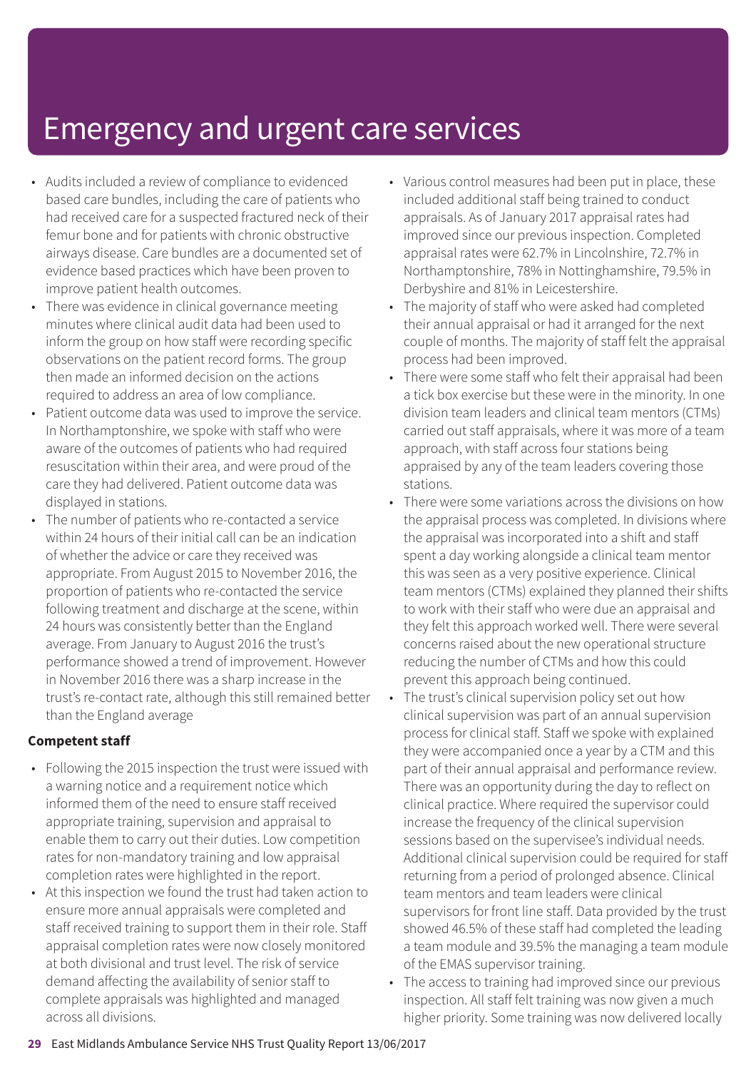# Emergency and urgent care services

- Audits included a review of compliance to evidenced based care bundles, including the care of patients who had received care for a suspected fractured neck of their femur bone and for patients with chronic obstructive airways disease. Care bundles are a documented set of evidence based practices which have been proven to improve patient health outcomes.
- There was evidence in clinical governance meeting minutes where clinical audit data had been used to inform the group on how staff were recording specific observations on the patient record forms. The group then made an informed decision on the actions required to address an area of low compliance.
- Patient outcome data was used to improve the service. In Northamptonshire, we spoke with staff who were aware of the outcomes of patients who had required resuscitation within their area, and were proud of the care they had delivered. Patient outcome data was displayed in stations.
- The number of patients who re-contacted a service within 24 hours of their initial call can be an indication of whether the advice or care they received was appropriate. From August 2015 to November 2016, the proportion of patients who re-contacted the service following treatment and discharge at the scene, within 24 hours was consistently better than the England average. From January to August 2016 the trust's performance showed a trend of improvement. However in November 2016 there was a sharp increase in the trust's re-contact rate, although this still remained better than the England average

**Competent staff**

- Following the 2015 inspection the trust were issued with a warning notice and a requirement notice which informed them of the need to ensure staff received appropriate training, supervision and appraisal to enable them to carry out their duties. Low competition rates for non-mandatory training and low appraisal completion rates were highlighted in the report.
- At this inspection we found the trust had taken action to ensure more annual appraisals were completed and staff received training to support them in their role. Staff appraisal completion rates were now closely monitored at both divisional and trust level. The risk of service demand affecting the availability of senior staff to complete appraisals was highlighted and managed across all divisions.
- Various control measures had been put in place, these included additional staff being trained to conduct appraisals. As of January 2017 appraisal rates had improved since our previous inspection. Completed appraisal rates were 62.7% in Lincolnshire, 72.7% in Northamptonshire, 78% in Nottinghamshire, 79.5% in Derbyshire and 81% in Leicestershire.
- The majority of staff who were asked had completed their annual appraisal or had it arranged for the next couple of months. The majority of staff felt the appraisal process had been improved.
- There were some staff who felt their appraisal had been a tick box exercise but these were in the minority. In one division team leaders and clinical team mentors (CTMs) carried out staff appraisals, where it was more of a team approach, with staff across four stations being appraised by any of the team leaders covering those stations.
- There were some variations across the divisions on how the appraisal process was completed. In divisions where the appraisal was incorporated into a shift and staff spent a day working alongside a clinical team mentor this was seen as a very positive experience. Clinical team mentors (CTMs) explained they planned their shifts to work with their staff who were due an appraisal and they felt this approach worked well. There were several concerns raised about the new operational structure reducing the number of CTMs and how this could prevent this approach being continued.
- The trust's clinical supervision policy set out how clinical supervision was part of an annual supervision process for clinical staff. Staff we spoke with explained they were accompanied once a year by a CTM and this part of their annual appraisal and performance review. There was an opportunity during the day to reflect on clinical practice. Where required the supervisor could increase the frequency of the clinical supervision sessions based on the supervisee's individual needs. Additional clinical supervision could be required for staff returning from a period of prolonged absence. Clinical team mentors and team leaders were clinical supervisors for front line staff. Data provided by the trust showed 46.5% of these staff had completed the leading a team module and 39.5% the managing a team module of the EMAS supervisor training.
- The access to training had improved since our previous inspection. All staff felt training was now given a much higher priority. Some training was now delivered locally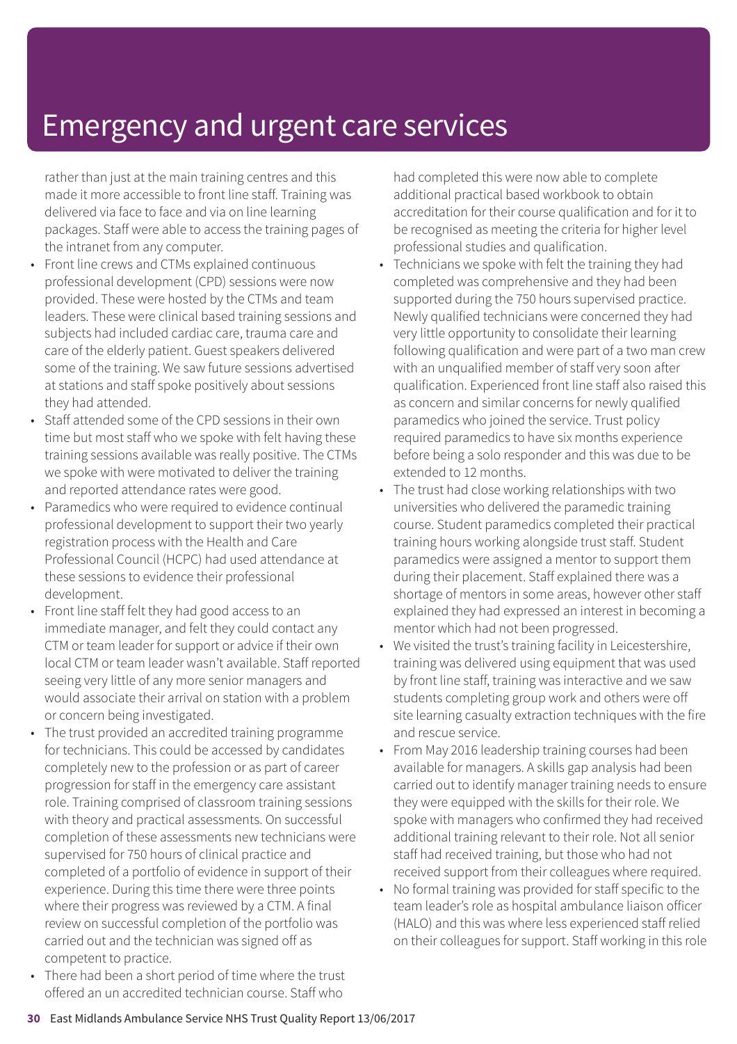# Emergency and urgent care services

rather than just at the main training centres and this made it more accessible to front line staff. Training was delivered via face to face and via on line learning packages. Staff were able to access the training pages of the intranet from any computer.

- Front line crews and CTMs explained continuous professional development (CPD) sessions were now provided. These were hosted by the CTMs and team leaders. These were clinical based training sessions and subjects had included cardiac care, trauma care and care of the elderly patient. Guest speakers delivered some of the training. We saw future sessions advertised at stations and staff spoke positively about sessions they had attended.
- Staff attended some of the CPD sessions in their own time but most staff who we spoke with felt having these training sessions available was really positive. The CTMs we spoke with were motivated to deliver the training and reported attendance rates were good.
- Paramedics who were required to evidence continual professional development to support their two yearly registration process with the Health and Care Professional Council (HCPC) had used attendance at these sessions to evidence their professional development.
- Front line staff felt they had good access to an immediate manager, and felt they could contact any CTM or team leader for support or advice if their own local CTM or team leader wasn't available. Staff reported seeing very little of any more senior managers and would associate their arrival on station with a problem or concern being investigated.
- The trust provided an accredited training programme for technicians. This could be accessed by candidates completely new to the profession or as part of career progression for staff in the emergency care assistant role. Training comprised of classroom training sessions with theory and practical assessments. On successful completion of these assessments new technicians were supervised for 750 hours of clinical practice and completed of a portfolio of evidence in support of their experience. During this time there were three points where their progress was reviewed by a CTM. A final review on successful completion of the portfolio was carried out and the technician was signed off as competent to practice.
- There had been a short period of time where the trust offered an un accredited technician course. Staff who had completed this were now able to complete additional practical based workbook to obtain accreditation for their course qualification and for it to be recognised as meeting the criteria for higher level professional studies and qualification.
- Technicians we spoke with felt the training they had completed was comprehensive and they had been supported during the 750 hours supervised practice. Newly qualified technicians were concerned they had very little opportunity to consolidate their learning following qualification and were part of a two man crew with an unqualified member of staff very soon after qualification. Experienced front line staff also raised this as concern and similar concerns for newly qualified paramedics who joined the service. Trust policy required paramedics to have six months experience before being a solo responder and this was due to be extended to 12 months.
- The trust had close working relationships with two universities who delivered the paramedic training course. Student paramedics completed their practical training hours working alongside trust staff. Student paramedics were assigned a mentor to support them during their placement. Staff explained there was a shortage of mentors in some areas, however other staff explained they had expressed an interest in becoming a mentor which had not been progressed.
- We visited the trust's training facility in Leicestershire, training was delivered using equipment that was used by front line staff, training was interactive and we saw students completing group work and others were off site learning casualty extraction techniques with the fire and rescue service.
- From May 2016 leadership training courses had been available for managers. A skills gap analysis had been carried out to identify manager training needs to ensure they were equipped with the skills for their role. We spoke with managers who confirmed they had received additional training relevant to their role. Not all senior staff had received training, but those who had not received support from their colleagues where required.
- No formal training was provided for staff specific to the team leader's role as hospital ambulance liaison officer (HALO) and this was where less experienced staff relied on their colleagues for support. Staff working in this role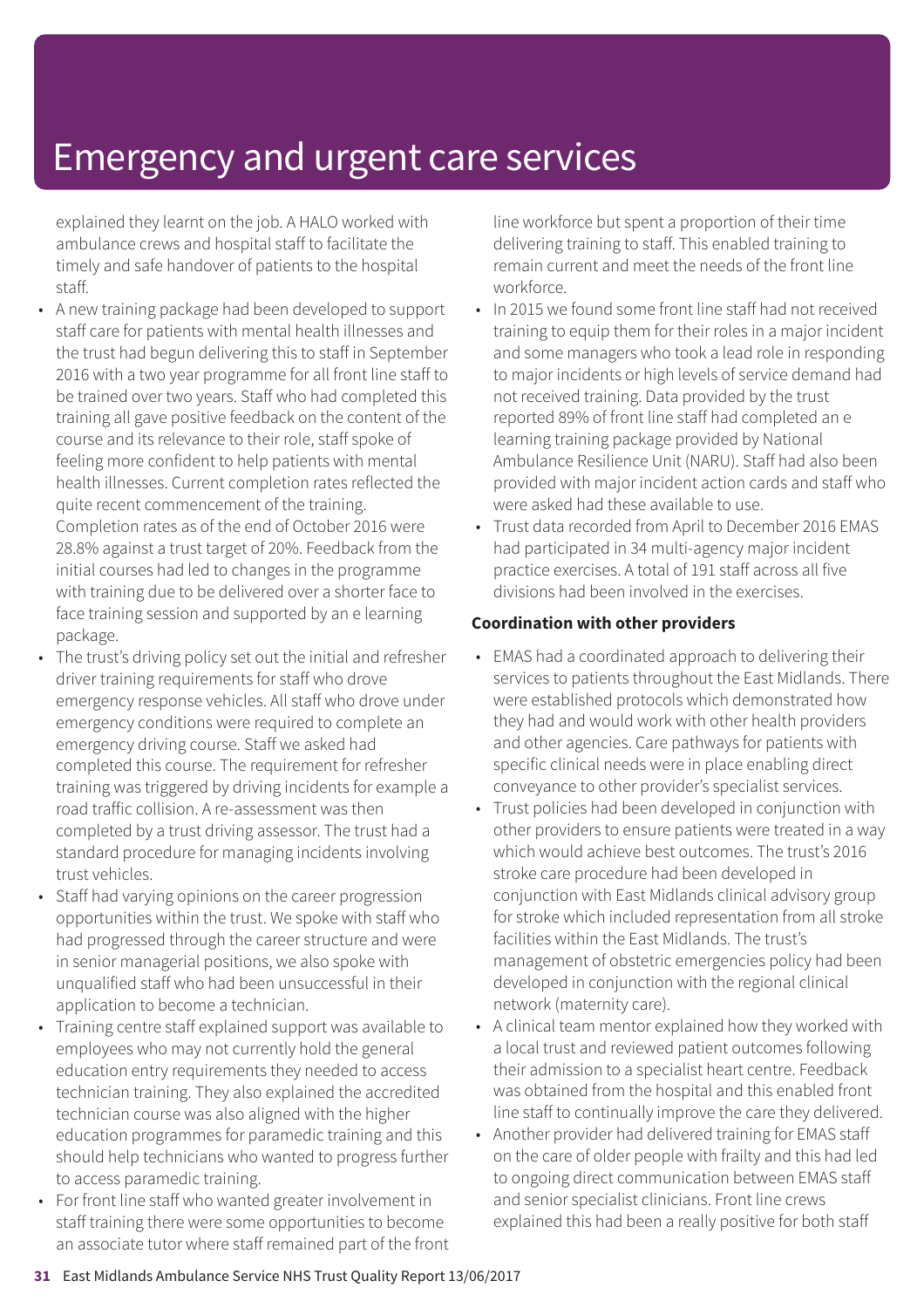# Emergency and urgent care services

explained they learnt on the job. A HALO worked with ambulance crews and hospital staff to facilitate the timely and safe handover of patients to the hospital staff.

- A new training package had been developed to support staff care for patients with mental health illnesses and the trust had begun delivering this to staff in September 2016 with a two year programme for all front line staff to be trained over two years. Staff who had completed this training all gave positive feedback on the content of the course and its relevance to their role, staff spoke of feeling more confident to help patients with mental health illnesses. Current completion rates reflected the quite recent commencement of the training. Completion rates as of the end of October 2016 were 28.8% against a trust target of 20%. Feedback from the initial courses had led to changes in the programme with training due to be delivered over a shorter face to face training session and supported by an e learning package.
- The trust's driving policy set out the initial and refresher driver training requirements for staff who drove emergency response vehicles. All staff who drove under emergency conditions were required to complete an emergency driving course. Staff we asked had completed this course. The requirement for refresher training was triggered by driving incidents for example a road traffic collision. A re-assessment was then completed by a trust driving assessor. The trust had a standard procedure for managing incidents involving trust vehicles.
- Staff had varying opinions on the career progression opportunities within the trust. We spoke with staff who had progressed through the career structure and were in senior managerial positions, we also spoke with unqualified staff who had been unsuccessful in their application to become a technician.
- Training centre staff explained support was available to employees who may not currently hold the general education entry requirements they needed to access technician training. They also explained the accredited technician course was also aligned with the higher education programmes for paramedic training and this should help technicians who wanted to progress further to access paramedic training.
- For front line staff who wanted greater involvement in staff training there were some opportunities to become an associate tutor where staff remained part of the front line workforce but spent a proportion of their time delivering training to staff. This enabled training to remain current and meet the needs of the front line workforce.
- In 2015 we found some front line staff had not received training to equip them for their roles in a major incident and some managers who took a lead role in responding to major incidents or high levels of service demand had not received training. Data provided by the trust reported 89% of front line staff had completed an e learning training package provided by National Ambulance Resilience Unit (NARU). Staff had also been provided with major incident action cards and staff who were asked had these available to use.
- Trust data recorded from April to December 2016 EMAS had participated in 34 multi-agency major incident practice exercises. A total of 191 staff across all five divisions had been involved in the exercises.

**Coordination with other providers**

- EMAS had a coordinated approach to delivering their services to patients throughout the East Midlands. There were established protocols which demonstrated how they had and would work with other health providers and other agencies. Care pathways for patients with specific clinical needs were in place enabling direct conveyance to other provider's specialist services.
- Trust policies had been developed in conjunction with other providers to ensure patients were treated in a way which would achieve best outcomes. The trust's 2016 stroke care procedure had been developed in conjunction with East Midlands clinical advisory group for stroke which included representation from all stroke facilities within the East Midlands. The trust's management of obstetric emergencies policy had been developed in conjunction with the regional clinical network (maternity care).
- A clinical team mentor explained how they worked with a local trust and reviewed patient outcomes following their admission to a specialist heart centre. Feedback was obtained from the hospital and this enabled front line staff to continually improve the care they delivered.
- Another provider had delivered training for EMAS staff on the care of older people with frailty and this had led to ongoing direct communication between EMAS staff and senior specialist clinicians. Front line crews explained this had been a really positive for both staff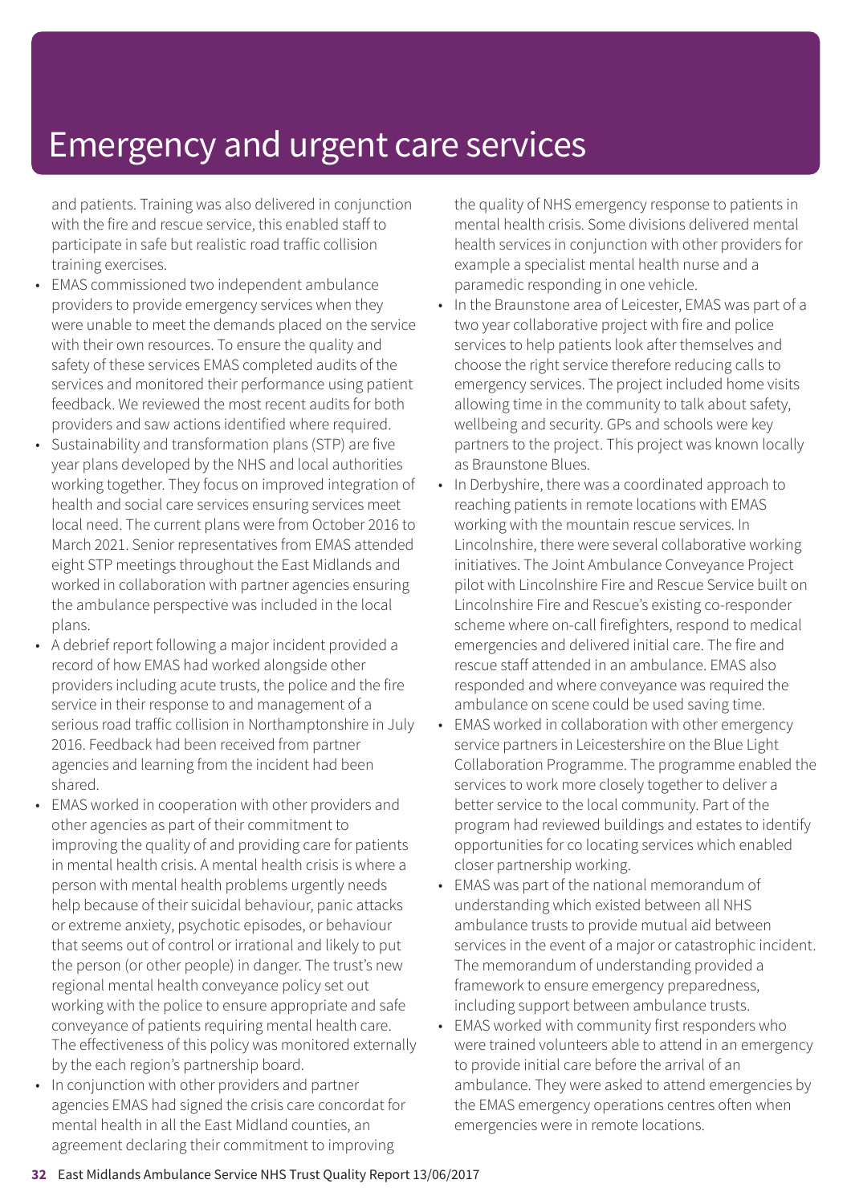# Emergency and urgent care services

and patients. Training was also delivered in conjunction with the fire and rescue service, this enabled staff to participate in safe but realistic road traffic collision training exercises.

- EMAS commissioned two independent ambulance providers to provide emergency services when they were unable to meet the demands placed on the service with their own resources. To ensure the quality and safety of these services EMAS completed audits of the services and monitored their performance using patient feedback. We reviewed the most recent audits for both providers and saw actions identified where required.
- Sustainability and transformation plans (STP) are five year plans developed by the NHS and local authorities working together. They focus on improved integration of health and social care services ensuring services meet local need. The current plans were from October 2016 to March 2021. Senior representatives from EMAS attended eight STP meetings throughout the East Midlands and worked in collaboration with partner agencies ensuring the ambulance perspective was included in the local plans.
- A debrief report following a major incident provided a record of how EMAS had worked alongside other providers including acute trusts, the police and the fire service in their response to and management of a serious road traffic collision in Northamptonshire in July 2016. Feedback had been received from partner agencies and learning from the incident had been shared.
- EMAS worked in cooperation with other providers and other agencies as part of their commitment to improving the quality of and providing care for patients in mental health crisis. A mental health crisis is where a person with mental health problems urgently needs help because of their suicidal behaviour, panic attacks or extreme anxiety, psychotic episodes, or behaviour that seems out of control or irrational and likely to put the person (or other people) in danger. The trust's new regional mental health conveyance policy set out working with the police to ensure appropriate and safe conveyance of patients requiring mental health care. The effectiveness of this policy was monitored externally by the each region's partnership board.
- In conjunction with other providers and partner agencies EMAS had signed the crisis care concordat for mental health in all the East Midland counties, an agreement declaring their commitment to improving the quality of NHS emergency response to patients in mental health crisis. Some divisions delivered mental health services in conjunction with other providers for example a specialist mental health nurse and a paramedic responding in one vehicle.
- In the Braunstone area of Leicester, EMAS was part of a two year collaborative project with fire and police services to help patients look after themselves and choose the right service therefore reducing calls to emergency services. The project included home visits allowing time in the community to talk about safety, wellbeing and security. GPs and schools were key partners to the project. This project was known locally as Braunstone Blues.
- In Derbyshire, there was a coordinated approach to reaching patients in remote locations with EMAS working with the mountain rescue services. In Lincolnshire, there were several collaborative working initiatives. The Joint Ambulance Conveyance Project pilot with Lincolnshire Fire and Rescue Service built on Lincolnshire Fire and Rescue's existing co-responder scheme where on-call firefighters, respond to medical emergencies and delivered initial care. The fire and rescue staff attended in an ambulance. EMAS also responded and where conveyance was required the ambulance on scene could be used saving time.
- EMAS worked in collaboration with other emergency service partners in Leicestershire on the Blue Light Collaboration Programme. The programme enabled the services to work more closely together to deliver a better service to the local community. Part of the program had reviewed buildings and estates to identify opportunities for co locating services which enabled closer partnership working.
- EMAS was part of the national memorandum of understanding which existed between all NHS ambulance trusts to provide mutual aid between services in the event of a major or catastrophic incident. The memorandum of understanding provided a framework to ensure emergency preparedness, including support between ambulance trusts.
- EMAS worked with community first responders who were trained volunteers able to attend in an emergency to provide initial care before the arrival of an ambulance. They were asked to attend emergencies by the EMAS emergency operations centres often when emergencies were in remote locations.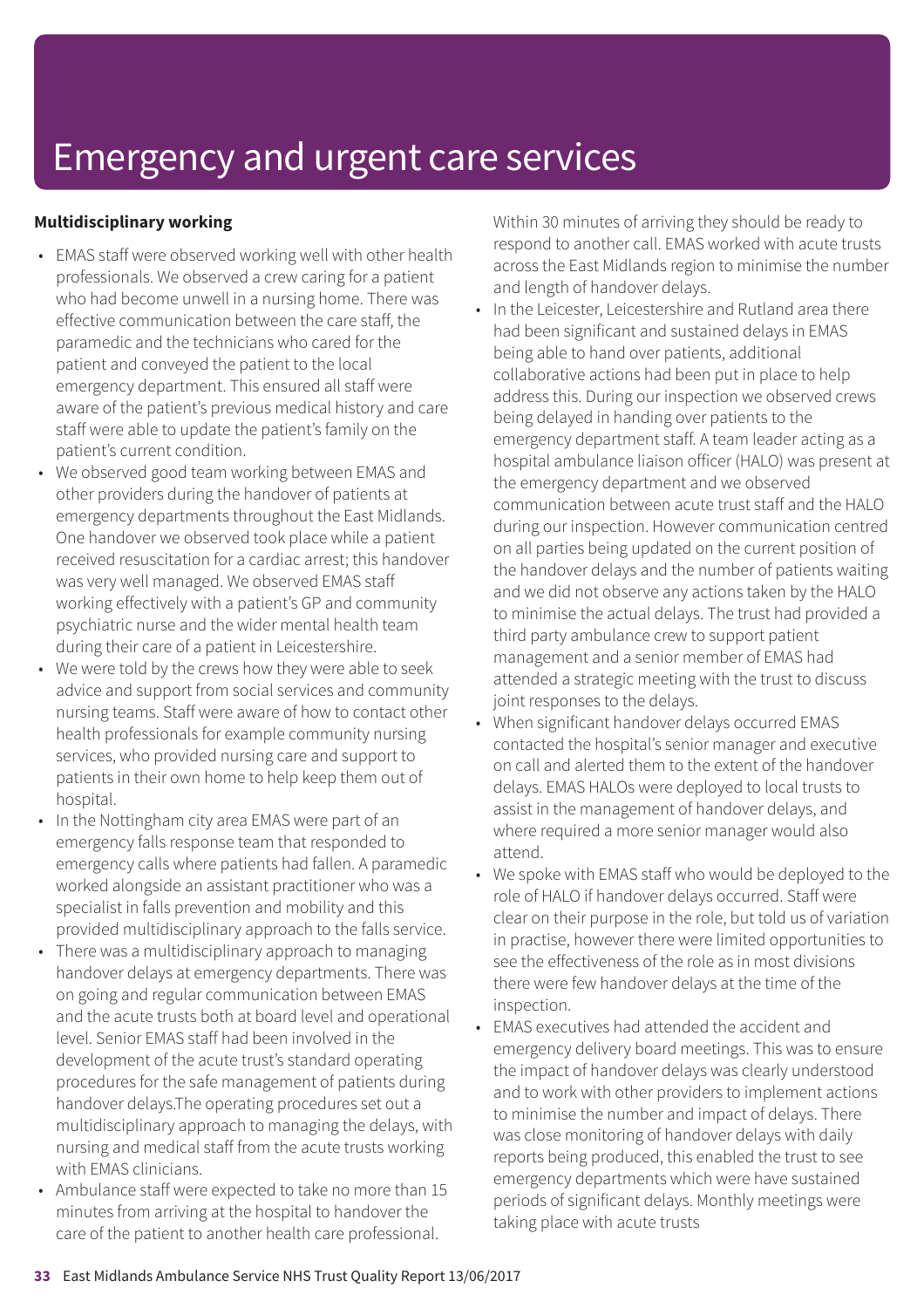# Emergency and urgent care services

**Multidisciplinary working**

- EMAS staff were observed working well with other health professionals. We observed a crew caring for a patient who had become unwell in a nursing home. There was effective communication between the care staff, the paramedic and the technicians who cared for the patient and conveyed the patient to the local emergency department. This ensured all staff were aware of the patient's previous medical history and care staff were able to update the patient's family on the patient's current condition.
- We observed good team working between EMAS and other providers during the handover of patients at emergency departments throughout the East Midlands. One handover we observed took place while a patient received resuscitation for a cardiac arrest; this handover was very well managed. We observed EMAS staff working effectively with a patient's GP and community psychiatric nurse and the wider mental health team during their care of a patient in Leicestershire.
- We were told by the crews how they were able to seek advice and support from social services and community nursing teams. Staff were aware of how to contact other health professionals for example community nursing services, who provided nursing care and support to patients in their own home to help keep them out of hospital.
- In the Nottingham city area EMAS were part of an emergency falls response team that responded to emergency calls where patients had fallen. A paramedic worked alongside an assistant practitioner who was a specialist in falls prevention and mobility and this provided multidisciplinary approach to the falls service.
- There was a multidisciplinary approach to managing handover delays at emergency departments. There was on going and regular communication between EMAS and the acute trusts both at board level and operational level. Senior EMAS staff had been involved in the development of the acute trust's standard operating procedures for the safe management of patients during handover delays.The operating procedures set out a multidisciplinary approach to managing the delays, with nursing and medical staff from the acute trusts working with EMAS clinicians.
- Ambulance staff were expected to take no more than 15 minutes from arriving at the hospital to handover the care of the patient to another health care professional. Within 30 minutes of arriving they should be ready to respond to another call. EMAS worked with acute trusts across the East Midlands region to minimise the number and length of handover delays.
- In the Leicester, Leicestershire and Rutland area there had been significant and sustained delays in EMAS being able to hand over patients, additional collaborative actions had been put in place to help address this. During our inspection we observed crews being delayed in handing over patients to the emergency department staff. A team leader acting as a hospital ambulance liaison officer (HALO) was present at the emergency department and we observed communication between acute trust staff and the HALO during our inspection. However communication centred on all parties being updated on the current position of the handover delays and the number of patients waiting and we did not observe any actions taken by the HALO to minimise the actual delays. The trust had provided a third party ambulance crew to support patient management and a senior member of EMAS had attended a strategic meeting with the trust to discuss joint responses to the delays.
- When significant handover delays occurred EMAS contacted the hospital's senior manager and executive on call and alerted them to the extent of the handover delays. EMAS HALOs were deployed to local trusts to assist in the management of handover delays, and where required a more senior manager would also attend.
- We spoke with EMAS staff who would be deployed to the role of HALO if handover delays occurred. Staff were clear on their purpose in the role, but told us of variation in practise, however there were limited opportunities to see the effectiveness of the role as in most divisions there were few handover delays at the time of the inspection.
- EMAS executives had attended the accident and emergency delivery board meetings. This was to ensure the impact of handover delays was clearly understood and to work with other providers to implement actions to minimise the number and impact of delays. There was close monitoring of handover delays with daily reports being produced, this enabled the trust to see emergency departments which were have sustained periods of significant delays. Monthly meetings were taking place with acute trusts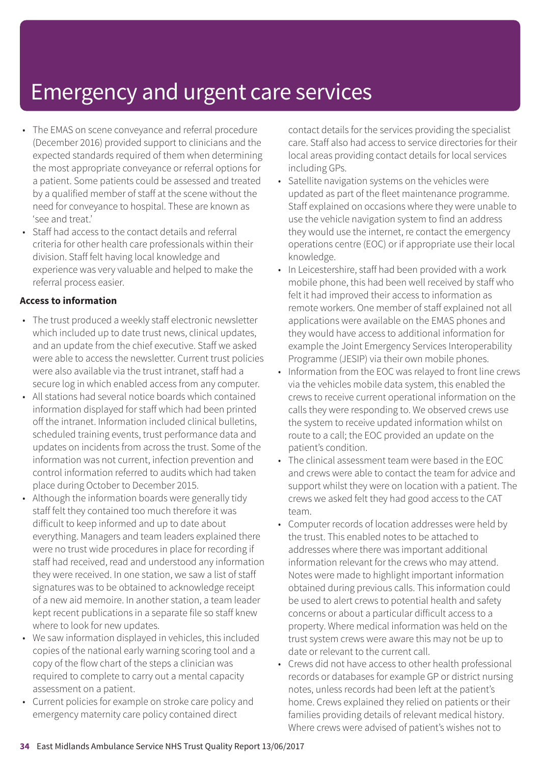# Emergency and urgent care services

- The EMAS on scene conveyance and referral procedure (December 2016) provided support to clinicians and the expected standards required of them when determining the most appropriate conveyance or referral options for a patient. Some patients could be assessed and treated by a qualified member of staff at the scene without the need for conveyance to hospital. These are known as 'see and treat.'
- Staff had access to the contact details and referral criteria for other health care professionals within their division. Staff felt having local knowledge and experience was very valuable and helped to make the referral process easier.

**Access to information**

- The trust produced a weekly staff electronic newsletter which included up to date trust news, clinical updates, and an update from the chief executive. Staff we asked were able to access the newsletter. Current trust policies were also available via the trust intranet, staff had a secure log in which enabled access from any computer.
- All stations had several notice boards which contained information displayed for staff which had been printed off the intranet. Information included clinical bulletins, scheduled training events, trust performance data and updates on incidents from across the trust. Some of the information was not current, infection prevention and control information referred to audits which had taken place during October to December 2015.
- Although the information boards were generally tidy staff felt they contained too much therefore it was difficult to keep informed and up to date about everything. Managers and team leaders explained there were no trust wide procedures in place for recording if staff had received, read and understood any information they were received. In one station, we saw a list of staff signatures was to be obtained to acknowledge receipt of a new aid memoire. In another station, a team leader kept recent publications in a separate file so staff knew where to look for new updates.
- We saw information displayed in vehicles, this included copies of the national early warning scoring tool and a copy of the flow chart of the steps a clinician was required to complete to carry out a mental capacity assessment on a patient.
- Current policies for example on stroke care policy and emergency maternity care policy contained direct contact details for the services providing the specialist care. Staff also had access to service directories for their local areas providing contact details for local services including GPs.
- Satellite navigation systems on the vehicles were updated as part of the fleet maintenance programme. Staff explained on occasions where they were unable to use the vehicle navigation system to find an address they would use the internet, re contact the emergency operations centre (EOC) or if appropriate use their local knowledge.
- In Leicestershire, staff had been provided with a work mobile phone, this had been well received by staff who felt it had improved their access to information as remote workers. One member of staff explained not all applications were available on the EMAS phones and they would have access to additional information for example the Joint Emergency Services Interoperability Programme (JESIP) via their own mobile phones.
- Information from the EOC was relayed to front line crews via the vehicles mobile data system, this enabled the crews to receive current operational information on the calls they were responding to. We observed crews use the system to receive updated information whilst on route to a call; the EOC provided an update on the patient's condition.
- The clinical assessment team were based in the EOC and crews were able to contact the team for advice and support whilst they were on location with a patient. The crews we asked felt they had good access to the CAT team.
- Computer records of location addresses were held by the trust. This enabled notes to be attached to addresses where there was important additional information relevant for the crews who may attend. Notes were made to highlight important information obtained during previous calls. This information could be used to alert crews to potential health and safety concerns or about a particular difficult access to a property. Where medical information was held on the trust system crews were aware this may not be up to date or relevant to the current call.
- Crews did not have access to other health professional records or databases for example GP or district nursing notes, unless records had been left at the patient's home. Crews explained they relied on patients or their families providing details of relevant medical history. Where crews were advised of patient's wishes not to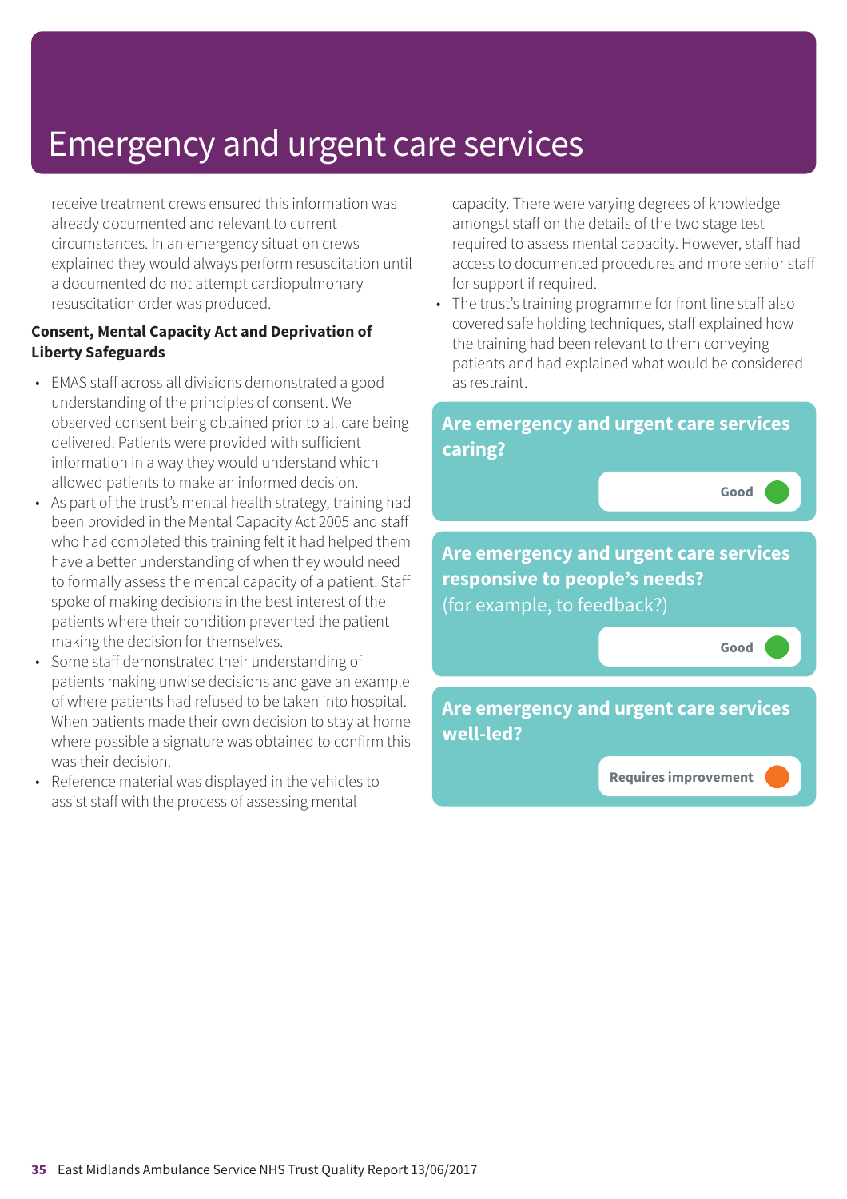receive treatment crews ensured this information was already documented and relevant to current circumstances. In an emergency situation crews explained they would always perform resuscitation until a documented do not attempt cardiopulmonary resuscitation order was produced.

**Consent, Mental Capacity Act and Deprivation of Liberty Safeguards**

- EMAS staff across all divisions demonstrated a good understanding of the principles of consent. We observed consent being obtained prior to all care being delivered. Patients were provided with sufficient information in a way they would understand which allowed patients to make an informed decision.
- As part of the trust's mental health strategy, training had been provided in the Mental Capacity Act 2005 and staff who had completed this training felt it had helped them have a better understanding of when they would need to formally assess the mental capacity of a patient. Staff spoke of making decisions in the best interest of the patients where their condition prevented the patient making the decision for themselves.
- Some staff demonstrated their understanding of patients making unwise decisions and gave an example of where patients had refused to be taken into hospital. When patients made their own decision to stay at home where possible a signature was obtained to confirm this was their decision.
- Reference material was displayed in the vehicles to assist staff with the process of assessing mental capacity. There were varying degrees of knowledge amongst staff on the details of the two stage test required to assess mental capacity. However, staff had access to documented procedures and more senior staff for support if required.
- The trust's training programme for front line staff also covered safe holding techniques, staff explained how the training had been relevant to them conveying patients and had explained what would be considered as restraint.

## Are emergency and urgent care services caring?

Good

## Are emergency and urgent care services responsive to people's needs? (for example, to feedback?)

Good

## Are emergency and urgent care services well-led?

Requires improvement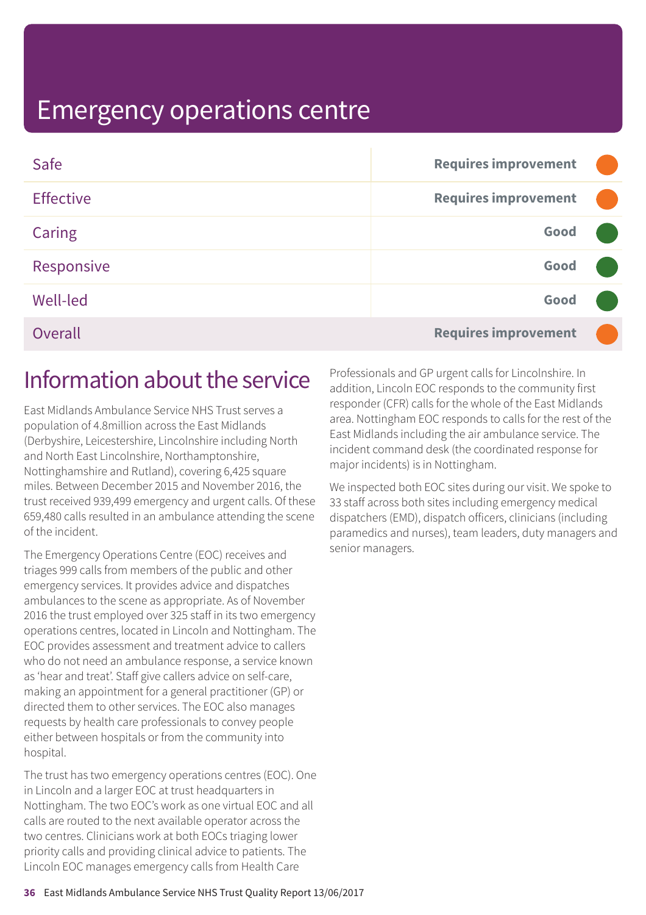# Emergency operations centre

| | |
|---|---|
| Safe | Requires improvement |
| Effective | Requires improvement |
| Caring | Good |
| Responsive | Good |
| Well-led | Good |
| Overall | Requires improvement |

## Information about the service

East Midlands Ambulance Service NHS Trust serves a population of 4.8million across the East Midlands (Derbyshire, Leicestershire, Lincolnshire including North and North East Lincolnshire, Northamptonshire, Nottinghamshire and Rutland), covering 6,425 square miles. Between December 2015 and November 2016, the trust received 939,499 emergency and urgent calls. Of these 659,480 calls resulted in an ambulance attending the scene of the incident.

The Emergency Operations Centre (EOC) receives and triages 999 calls from members of the public and other emergency services. It provides advice and dispatches ambulances to the scene as appropriate. As of November 2016 the trust employed over 325 staff in its two emergency operations centres, located in Lincoln and Nottingham. The EOC provides assessment and treatment advice to callers who do not need an ambulance response, a service known as 'hear and treat'. Staff give callers advice on self-care, making an appointment for a general practitioner (GP) or directed them to other services. The EOC also manages requests by health care professionals to convey people either between hospitals or from the community into hospital.

The trust has two emergency operations centres (EOC). One in Lincoln and a larger EOC at trust headquarters in Nottingham. The two EOC's work as one virtual EOC and all calls are routed to the next available operator across the two centres. Clinicians work at both EOCs triaging lower priority calls and providing clinical advice to patients. The Lincoln EOC manages emergency calls from Health Care Professionals and GP urgent calls for Lincolnshire. In addition, Lincoln EOC responds to the community first responder (CFR) calls for the whole of the East Midlands area. Nottingham EOC responds to calls for the rest of the East Midlands including the air ambulance service. The incident command desk (the coordinated response for major incidents) is in Nottingham.

We inspected both EOC sites during our visit. We spoke to 33 staff across both sites including emergency medical dispatchers (EMD), dispatch officers, clinicians (including paramedics and nurses), team leaders, duty managers and senior managers.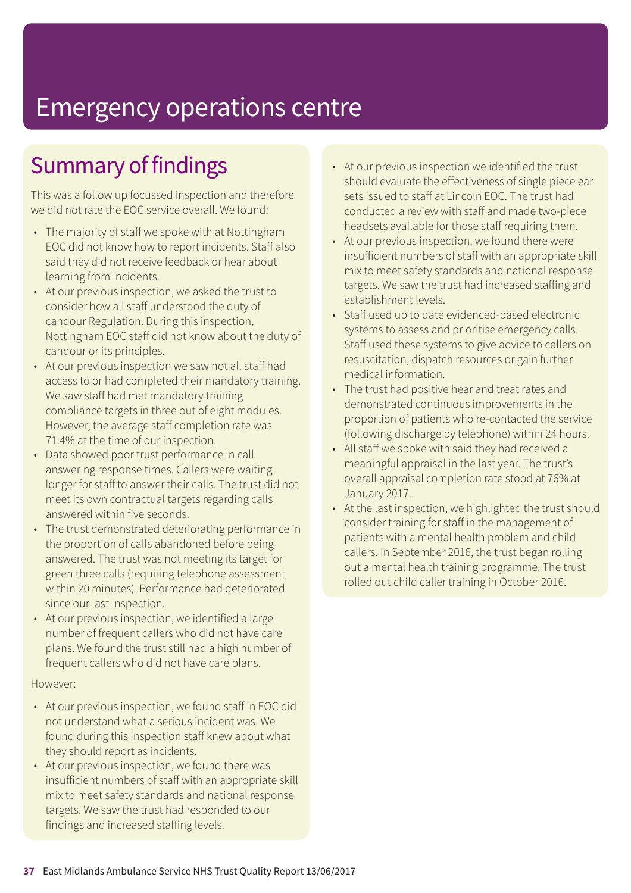# Emergency operations centre

## Summary of findings

This was a follow up focussed inspection and therefore we did not rate the EOC service overall. We found:

- The majority of staff we spoke with at Nottingham EOC did not know how to report incidents. Staff also said they did not receive feedback or hear about learning from incidents.
- At our previous inspection, we asked the trust to consider how all staff understood the duty of candour Regulation. During this inspection, Nottingham EOC staff did not know about the duty of candour or its principles.
- At our previous inspection we saw not all staff had access to or had completed their mandatory training. We saw staff had met mandatory training compliance targets in three out of eight modules. However, the average staff completion rate was 71.4% at the time of our inspection.
- Data showed poor trust performance in call answering response times. Callers were waiting longer for staff to answer their calls. The trust did not meet its own contractual targets regarding calls answered within five seconds.
- The trust demonstrated deteriorating performance in the proportion of calls abandoned before being answered. The trust was not meeting its target for green three calls (requiring telephone assessment within 20 minutes). Performance had deteriorated since our last inspection.
- At our previous inspection, we identified a large number of frequent callers who did not have care plans. We found the trust still had a high number of frequent callers who did not have care plans.

However:

- At our previous inspection, we found staff in EOC did not understand what a serious incident was. We found during this inspection staff knew about what they should report as incidents.
- At our previous inspection, we found there was insufficient numbers of staff with an appropriate skill mix to meet safety standards and national response targets. We saw the trust had responded to our findings and increased staffing levels.
- At our previous inspection we identified the trust should evaluate the effectiveness of single piece ear sets issued to staff at Lincoln EOC. The trust had conducted a review with staff and made two-piece headsets available for those staff requiring them.
- At our previous inspection, we found there were insufficient numbers of staff with an appropriate skill mix to meet safety standards and national response targets. We saw the trust had increased staffing and establishment levels.
- Staff used up to date evidenced-based electronic systems to assess and prioritise emergency calls. Staff used these systems to give advice to callers on resuscitation, dispatch resources or gain further medical information.
- The trust had positive hear and treat rates and demonstrated continuous improvements in the proportion of patients who re-contacted the service (following discharge by telephone) within 24 hours.
- All staff we spoke with said they had received a meaningful appraisal in the last year. The trust's overall appraisal completion rate stood at 76% at January 2017.
- At the last inspection, we highlighted the trust should consider training for staff in the management of patients with a mental health problem and child callers. In September 2016, the trust began rolling out a mental health training programme. The trust rolled out child caller training in October 2016.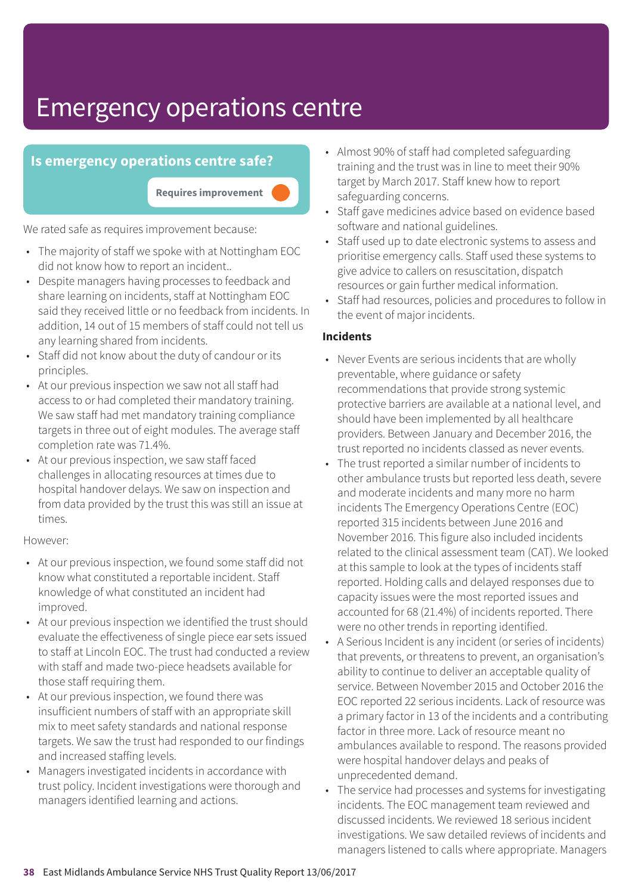# Emergency operations centre

## Is emergency operations centre safe?

**Requires improvement**

We rated safe as requires improvement because:

- The majority of staff we spoke with at Nottingham EOC did not know how to report an incident..
- Despite managers having processes to feedback and share learning on incidents, staff at Nottingham EOC said they received little or no feedback from incidents. In addition, 14 out of 15 members of staff could not tell us any learning shared from incidents.
- Staff did not know about the duty of candour or its principles.
- At our previous inspection we saw not all staff had access to or had completed their mandatory training. We saw staff had met mandatory training compliance targets in three out of eight modules. The average staff completion rate was 71.4%.
- At our previous inspection, we saw staff faced challenges in allocating resources at times due to hospital handover delays. We saw on inspection and from data provided by the trust this was still an issue at times.

However:

- At our previous inspection, we found some staff did not know what constituted a reportable incident. Staff knowledge of what constituted an incident had improved.
- At our previous inspection we identified the trust should evaluate the effectiveness of single piece ear sets issued to staff at Lincoln EOC. The trust had conducted a review with staff and made two-piece headsets available for those staff requiring them.
- At our previous inspection, we found there was insufficient numbers of staff with an appropriate skill mix to meet safety standards and national response targets. We saw the trust had responded to our findings and increased staffing levels.
- Managers investigated incidents in accordance with trust policy. Incident investigations were thorough and managers identified learning and actions.
- Almost 90% of staff had completed safeguarding training and the trust was in line to meet their 90% target by March 2017. Staff knew how to report safeguarding concerns.
- Staff gave medicines advice based on evidence based software and national guidelines.
- Staff used up to date electronic systems to assess and prioritise emergency calls. Staff used these systems to give advice to callers on resuscitation, dispatch resources or gain further medical information.
- Staff had resources, policies and procedures to follow in the event of major incidents.

**Incidents**

- Never Events are serious incidents that are wholly preventable, where guidance or safety recommendations that provide strong systemic protective barriers are available at a national level, and should have been implemented by all healthcare providers. Between January and December 2016, the trust reported no incidents classed as never events.
- The trust reported a similar number of incidents to other ambulance trusts but reported less death, severe and moderate incidents and many more no harm incidents The Emergency Operations Centre (EOC) reported 315 incidents between June 2016 and November 2016. This figure also included incidents related to the clinical assessment team (CAT). We looked at this sample to look at the types of incidents staff reported. Holding calls and delayed responses due to capacity issues were the most reported issues and accounted for 68 (21.4%) of incidents reported. There were no other trends in reporting identified.
- A Serious Incident is any incident (or series of incidents) that prevents, or threatens to prevent, an organisation's ability to continue to deliver an acceptable quality of service. Between November 2015 and October 2016 the EOC reported 22 serious incidents. Lack of resource was a primary factor in 13 of the incidents and a contributing factor in three more. Lack of resource meant no ambulances available to respond. The reasons provided were hospital handover delays and peaks of unprecedented demand.
- The service had processes and systems for investigating incidents. The EOC management team reviewed and discussed incidents. We reviewed 18 serious incident investigations. We saw detailed reviews of incidents and managers listened to calls where appropriate. Managers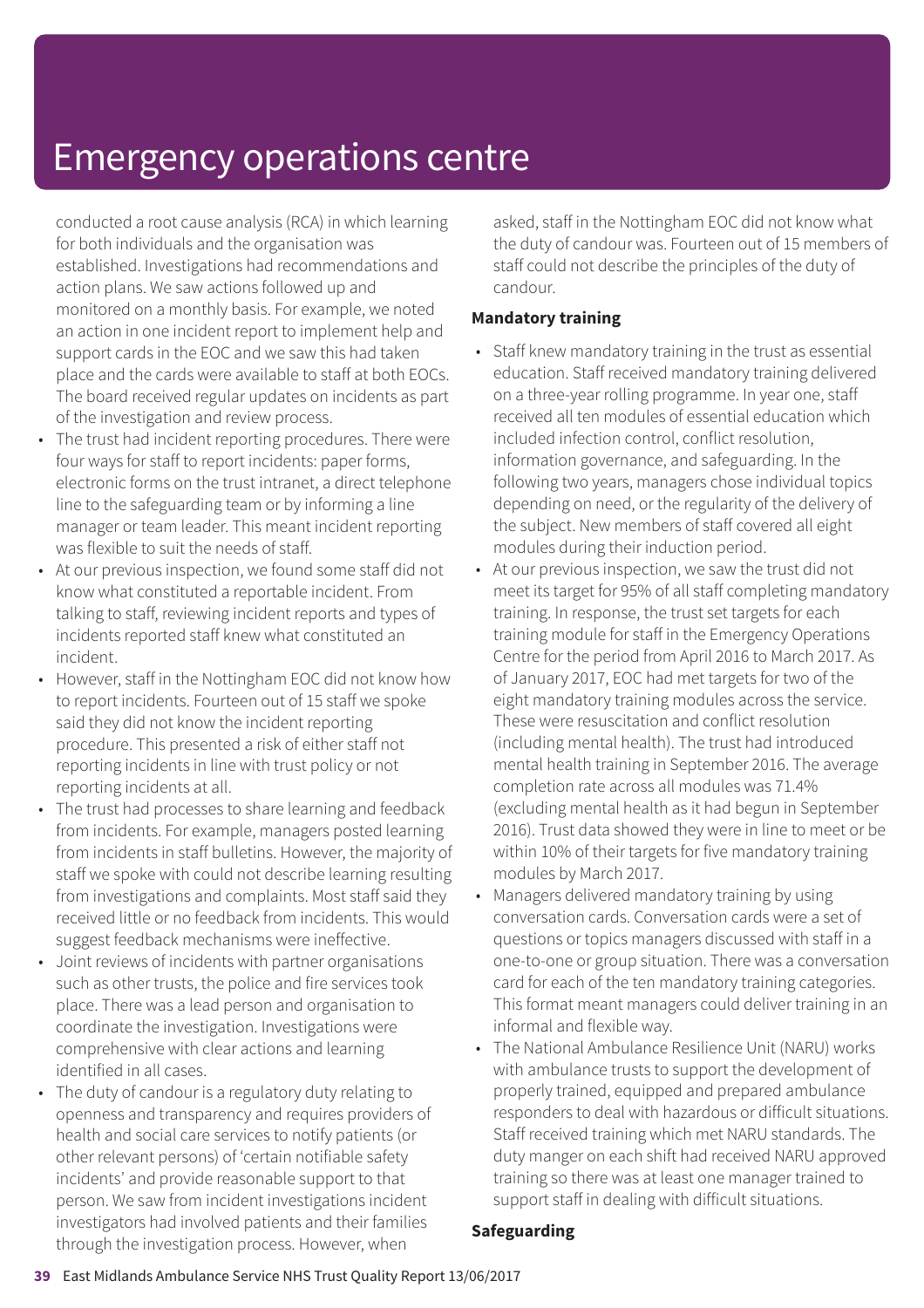# Emergency operations centre

conducted a root cause analysis (RCA) in which learning for both individuals and the organisation was established. Investigations had recommendations and action plans. We saw actions followed up and monitored on a monthly basis. For example, we noted an action in one incident report to implement help and support cards in the EOC and we saw this had taken place and the cards were available to staff at both EOCs. The board received regular updates on incidents as part of the investigation and review process.

- The trust had incident reporting procedures. There were four ways for staff to report incidents: paper forms, electronic forms on the trust intranet, a direct telephone line to the safeguarding team or by informing a line manager or team leader. This meant incident reporting was flexible to suit the needs of staff.
- At our previous inspection, we found some staff did not know what constituted a reportable incident. From talking to staff, reviewing incident reports and types of incidents reported staff knew what constituted an incident.
- However, staff in the Nottingham EOC did not know how to report incidents. Fourteen out of 15 staff we spoke said they did not know the incident reporting procedure. This presented a risk of either staff not reporting incidents in line with trust policy or not reporting incidents at all.
- The trust had processes to share learning and feedback from incidents. For example, managers posted learning from incidents in staff bulletins. However, the majority of staff we spoke with could not describe learning resulting from investigations and complaints. Most staff said they received little or no feedback from incidents. This would suggest feedback mechanisms were ineffective.
- Joint reviews of incidents with partner organisations such as other trusts, the police and fire services took place. There was a lead person and organisation to coordinate the investigation. Investigations were comprehensive with clear actions and learning identified in all cases.
- The duty of candour is a regulatory duty relating to openness and transparency and requires providers of health and social care services to notify patients (or other relevant persons) of 'certain notifiable safety incidents' and provide reasonable support to that person. We saw from incident investigations incident investigators had involved patients and their families through the investigation process. However, when asked, staff in the Nottingham EOC did not know what the duty of candour was. Fourteen out of 15 members of staff could not describe the principles of the duty of candour.

**Mandatory training**

- Staff knew mandatory training in the trust as essential education. Staff received mandatory training delivered on a three-year rolling programme. In year one, staff received all ten modules of essential education which included infection control, conflict resolution, information governance, and safeguarding. In the following two years, managers chose individual topics depending on need, or the regularity of the delivery of the subject. New members of staff covered all eight modules during their induction period.
- At our previous inspection, we saw the trust did not meet its target for 95% of all staff completing mandatory training. In response, the trust set targets for each training module for staff in the Emergency Operations Centre for the period from April 2016 to March 2017. As of January 2017, EOC had met targets for two of the eight mandatory training modules across the service. These were resuscitation and conflict resolution (including mental health). The trust had introduced mental health training in September 2016. The average completion rate across all modules was 71.4% (excluding mental health as it had begun in September 2016). Trust data showed they were in line to meet or be within 10% of their targets for five mandatory training modules by March 2017.
- Managers delivered mandatory training by using conversation cards. Conversation cards were a set of questions or topics managers discussed with staff in a one-to-one or group situation. There was a conversation card for each of the ten mandatory training categories. This format meant managers could deliver training in an informal and flexible way.
- The National Ambulance Resilience Unit (NARU) works with ambulance trusts to support the development of properly trained, equipped and prepared ambulance responders to deal with hazardous or difficult situations. Staff received training which met NARU standards. The duty manger on each shift had received NARU approved training so there was at least one manager trained to support staff in dealing with difficult situations.

**Safeguarding**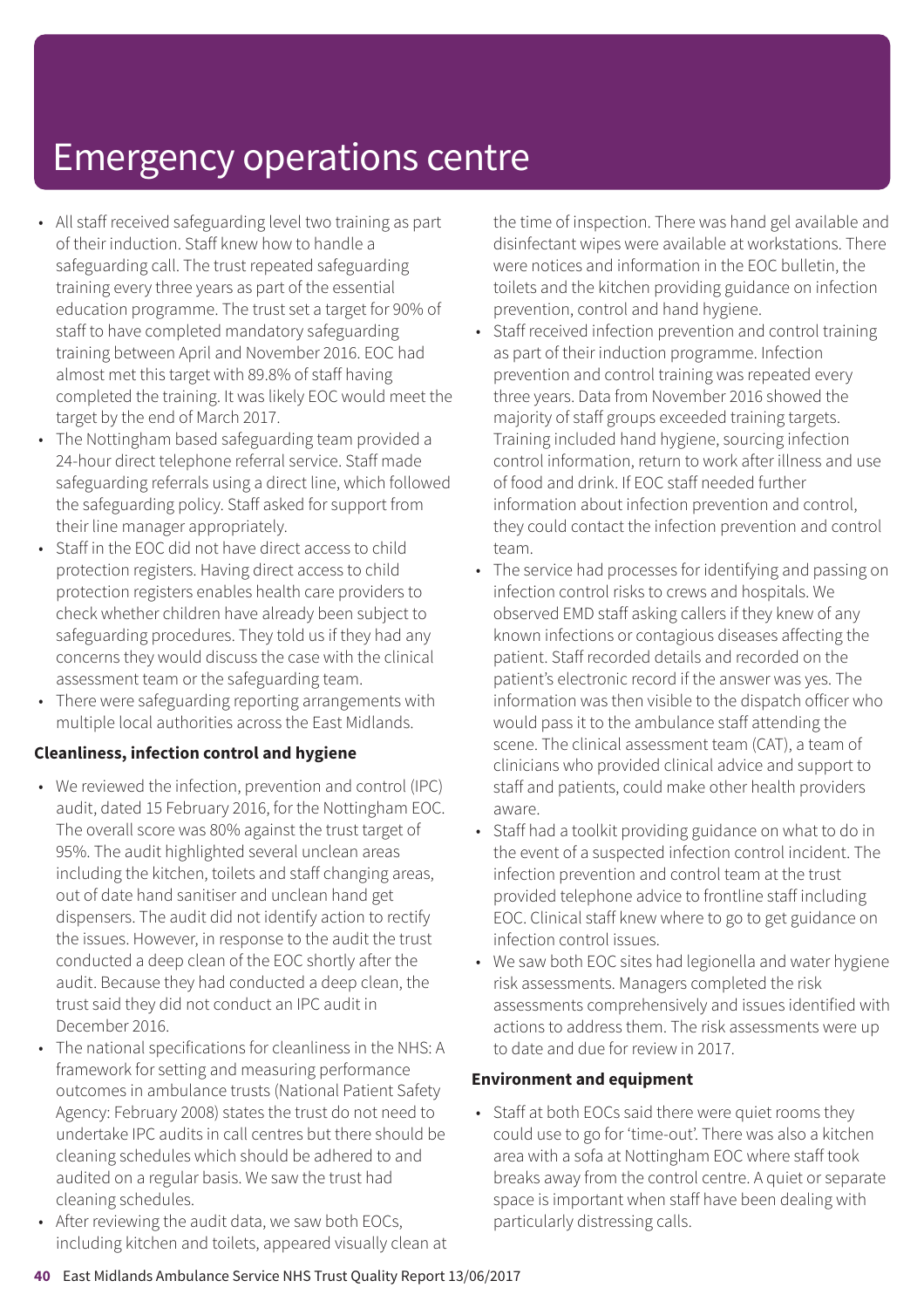# Emergency operations centre

- All staff received safeguarding level two training as part of their induction. Staff knew how to handle a safeguarding call. The trust repeated safeguarding training every three years as part of the essential education programme. The trust set a target for 90% of staff to have completed mandatory safeguarding training between April and November 2016. EOC had almost met this target with 89.8% of staff having completed the training. It was likely EOC would meet the target by the end of March 2017.
- The Nottingham based safeguarding team provided a 24-hour direct telephone referral service. Staff made safeguarding referrals using a direct line, which followed the safeguarding policy. Staff asked for support from their line manager appropriately.
- Staff in the EOC did not have direct access to child protection registers. Having direct access to child protection registers enables health care providers to check whether children have already been subject to safeguarding procedures. They told us if they had any concerns they would discuss the case with the clinical assessment team or the safeguarding team.
- There were safeguarding reporting arrangements with multiple local authorities across the East Midlands.

**Cleanliness, infection control and hygiene**

- We reviewed the infection, prevention and control (IPC) audit, dated 15 February 2016, for the Nottingham EOC. The overall score was 80% against the trust target of 95%. The audit highlighted several unclean areas including the kitchen, toilets and staff changing areas, out of date hand sanitiser and unclean hand get dispensers. The audit did not identify action to rectify the issues. However, in response to the audit the trust conducted a deep clean of the EOC shortly after the audit. Because they had conducted a deep clean, the trust said they did not conduct an IPC audit in December 2016.
- The national specifications for cleanliness in the NHS: A framework for setting and measuring performance outcomes in ambulance trusts (National Patient Safety Agency: February 2008) states the trust do not need to undertake IPC audits in call centres but there should be cleaning schedules which should be adhered to and audited on a regular basis. We saw the trust had cleaning schedules.
- After reviewing the audit data, we saw both EOCs, including kitchen and toilets, appeared visually clean at the time of inspection. There was hand gel available and disinfectant wipes were available at workstations. There were notices and information in the EOC bulletin, the toilets and the kitchen providing guidance on infection prevention, control and hand hygiene.
- Staff received infection prevention and control training as part of their induction programme. Infection prevention and control training was repeated every three years. Data from November 2016 showed the majority of staff groups exceeded training targets. Training included hand hygiene, sourcing infection control information, return to work after illness and use of food and drink. If EOC staff needed further information about infection prevention and control, they could contact the infection prevention and control team.
- The service had processes for identifying and passing on infection control risks to crews and hospitals. We observed EMD staff asking callers if they knew of any known infections or contagious diseases affecting the patient. Staff recorded details and recorded on the patient's electronic record if the answer was yes. The information was then visible to the dispatch officer who would pass it to the ambulance staff attending the scene. The clinical assessment team (CAT), a team of clinicians who provided clinical advice and support to staff and patients, could make other health providers aware.
- Staff had a toolkit providing guidance on what to do in the event of a suspected infection control incident. The infection prevention and control team at the trust provided telephone advice to frontline staff including EOC. Clinical staff knew where to go to get guidance on infection control issues.
- We saw both EOC sites had legionella and water hygiene risk assessments. Managers completed the risk assessments comprehensively and issues identified with actions to address them. The risk assessments were up to date and due for review in 2017.

**Environment and equipment**

- Staff at both EOCs said there were quiet rooms they could use to go for 'time-out'. There was also a kitchen area with a sofa at Nottingham EOC where staff took breaks away from the control centre. A quiet or separate space is important when staff have been dealing with particularly distressing calls.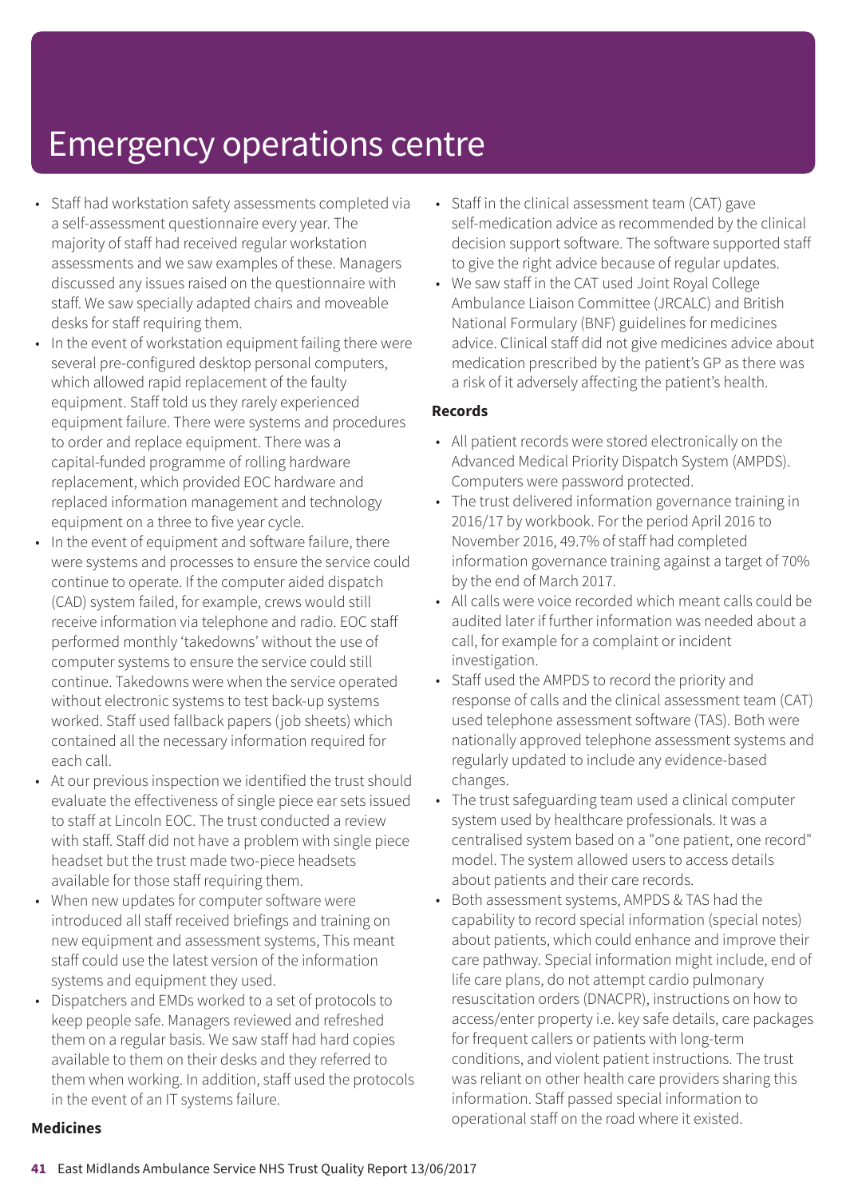# Emergency operations centre

- Staff had workstation safety assessments completed via a self-assessment questionnaire every year. The majority of staff had received regular workstation assessments and we saw examples of these. Managers discussed any issues raised on the questionnaire with staff. We saw specially adapted chairs and moveable desks for staff requiring them.
- In the event of workstation equipment failing there were several pre-configured desktop personal computers, which allowed rapid replacement of the faulty equipment. Staff told us they rarely experienced equipment failure. There were systems and procedures to order and replace equipment. There was a capital-funded programme of rolling hardware replacement, which provided EOC hardware and replaced information management and technology equipment on a three to five year cycle.
- In the event of equipment and software failure, there were systems and processes to ensure the service could continue to operate. If the computer aided dispatch (CAD) system failed, for example, crews would still receive information via telephone and radio. EOC staff performed monthly 'takedowns' without the use of computer systems to ensure the service could still continue. Takedowns were when the service operated without electronic systems to test back-up systems worked. Staff used fallback papers (job sheets) which contained all the necessary information required for each call.
- At our previous inspection we identified the trust should evaluate the effectiveness of single piece ear sets issued to staff at Lincoln EOC. The trust conducted a review with staff. Staff did not have a problem with single piece headset but the trust made two-piece headsets available for those staff requiring them.
- When new updates for computer software were introduced all staff received briefings and training on new equipment and assessment systems, This meant staff could use the latest version of the information systems and equipment they used.
- Dispatchers and EMDs worked to a set of protocols to keep people safe. Managers reviewed and refreshed them on a regular basis. We saw staff had hard copies available to them on their desks and they referred to them when working. In addition, staff used the protocols in the event of an IT systems failure.

**Medicines**

- Staff in the clinical assessment team (CAT) gave self-medication advice as recommended by the clinical decision support software. The software supported staff to give the right advice because of regular updates.
- We saw staff in the CAT used Joint Royal College Ambulance Liaison Committee (JRCALC) and British National Formulary (BNF) guidelines for medicines advice. Clinical staff did not give medicines advice about medication prescribed by the patient's GP as there was a risk of it adversely affecting the patient's health.

**Records**

- All patient records were stored electronically on the Advanced Medical Priority Dispatch System (AMPDS). Computers were password protected.
- The trust delivered information governance training in 2016/17 by workbook. For the period April 2016 to November 2016, 49.7% of staff had completed information governance training against a target of 70% by the end of March 2017.
- All calls were voice recorded which meant calls could be audited later if further information was needed about a call, for example for a complaint or incident investigation.
- Staff used the AMPDS to record the priority and response of calls and the clinical assessment team (CAT) used telephone assessment software (TAS). Both were nationally approved telephone assessment systems and regularly updated to include any evidence-based changes.
- The trust safeguarding team used a clinical computer system used by healthcare professionals. It was a centralised system based on a "one patient, one record" model. The system allowed users to access details about patients and their care records.
- Both assessment systems, AMPDS & TAS had the capability to record special information (special notes) about patients, which could enhance and improve their care pathway. Special information might include, end of life care plans, do not attempt cardio pulmonary resuscitation orders (DNACPR), instructions on how to access/enter property i.e. key safe details, care packages for frequent callers or patients with long-term conditions, and violent patient instructions. The trust was reliant on other health care providers sharing this information. Staff passed special information to operational staff on the road where it existed.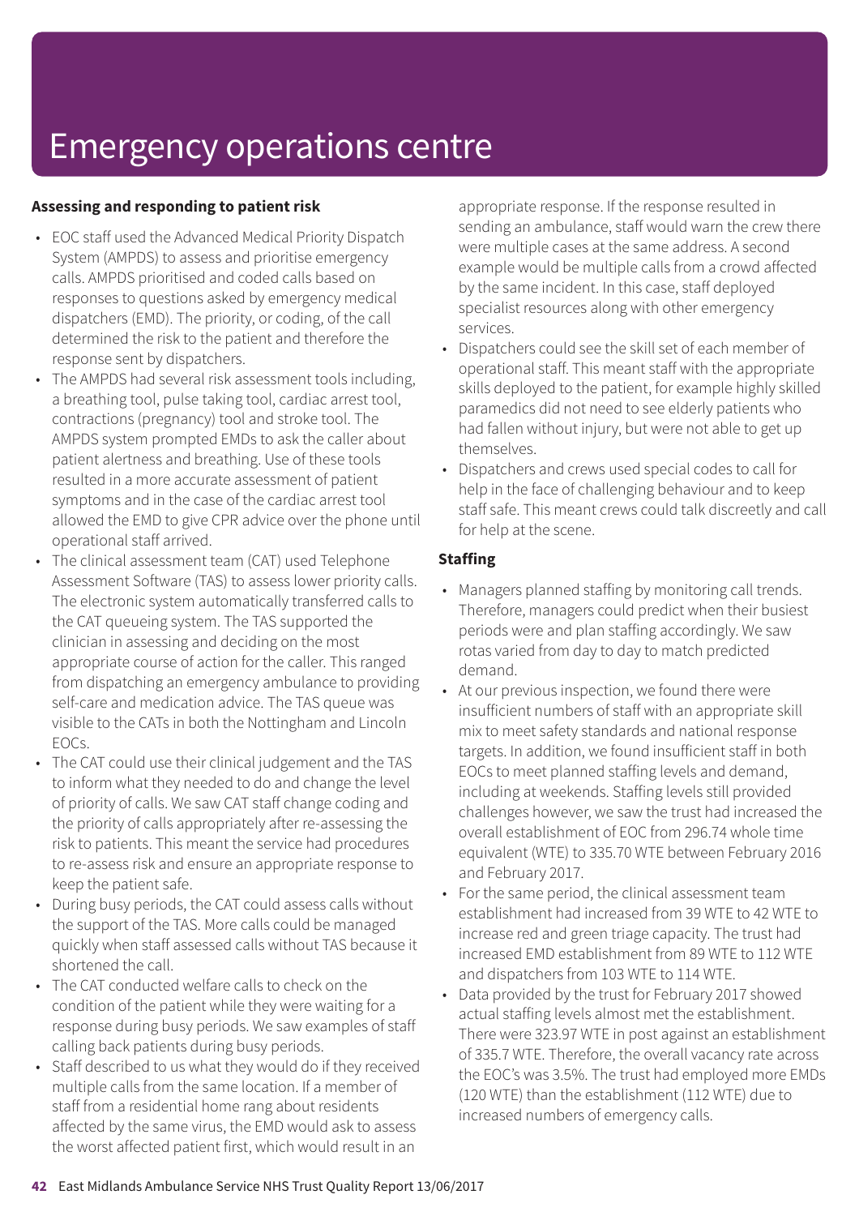# Emergency operations centre

**Assessing and responding to patient risk**

- EOC staff used the Advanced Medical Priority Dispatch System (AMPDS) to assess and prioritise emergency calls. AMPDS prioritised and coded calls based on responses to questions asked by emergency medical dispatchers (EMD). The priority, or coding, of the call determined the risk to the patient and therefore the response sent by dispatchers.
- The AMPDS had several risk assessment tools including, a breathing tool, pulse taking tool, cardiac arrest tool, contractions (pregnancy) tool and stroke tool. The AMPDS system prompted EMDs to ask the caller about patient alertness and breathing. Use of these tools resulted in a more accurate assessment of patient symptoms and in the case of the cardiac arrest tool allowed the EMD to give CPR advice over the phone until operational staff arrived.
- The clinical assessment team (CAT) used Telephone Assessment Software (TAS) to assess lower priority calls. The electronic system automatically transferred calls to the CAT queueing system. The TAS supported the clinician in assessing and deciding on the most appropriate course of action for the caller. This ranged from dispatching an emergency ambulance to providing self-care and medication advice. The TAS queue was visible to the CATs in both the Nottingham and Lincoln EOCs.
- The CAT could use their clinical judgement and the TAS to inform what they needed to do and change the level of priority of calls. We saw CAT staff change coding and the priority of calls appropriately after re-assessing the risk to patients. This meant the service had procedures to re-assess risk and ensure an appropriate response to keep the patient safe.
- During busy periods, the CAT could assess calls without the support of the TAS. More calls could be managed quickly when staff assessed calls without TAS because it shortened the call.
- The CAT conducted welfare calls to check on the condition of the patient while they were waiting for a response during busy periods. We saw examples of staff calling back patients during busy periods.
- Staff described to us what they would do if they received multiple calls from the same location. If a member of staff from a residential home rang about residents affected by the same virus, the EMD would ask to assess the worst affected patient first, which would result in an appropriate response. If the response resulted in sending an ambulance, staff would warn the crew there were multiple cases at the same address. A second example would be multiple calls from a crowd affected by the same incident. In this case, staff deployed specialist resources along with other emergency services.
- Dispatchers could see the skill set of each member of operational staff. This meant staff with the appropriate skills deployed to the patient, for example highly skilled paramedics did not need to see elderly patients who had fallen without injury, but were not able to get up themselves.
- Dispatchers and crews used special codes to call for help in the face of challenging behaviour and to keep staff safe. This meant crews could talk discreetly and call for help at the scene.

**Staffing**

- Managers planned staffing by monitoring call trends. Therefore, managers could predict when their busiest periods were and plan staffing accordingly. We saw rotas varied from day to day to match predicted demand.
- At our previous inspection, we found there were insufficient numbers of staff with an appropriate skill mix to meet safety standards and national response targets. In addition, we found insufficient staff in both EOCs to meet planned staffing levels and demand, including at weekends. Staffing levels still provided challenges however, we saw the trust had increased the overall establishment of EOC from 296.74 whole time equivalent (WTE) to 335.70 WTE between February 2016 and February 2017.
- For the same period, the clinical assessment team establishment had increased from 39 WTE to 42 WTE to increase red and green triage capacity. The trust had increased EMD establishment from 89 WTE to 112 WTE and dispatchers from 103 WTE to 114 WTE.
- Data provided by the trust for February 2017 showed actual staffing levels almost met the establishment. There were 323.97 WTE in post against an establishment of 335.7 WTE. Therefore, the overall vacancy rate across the EOC's was 3.5%. The trust had employed more EMDs (120 WTE) than the establishment (112 WTE) due to increased numbers of emergency calls.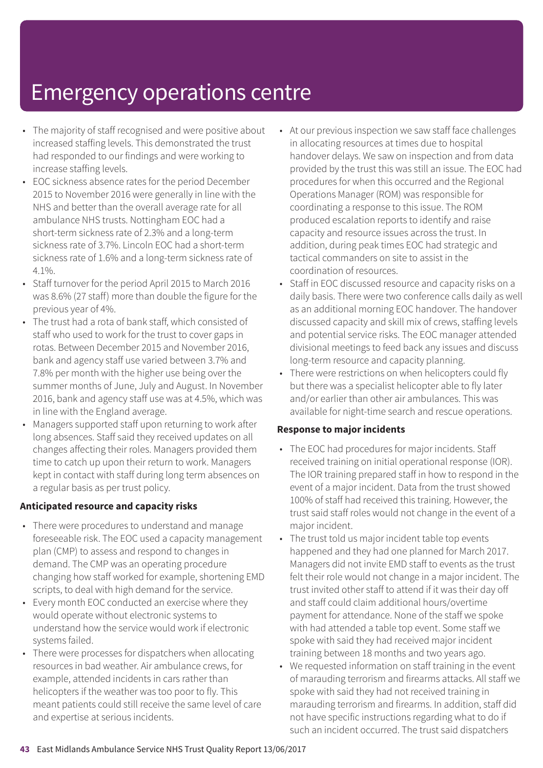# Emergency operations centre

- The majority of staff recognised and were positive about increased staffing levels. This demonstrated the trust had responded to our findings and were working to increase staffing levels.
- EOC sickness absence rates for the period December 2015 to November 2016 were generally in line with the NHS and better than the overall average rate for all ambulance NHS trusts. Nottingham EOC had a short-term sickness rate of 2.3% and a long-term sickness rate of 3.7%. Lincoln EOC had a short-term sickness rate of 1.6% and a long-term sickness rate of 4.1%.
- Staff turnover for the period April 2015 to March 2016 was 8.6% (27 staff) more than double the figure for the previous year of 4%.
- The trust had a rota of bank staff, which consisted of staff who used to work for the trust to cover gaps in rotas. Between December 2015 and November 2016, bank and agency staff use varied between 3.7% and 7.8% per month with the higher use being over the summer months of June, July and August. In November 2016, bank and agency staff use was at 4.5%, which was in line with the England average.
- Managers supported staff upon returning to work after long absences. Staff said they received updates on all changes affecting their roles. Managers provided them time to catch up upon their return to work. Managers kept in contact with staff during long term absences on a regular basis as per trust policy.

**Anticipated resource and capacity risks**

- There were procedures to understand and manage foreseeable risk. The EOC used a capacity management plan (CMP) to assess and respond to changes in demand. The CMP was an operating procedure changing how staff worked for example, shortening EMD scripts, to deal with high demand for the service.
- Every month EOC conducted an exercise where they would operate without electronic systems to understand how the service would work if electronic systems failed.
- There were processes for dispatchers when allocating resources in bad weather. Air ambulance crews, for example, attended incidents in cars rather than helicopters if the weather was too poor to fly. This meant patients could still receive the same level of care and expertise at serious incidents.
- At our previous inspection we saw staff face challenges in allocating resources at times due to hospital handover delays. We saw on inspection and from data provided by the trust this was still an issue. The EOC had procedures for when this occurred and the Regional Operations Manager (ROM) was responsible for coordinating a response to this issue. The ROM produced escalation reports to identify and raise capacity and resource issues across the trust. In addition, during peak times EOC had strategic and tactical commanders on site to assist in the coordination of resources.
- Staff in EOC discussed resource and capacity risks on a daily basis. There were two conference calls daily as well as an additional morning EOC handover. The handover discussed capacity and skill mix of crews, staffing levels and potential service risks. The EOC manager attended divisional meetings to feed back any issues and discuss long-term resource and capacity planning.
- There were restrictions on when helicopters could fly but there was a specialist helicopter able to fly later and/or earlier than other air ambulances. This was available for night-time search and rescue operations.

**Response to major incidents**

- The EOC had procedures for major incidents. Staff received training on initial operational response (IOR). The IOR training prepared staff in how to respond in the event of a major incident. Data from the trust showed 100% of staff had received this training. However, the trust said staff roles would not change in the event of a major incident.
- The trust told us major incident table top events happened and they had one planned for March 2017. Managers did not invite EMD staff to events as the trust felt their role would not change in a major incident. The trust invited other staff to attend if it was their day off and staff could claim additional hours/overtime payment for attendance. None of the staff we spoke with had attended a table top event. Some staff we spoke with said they had received major incident training between 18 months and two years ago.
- We requested information on staff training in the event of marauding terrorism and firearms attacks. All staff we spoke with said they had not received training in marauding terrorism and firearms. In addition, staff did not have specific instructions regarding what to do if such an incident occurred. The trust said dispatchers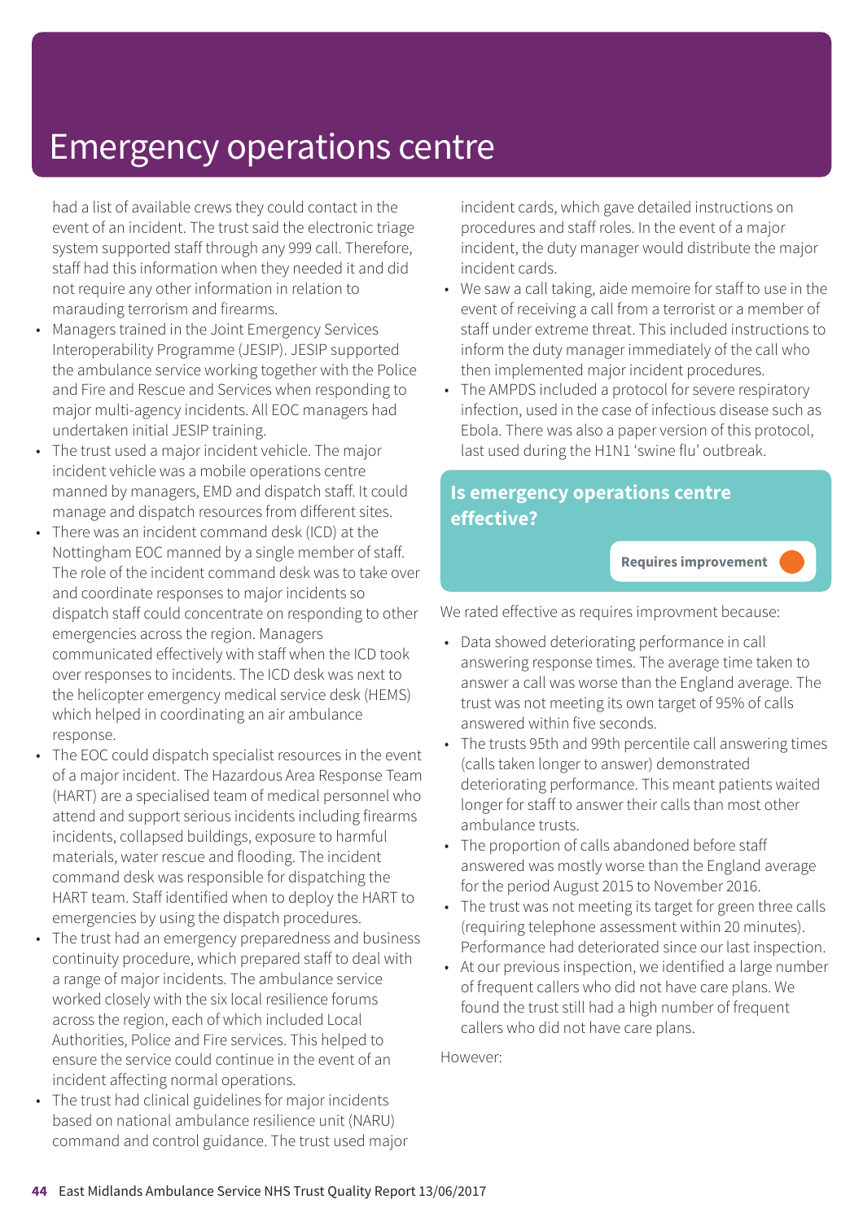# Emergency operations centre

had a list of available crews they could contact in the event of an incident. The trust said the electronic triage system supported staff through any 999 call. Therefore, staff had this information when they needed it and did not require any other information in relation to marauding terrorism and firearms.

- Managers trained in the Joint Emergency Services Interoperability Programme (JESIP). JESIP supported the ambulance service working together with the Police and Fire and Rescue and Services when responding to major multi-agency incidents. All EOC managers had undertaken initial JESIP training.
- The trust used a major incident vehicle. The major incident vehicle was a mobile operations centre manned by managers, EMD and dispatch staff. It could manage and dispatch resources from different sites.
- There was an incident command desk (ICD) at the Nottingham EOC manned by a single member of staff. The role of the incident command desk was to take over and coordinate responses to major incidents so dispatch staff could concentrate on responding to other emergencies across the region. Managers communicated effectively with staff when the ICD took over responses to incidents. The ICD desk was next to the helicopter emergency medical service desk (HEMS) which helped in coordinating an air ambulance response.
- The EOC could dispatch specialist resources in the event of a major incident. The Hazardous Area Response Team (HART) are a specialised team of medical personnel who attend and support serious incidents including firearms incidents, collapsed buildings, exposure to harmful materials, water rescue and flooding. The incident command desk was responsible for dispatching the HART team. Staff identified when to deploy the HART to emergencies by using the dispatch procedures.
- The trust had an emergency preparedness and business continuity procedure, which prepared staff to deal with a range of major incidents. The ambulance service worked closely with the six local resilience forums across the region, each of which included Local Authorities, Police and Fire services. This helped to ensure the service could continue in the event of an incident affecting normal operations.
- The trust had clinical guidelines for major incidents based on national ambulance resilience unit (NARU) command and control guidance. The trust used major incident cards, which gave detailed instructions on procedures and staff roles. In the event of a major incident, the duty manager would distribute the major incident cards.
- We saw a call taking, aide memoire for staff to use in the event of receiving a call from a terrorist or a member of staff under extreme threat. This included instructions to inform the duty manager immediately of the call who then implemented major incident procedures.
- The AMPDS included a protocol for severe respiratory infection, used in the case of infectious disease such as Ebola. There was also a paper version of this protocol, last used during the H1N1 'swine flu' outbreak.

## Is emergency operations centre effective?

**Requires improvement**

We rated effective as requires improvment because:

- Data showed deteriorating performance in call answering response times. The average time taken to answer a call was worse than the England average. The trust was not meeting its own target of 95% of calls answered within five seconds.
- The trusts 95th and 99th percentile call answering times (calls taken longer to answer) demonstrated deteriorating performance. This meant patients waited longer for staff to answer their calls than most other ambulance trusts.
- The proportion of calls abandoned before staff answered was mostly worse than the England average for the period August 2015 to November 2016.
- The trust was not meeting its target for green three calls (requiring telephone assessment within 20 minutes). Performance had deteriorated since our last inspection.
- At our previous inspection, we identified a large number of frequent callers who did not have care plans. We found the trust still had a high number of frequent callers who did not have care plans.

However: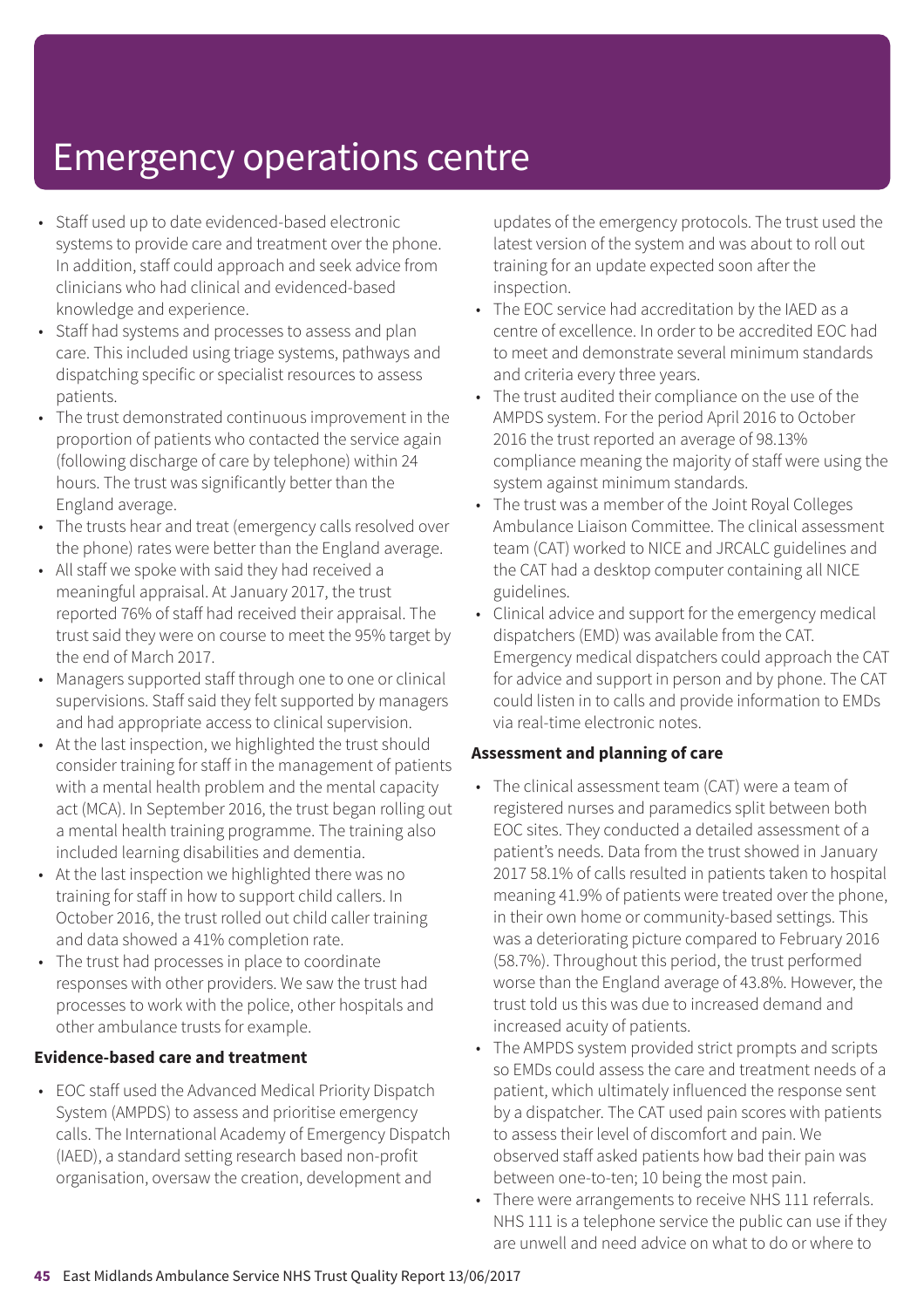# Emergency operations centre

- Staff used up to date evidenced-based electronic systems to provide care and treatment over the phone. In addition, staff could approach and seek advice from clinicians who had clinical and evidenced-based knowledge and experience.
- Staff had systems and processes to assess and plan care. This included using triage systems, pathways and dispatching specific or specialist resources to assess patients.
- The trust demonstrated continuous improvement in the proportion of patients who contacted the service again (following discharge of care by telephone) within 24 hours. The trust was significantly better than the England average.
- The trusts hear and treat (emergency calls resolved over the phone) rates were better than the England average.
- All staff we spoke with said they had received a meaningful appraisal. At January 2017, the trust reported 76% of staff had received their appraisal. The trust said they were on course to meet the 95% target by the end of March 2017.
- Managers supported staff through one to one or clinical supervisions. Staff said they felt supported by managers and had appropriate access to clinical supervision.
- At the last inspection, we highlighted the trust should consider training for staff in the management of patients with a mental health problem and the mental capacity act (MCA). In September 2016, the trust began rolling out a mental health training programme. The training also included learning disabilities and dementia.
- At the last inspection we highlighted there was no training for staff in how to support child callers. In October 2016, the trust rolled out child caller training and data showed a 41% completion rate.
- The trust had processes in place to coordinate responses with other providers. We saw the trust had processes to work with the police, other hospitals and other ambulance trusts for example.

**Evidence-based care and treatment**

- EOC staff used the Advanced Medical Priority Dispatch System (AMPDS) to assess and prioritise emergency calls. The International Academy of Emergency Dispatch (IAED), a standard setting research based non-profit organisation, oversaw the creation, development and updates of the emergency protocols. The trust used the latest version of the system and was about to roll out training for an update expected soon after the inspection.
- The EOC service had accreditation by the IAED as a centre of excellence. In order to be accredited EOC had to meet and demonstrate several minimum standards and criteria every three years.
- The trust audited their compliance on the use of the AMPDS system. For the period April 2016 to October 2016 the trust reported an average of 98.13% compliance meaning the majority of staff were using the system against minimum standards.
- The trust was a member of the Joint Royal Colleges Ambulance Liaison Committee. The clinical assessment team (CAT) worked to NICE and JRCALC guidelines and the CAT had a desktop computer containing all NICE guidelines.
- Clinical advice and support for the emergency medical dispatchers (EMD) was available from the CAT. Emergency medical dispatchers could approach the CAT for advice and support in person and by phone. The CAT could listen in to calls and provide information to EMDs via real-time electronic notes.

**Assessment and planning of care**

- The clinical assessment team (CAT) were a team of registered nurses and paramedics split between both EOC sites. They conducted a detailed assessment of a patient's needs. Data from the trust showed in January 2017 58.1% of calls resulted in patients taken to hospital meaning 41.9% of patients were treated over the phone, in their own home or community-based settings. This was a deteriorating picture compared to February 2016 (58.7%). Throughout this period, the trust performed worse than the England average of 43.8%. However, the trust told us this was due to increased demand and increased acuity of patients.
- The AMPDS system provided strict prompts and scripts so EMDs could assess the care and treatment needs of a patient, which ultimately influenced the response sent by a dispatcher. The CAT used pain scores with patients to assess their level of discomfort and pain. We observed staff asked patients how bad their pain was between one-to-ten; 10 being the most pain.
- There were arrangements to receive NHS 111 referrals. NHS 111 is a telephone service the public can use if they are unwell and need advice on what to do or where to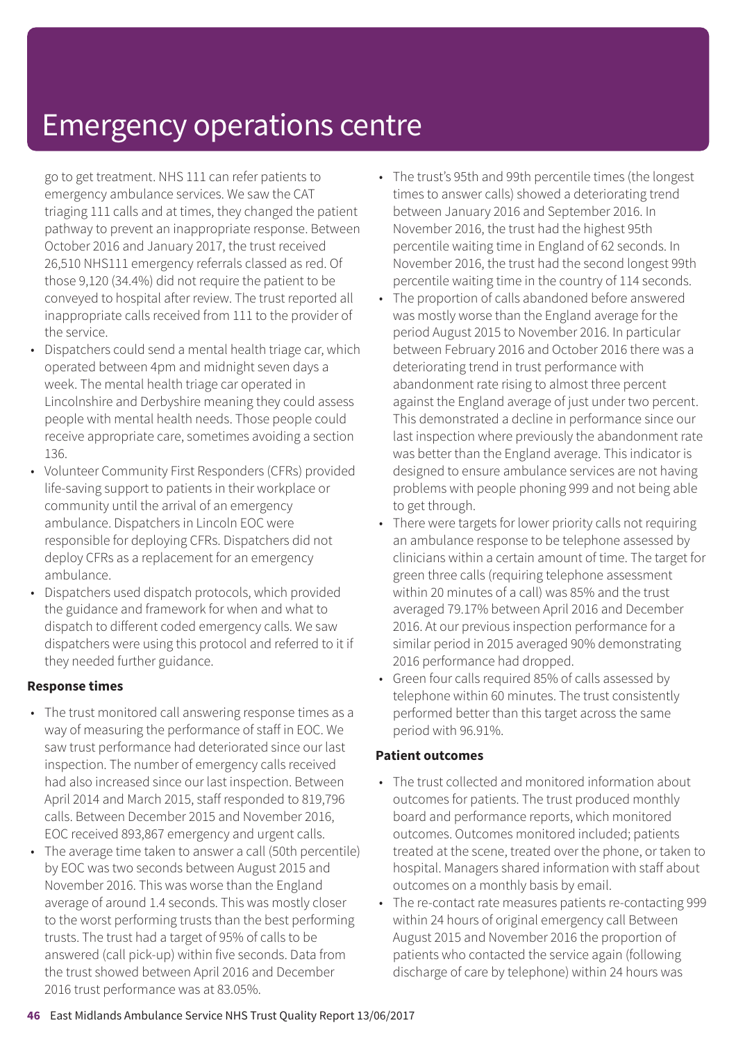# Emergency operations centre

go to get treatment. NHS 111 can refer patients to emergency ambulance services. We saw the CAT triaging 111 calls and at times, they changed the patient pathway to prevent an inappropriate response. Between October 2016 and January 2017, the trust received 26,510 NHS111 emergency referrals classed as red. Of those 9,120 (34.4%) did not require the patient to be conveyed to hospital after review. The trust reported all inappropriate calls received from 111 to the provider of the service.

- Dispatchers could send a mental health triage car, which operated between 4pm and midnight seven days a week. The mental health triage car operated in Lincolnshire and Derbyshire meaning they could assess people with mental health needs. Those people could receive appropriate care, sometimes avoiding a section 136.
- Volunteer Community First Responders (CFRs) provided life-saving support to patients in their workplace or community until the arrival of an emergency ambulance. Dispatchers in Lincoln EOC were responsible for deploying CFRs. Dispatchers did not deploy CFRs as a replacement for an emergency ambulance.
- Dispatchers used dispatch protocols, which provided the guidance and framework for when and what to dispatch to different coded emergency calls. We saw dispatchers were using this protocol and referred to it if they needed further guidance.

**Response times**

- The trust monitored call answering response times as a way of measuring the performance of staff in EOC. We saw trust performance had deteriorated since our last inspection. The number of emergency calls received had also increased since our last inspection. Between April 2014 and March 2015, staff responded to 819,796 calls. Between December 2015 and November 2016, EOC received 893,867 emergency and urgent calls.
- The average time taken to answer a call (50th percentile) by EOC was two seconds between August 2015 and November 2016. This was worse than the England average of around 1.4 seconds. This was mostly closer to the worst performing trusts than the best performing trusts. The trust had a target of 95% of calls to be answered (call pick-up) within five seconds. Data from the trust showed between April 2016 and December 2016 trust performance was at 83.05%.
- The trust's 95th and 99th percentile times (the longest times to answer calls) showed a deteriorating trend between January 2016 and September 2016. In November 2016, the trust had the highest 95th percentile waiting time in England of 62 seconds. In November 2016, the trust had the second longest 99th percentile waiting time in the country of 114 seconds.
- The proportion of calls abandoned before answered was mostly worse than the England average for the period August 2015 to November 2016. In particular between February 2016 and October 2016 there was a deteriorating trend in trust performance with abandonment rate rising to almost three percent against the England average of just under two percent. This demonstrated a decline in performance since our last inspection where previously the abandonment rate was better than the England average. This indicator is designed to ensure ambulance services are not having problems with people phoning 999 and not being able to get through.
- There were targets for lower priority calls not requiring an ambulance response to be telephone assessed by clinicians within a certain amount of time. The target for green three calls (requiring telephone assessment within 20 minutes of a call) was 85% and the trust averaged 79.17% between April 2016 and December 2016. At our previous inspection performance for a similar period in 2015 averaged 90% demonstrating 2016 performance had dropped.
- Green four calls required 85% of calls assessed by telephone within 60 minutes. The trust consistently performed better than this target across the same period with 96.91%.

**Patient outcomes**

- The trust collected and monitored information about outcomes for patients. The trust produced monthly board and performance reports, which monitored outcomes. Outcomes monitored included; patients treated at the scene, treated over the phone, or taken to hospital. Managers shared information with staff about outcomes on a monthly basis by email.
- The re-contact rate measures patients re-contacting 999 within 24 hours of original emergency call Between August 2015 and November 2016 the proportion of patients who contacted the service again (following discharge of care by telephone) within 24 hours was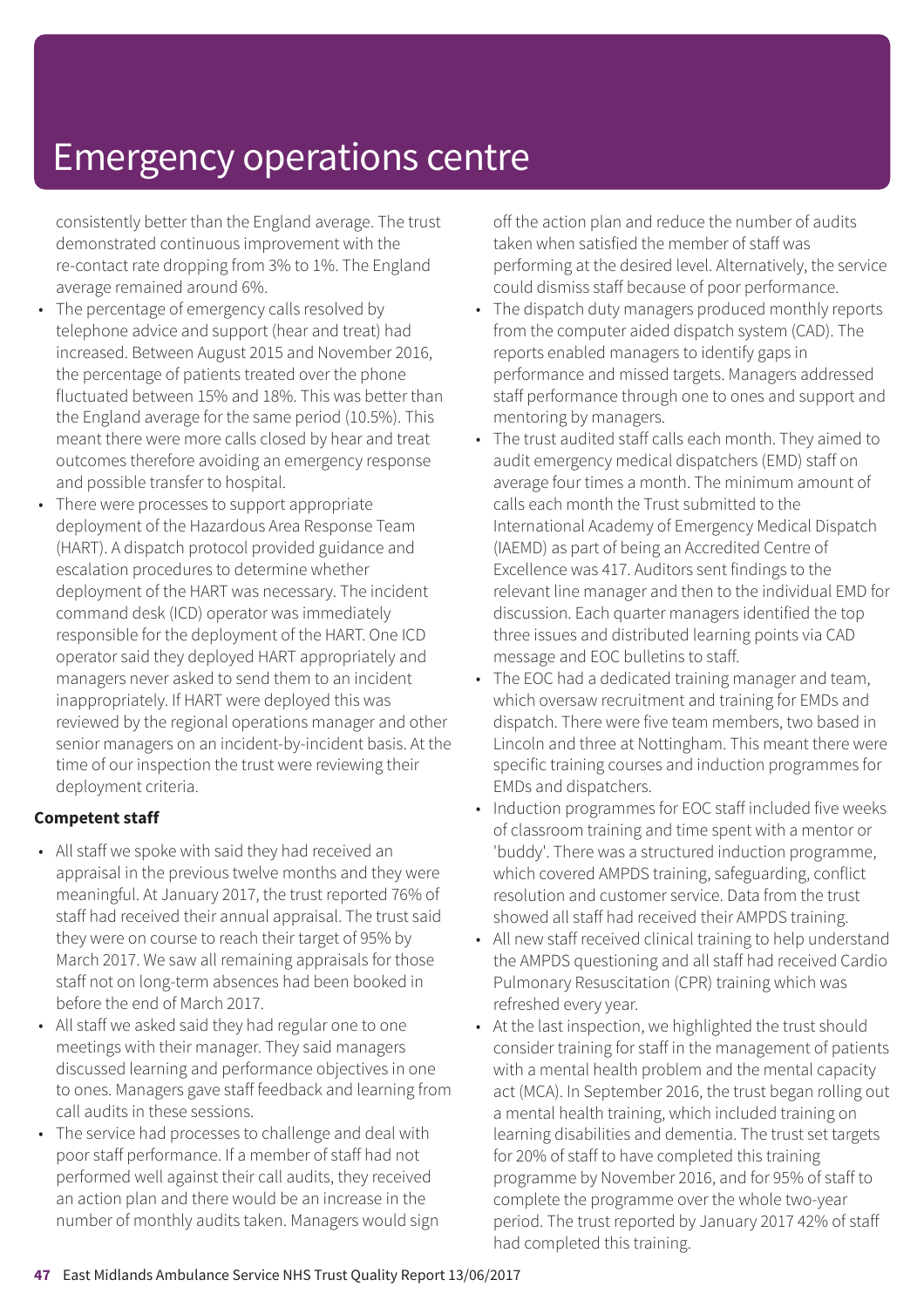# Emergency operations centre

consistently better than the England average. The trust demonstrated continuous improvement with the re-contact rate dropping from 3% to 1%. The England average remained around 6%.

- The percentage of emergency calls resolved by telephone advice and support (hear and treat) had increased. Between August 2015 and November 2016, the percentage of patients treated over the phone fluctuated between 15% and 18%. This was better than the England average for the same period (10.5%). This meant there were more calls closed by hear and treat outcomes therefore avoiding an emergency response and possible transfer to hospital.
- There were processes to support appropriate deployment of the Hazardous Area Response Team (HART). A dispatch protocol provided guidance and escalation procedures to determine whether deployment of the HART was necessary. The incident command desk (ICD) operator was immediately responsible for the deployment of the HART. One ICD operator said they deployed HART appropriately and managers never asked to send them to an incident inappropriately. If HART were deployed this was reviewed by the regional operations manager and other senior managers on an incident-by-incident basis. At the time of our inspection the trust were reviewing their deployment criteria.

**Competent staff**

- All staff we spoke with said they had received an appraisal in the previous twelve months and they were meaningful. At January 2017, the trust reported 76% of staff had received their annual appraisal. The trust said they were on course to reach their target of 95% by March 2017. We saw all remaining appraisals for those staff not on long-term absences had been booked in before the end of March 2017.
- All staff we asked said they had regular one to one meetings with their manager. They said managers discussed learning and performance objectives in one to ones. Managers gave staff feedback and learning from call audits in these sessions.
- The service had processes to challenge and deal with poor staff performance. If a member of staff had not performed well against their call audits, they received an action plan and there would be an increase in the number of monthly audits taken. Managers would sign off the action plan and reduce the number of audits taken when satisfied the member of staff was performing at the desired level. Alternatively, the service could dismiss staff because of poor performance.
- The dispatch duty managers produced monthly reports from the computer aided dispatch system (CAD). The reports enabled managers to identify gaps in performance and missed targets. Managers addressed staff performance through one to ones and support and mentoring by managers.
- The trust audited staff calls each month. They aimed to audit emergency medical dispatchers (EMD) staff on average four times a month. The minimum amount of calls each month the Trust submitted to the International Academy of Emergency Medical Dispatch (IAEMD) as part of being an Accredited Centre of Excellence was 417. Auditors sent findings to the relevant line manager and then to the individual EMD for discussion. Each quarter managers identified the top three issues and distributed learning points via CAD message and EOC bulletins to staff.
- The EOC had a dedicated training manager and team, which oversaw recruitment and training for EMDs and dispatch. There were five team members, two based in Lincoln and three at Nottingham. This meant there were specific training courses and induction programmes for EMDs and dispatchers.
- Induction programmes for EOC staff included five weeks of classroom training and time spent with a mentor or 'buddy'. There was a structured induction programme, which covered AMPDS training, safeguarding, conflict resolution and customer service. Data from the trust showed all staff had received their AMPDS training.
- All new staff received clinical training to help understand the AMPDS questioning and all staff had received Cardio Pulmonary Resuscitation (CPR) training which was refreshed every year.
- At the last inspection, we highlighted the trust should consider training for staff in the management of patients with a mental health problem and the mental capacity act (MCA). In September 2016, the trust began rolling out a mental health training, which included training on learning disabilities and dementia. The trust set targets for 20% of staff to have completed this training programme by November 2016, and for 95% of staff to complete the programme over the whole two-year period. The trust reported by January 2017 42% of staff had completed this training.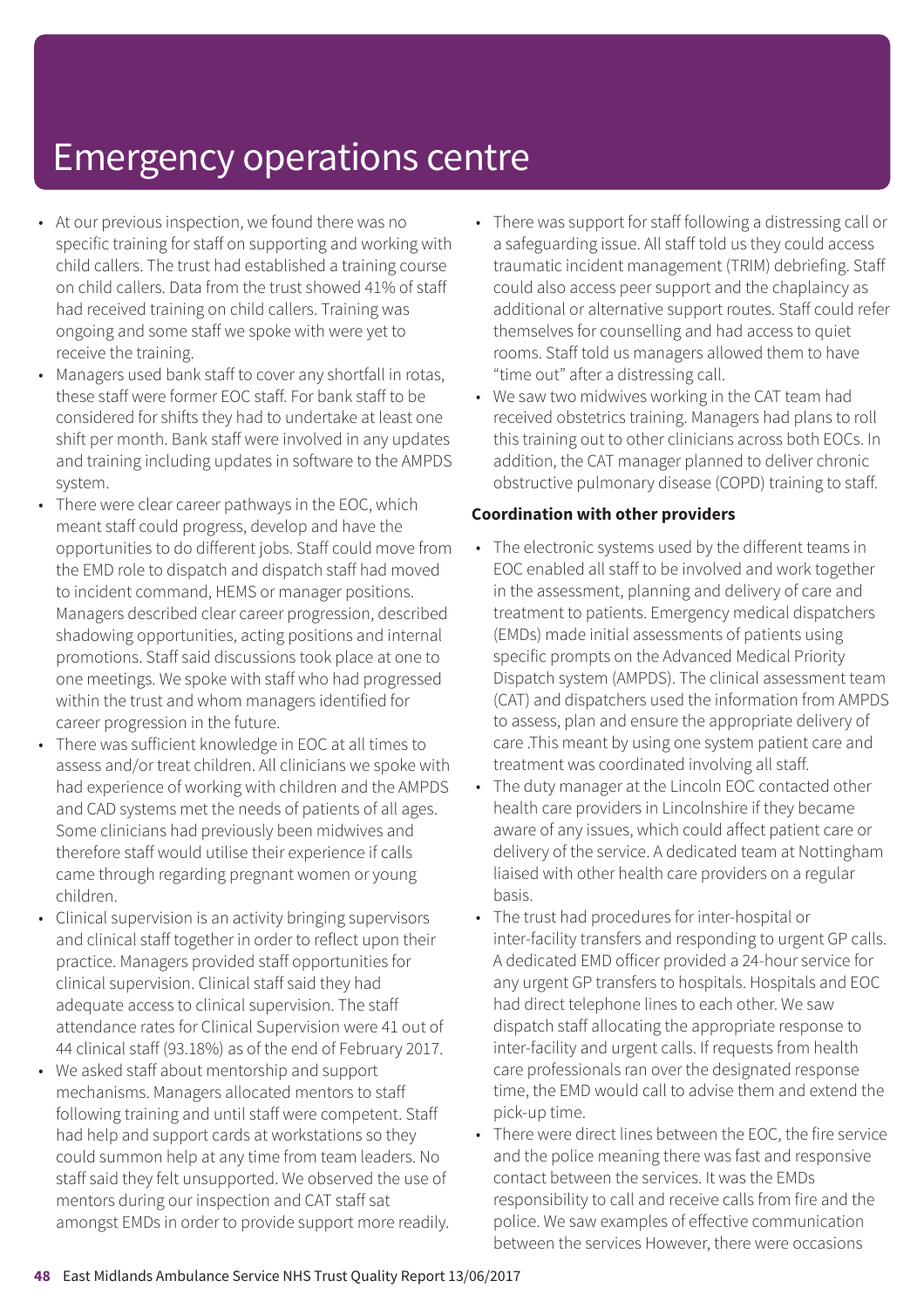# Emergency operations centre

- At our previous inspection, we found there was no specific training for staff on supporting and working with child callers. The trust had established a training course on child callers. Data from the trust showed 41% of staff had received training on child callers. Training was ongoing and some staff we spoke with were yet to receive the training.
- Managers used bank staff to cover any shortfall in rotas, these staff were former EOC staff. For bank staff to be considered for shifts they had to undertake at least one shift per month. Bank staff were involved in any updates and training including updates in software to the AMPDS system.
- There were clear career pathways in the EOC, which meant staff could progress, develop and have the opportunities to do different jobs. Staff could move from the EMD role to dispatch and dispatch staff had moved to incident command, HEMS or manager positions. Managers described clear career progression, described shadowing opportunities, acting positions and internal promotions. Staff said discussions took place at one to one meetings. We spoke with staff who had progressed within the trust and whom managers identified for career progression in the future.
- There was sufficient knowledge in EOC at all times to assess and/or treat children. All clinicians we spoke with had experience of working with children and the AMPDS and CAD systems met the needs of patients of all ages. Some clinicians had previously been midwives and therefore staff would utilise their experience if calls came through regarding pregnant women or young children.
- Clinical supervision is an activity bringing supervisors and clinical staff together in order to reflect upon their practice. Managers provided staff opportunities for clinical supervision. Clinical staff said they had adequate access to clinical supervision. The staff attendance rates for Clinical Supervision were 41 out of 44 clinical staff (93.18%) as of the end of February 2017.
- We asked staff about mentorship and support mechanisms. Managers allocated mentors to staff following training and until staff were competent. Staff had help and support cards at workstations so they could summon help at any time from team leaders. No staff said they felt unsupported. We observed the use of mentors during our inspection and CAT staff sat amongst EMDs in order to provide support more readily.
- There was support for staff following a distressing call or a safeguarding issue. All staff told us they could access traumatic incident management (TRIM) debriefing. Staff could also access peer support and the chaplaincy as additional or alternative support routes. Staff could refer themselves for counselling and had access to quiet rooms. Staff told us managers allowed them to have "time out" after a distressing call.
- We saw two midwives working in the CAT team had received obstetrics training. Managers had plans to roll this training out to other clinicians across both EOCs. In addition, the CAT manager planned to deliver chronic obstructive pulmonary disease (COPD) training to staff.

**Coordination with other providers**

- The electronic systems used by the different teams in EOC enabled all staff to be involved and work together in the assessment, planning and delivery of care and treatment to patients. Emergency medical dispatchers (EMDs) made initial assessments of patients using specific prompts on the Advanced Medical Priority Dispatch system (AMPDS). The clinical assessment team (CAT) and dispatchers used the information from AMPDS to assess, plan and ensure the appropriate delivery of care .This meant by using one system patient care and treatment was coordinated involving all staff.
- The duty manager at the Lincoln EOC contacted other health care providers in Lincolnshire if they became aware of any issues, which could affect patient care or delivery of the service. A dedicated team at Nottingham liaised with other health care providers on a regular basis.
- The trust had procedures for inter-hospital or inter-facility transfers and responding to urgent GP calls. A dedicated EMD officer provided a 24-hour service for any urgent GP transfers to hospitals. Hospitals and EOC had direct telephone lines to each other. We saw dispatch staff allocating the appropriate response to inter-facility and urgent calls. If requests from health care professionals ran over the designated response time, the EMD would call to advise them and extend the pick-up time.
- There were direct lines between the EOC, the fire service and the police meaning there was fast and responsive contact between the services. It was the EMDs responsibility to call and receive calls from fire and the police. We saw examples of effective communication between the services However, there were occasions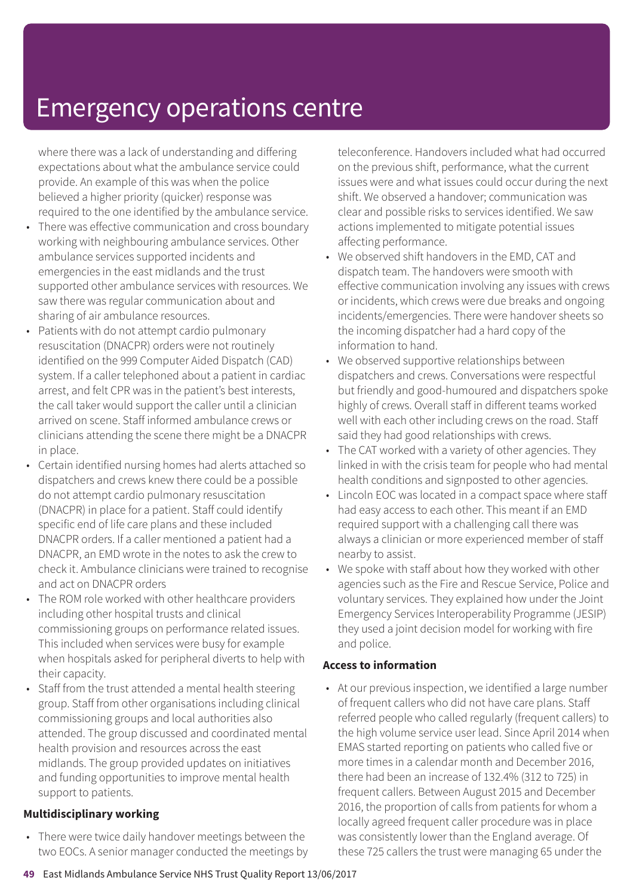# Emergency operations centre

where there was a lack of understanding and differing expectations about what the ambulance service could provide. An example of this was when the police believed a higher priority (quicker) response was required to the one identified by the ambulance service.

- There was effective communication and cross boundary working with neighbouring ambulance services. Other ambulance services supported incidents and emergencies in the east midlands and the trust supported other ambulance services with resources. We saw there was regular communication about and sharing of air ambulance resources.
- Patients with do not attempt cardio pulmonary resuscitation (DNACPR) orders were not routinely identified on the 999 Computer Aided Dispatch (CAD) system. If a caller telephoned about a patient in cardiac arrest, and felt CPR was in the patient's best interests, the call taker would support the caller until a clinician arrived on scene. Staff informed ambulance crews or clinicians attending the scene there might be a DNACPR in place.
- Certain identified nursing homes had alerts attached so dispatchers and crews knew there could be a possible do not attempt cardio pulmonary resuscitation (DNACPR) in place for a patient. Staff could identify specific end of life care plans and these included DNACPR orders. If a caller mentioned a patient had a DNACPR, an EMD wrote in the notes to ask the crew to check it. Ambulance clinicians were trained to recognise and act on DNACPR orders
- The ROM role worked with other healthcare providers including other hospital trusts and clinical commissioning groups on performance related issues. This included when services were busy for example when hospitals asked for peripheral diverts to help with their capacity.
- Staff from the trust attended a mental health steering group. Staff from other organisations including clinical commissioning groups and local authorities also attended. The group discussed and coordinated mental health provision and resources across the east midlands. The group provided updates on initiatives and funding opportunities to improve mental health support to patients.

**Multidisciplinary working**

- There were twice daily handover meetings between the two EOCs. A senior manager conducted the meetings by teleconference. Handovers included what had occurred on the previous shift, performance, what the current issues were and what issues could occur during the next shift. We observed a handover; communication was clear and possible risks to services identified. We saw actions implemented to mitigate potential issues affecting performance.
- We observed shift handovers in the EMD, CAT and dispatch team. The handovers were smooth with effective communication involving any issues with crews or incidents, which crews were due breaks and ongoing incidents/emergencies. There were handover sheets so the incoming dispatcher had a hard copy of the information to hand.
- We observed supportive relationships between dispatchers and crews. Conversations were respectful but friendly and good-humoured and dispatchers spoke highly of crews. Overall staff in different teams worked well with each other including crews on the road. Staff said they had good relationships with crews.
- The CAT worked with a variety of other agencies. They linked in with the crisis team for people who had mental health conditions and signposted to other agencies.
- Lincoln EOC was located in a compact space where staff had easy access to each other. This meant if an EMD required support with a challenging call there was always a clinician or more experienced member of staff nearby to assist.
- We spoke with staff about how they worked with other agencies such as the Fire and Rescue Service, Police and voluntary services. They explained how under the Joint Emergency Services Interoperability Programme (JESIP) they used a joint decision model for working with fire and police.

**Access to information**

- At our previous inspection, we identified a large number of frequent callers who did not have care plans. Staff referred people who called regularly (frequent callers) to the high volume service user lead. Since April 2014 when EMAS started reporting on patients who called five or more times in a calendar month and December 2016, there had been an increase of 132.4% (312 to 725) in frequent callers. Between August 2015 and December 2016, the proportion of calls from patients for whom a locally agreed frequent caller procedure was in place was consistently lower than the England average. Of these 725 callers the trust were managing 65 under the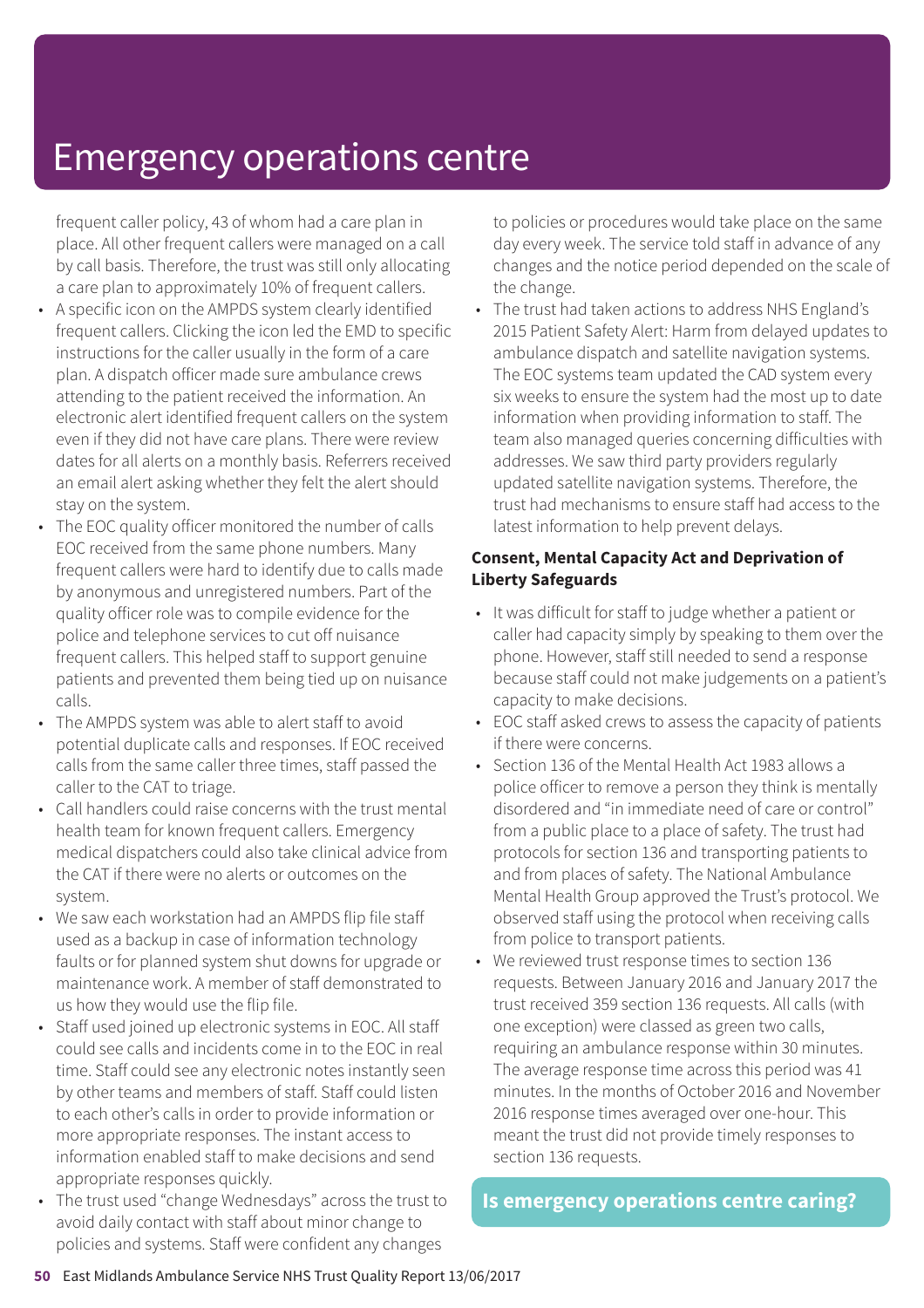# Emergency operations centre

frequent caller policy, 43 of whom had a care plan in place. All other frequent callers were managed on a call by call basis. Therefore, the trust was still only allocating a care plan to approximately 10% of frequent callers.

- A specific icon on the AMPDS system clearly identified frequent callers. Clicking the icon led the EMD to specific instructions for the caller usually in the form of a care plan. A dispatch officer made sure ambulance crews attending to the patient received the information. An electronic alert identified frequent callers on the system even if they did not have care plans. There were review dates for all alerts on a monthly basis. Referrers received an email alert asking whether they felt the alert should stay on the system.
- The EOC quality officer monitored the number of calls EOC received from the same phone numbers. Many frequent callers were hard to identify due to calls made by anonymous and unregistered numbers. Part of the quality officer role was to compile evidence for the police and telephone services to cut off nuisance frequent callers. This helped staff to support genuine patients and prevented them being tied up on nuisance calls.
- The AMPDS system was able to alert staff to avoid potential duplicate calls and responses. If EOC received calls from the same caller three times, staff passed the caller to the CAT to triage.
- Call handlers could raise concerns with the trust mental health team for known frequent callers. Emergency medical dispatchers could also take clinical advice from the CAT if there were no alerts or outcomes on the system.
- We saw each workstation had an AMPDS flip file staff used as a backup in case of information technology faults or for planned system shut downs for upgrade or maintenance work. A member of staff demonstrated to us how they would use the flip file.
- Staff used joined up electronic systems in EOC. All staff could see calls and incidents come in to the EOC in real time. Staff could see any electronic notes instantly seen by other teams and members of staff. Staff could listen to each other's calls in order to provide information or more appropriate responses. The instant access to information enabled staff to make decisions and send appropriate responses quickly.
- The trust used "change Wednesdays" across the trust to avoid daily contact with staff about minor change to policies and systems. Staff were confident any changes to policies or procedures would take place on the same day every week. The service told staff in advance of any changes and the notice period depended on the scale of the change.
- The trust had taken actions to address NHS England's 2015 Patient Safety Alert: Harm from delayed updates to ambulance dispatch and satellite navigation systems. The EOC systems team updated the CAD system every six weeks to ensure the system had the most up to date information when providing information to staff. The team also managed queries concerning difficulties with addresses. We saw third party providers regularly updated satellite navigation systems. Therefore, the trust had mechanisms to ensure staff had access to the latest information to help prevent delays.

**Consent, Mental Capacity Act and Deprivation of Liberty Safeguards**

- It was difficult for staff to judge whether a patient or caller had capacity simply by speaking to them over the phone. However, staff still needed to send a response because staff could not make judgements on a patient's capacity to make decisions.
- EOC staff asked crews to assess the capacity of patients if there were concerns.
- Section 136 of the Mental Health Act 1983 allows a police officer to remove a person they think is mentally disordered and "in immediate need of care or control" from a public place to a place of safety. The trust had protocols for section 136 and transporting patients to and from places of safety. The National Ambulance Mental Health Group approved the Trust's protocol. We observed staff using the protocol when receiving calls from police to transport patients.
- We reviewed trust response times to section 136 requests. Between January 2016 and January 2017 the trust received 359 section 136 requests. All calls (with one exception) were classed as green two calls, requiring an ambulance response within 30 minutes. The average response time across this period was 41 minutes. In the months of October 2016 and November 2016 response times averaged over one-hour. This meant the trust did not provide timely responses to section 136 requests.

## Is emergency operations centre caring?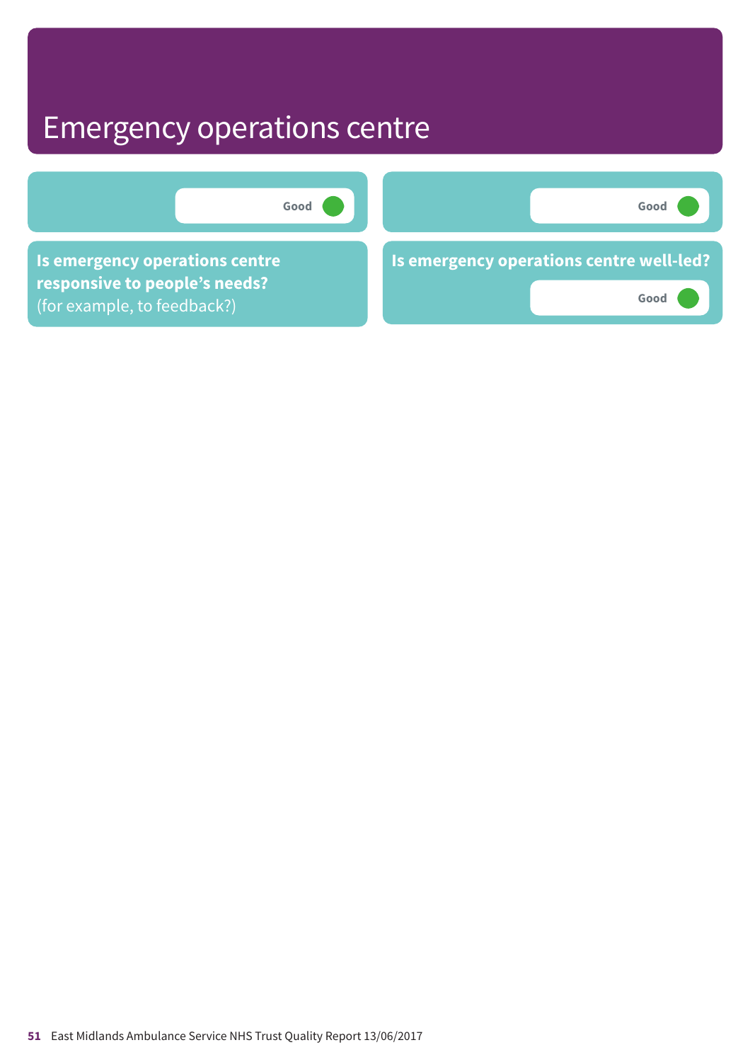# Emergency operations centre

Good

Good

**Is emergency operations centre responsive to people's needs?** (for example, to feedback?)

**Is emergency operations centre well-led?**

Good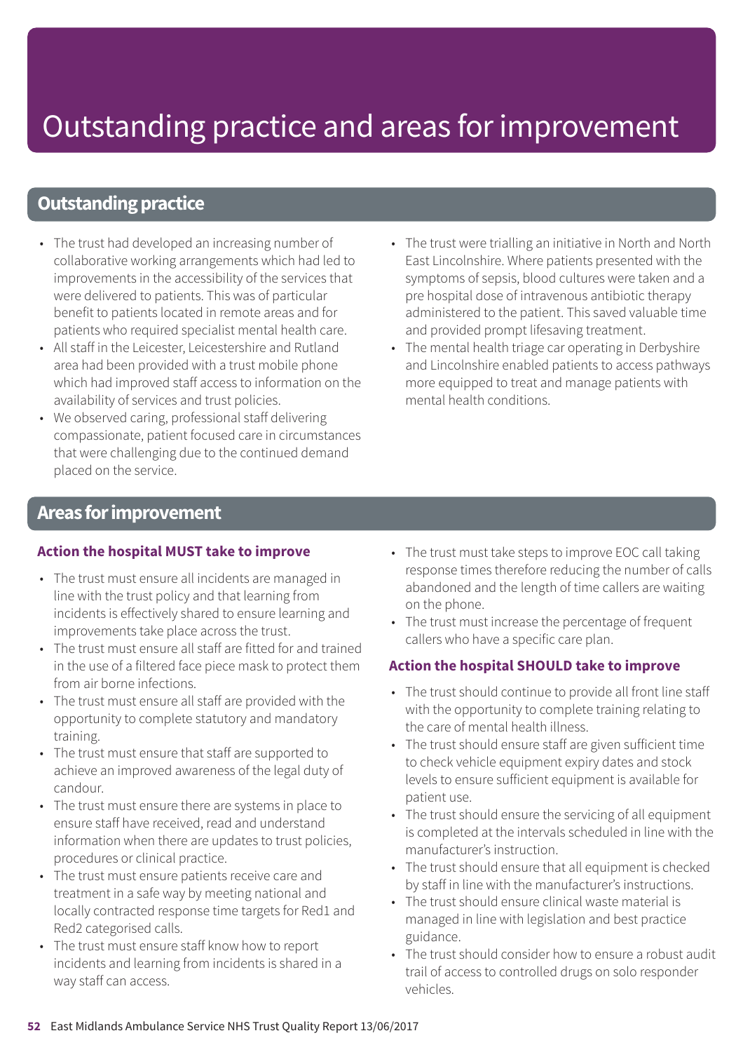# Outstanding practice and areas for improvement

## Outstanding practice

- The trust had developed an increasing number of collaborative working arrangements which had led to improvements in the accessibility of the services that were delivered to patients. This was of particular benefit to patients located in remote areas and for patients who required specialist mental health care.
- All staff in the Leicester, Leicestershire and Rutland area had been provided with a trust mobile phone which had improved staff access to information on the availability of services and trust policies.
- We observed caring, professional staff delivering compassionate, patient focused care in circumstances that were challenging due to the continued demand placed on the service.
- The trust were trialling an initiative in North and North East Lincolnshire. Where patients presented with the symptoms of sepsis, blood cultures were taken and a pre hospital dose of intravenous antibiotic therapy administered to the patient. This saved valuable time and provided prompt lifesaving treatment.
- The mental health triage car operating in Derbyshire and Lincolnshire enabled patients to access pathways more equipped to treat and manage patients with mental health conditions.

## Areas for improvement

### Action the hospital MUST take to improve

- The trust must ensure all incidents are managed in line with the trust policy and that learning from incidents is effectively shared to ensure learning and improvements take place across the trust.
- The trust must ensure all staff are fitted for and trained in the use of a filtered face piece mask to protect them from air borne infections.
- The trust must ensure all staff are provided with the opportunity to complete statutory and mandatory training.
- The trust must ensure that staff are supported to achieve an improved awareness of the legal duty of candour.
- The trust must ensure there are systems in place to ensure staff have received, read and understand information when there are updates to trust policies, procedures or clinical practice.
- The trust must ensure patients receive care and treatment in a safe way by meeting national and locally contracted response time targets for Red1 and Red2 categorised calls.
- The trust must ensure staff know how to report incidents and learning from incidents is shared in a way staff can access.
- The trust must take steps to improve EOC call taking response times therefore reducing the number of calls abandoned and the length of time callers are waiting on the phone.
- The trust must increase the percentage of frequent callers who have a specific care plan.

### Action the hospital SHOULD take to improve

- The trust should continue to provide all front line staff with the opportunity to complete training relating to the care of mental health illness.
- The trust should ensure staff are given sufficient time to check vehicle equipment expiry dates and stock levels to ensure sufficient equipment is available for patient use.
- The trust should ensure the servicing of all equipment is completed at the intervals scheduled in line with the manufacturer's instruction.
- The trust should ensure that all equipment is checked by staff in line with the manufacturer's instructions.
- The trust should ensure clinical waste material is managed in line with legislation and best practice guidance.
- The trust should consider how to ensure a robust audit trail of access to controlled drugs on solo responder vehicles.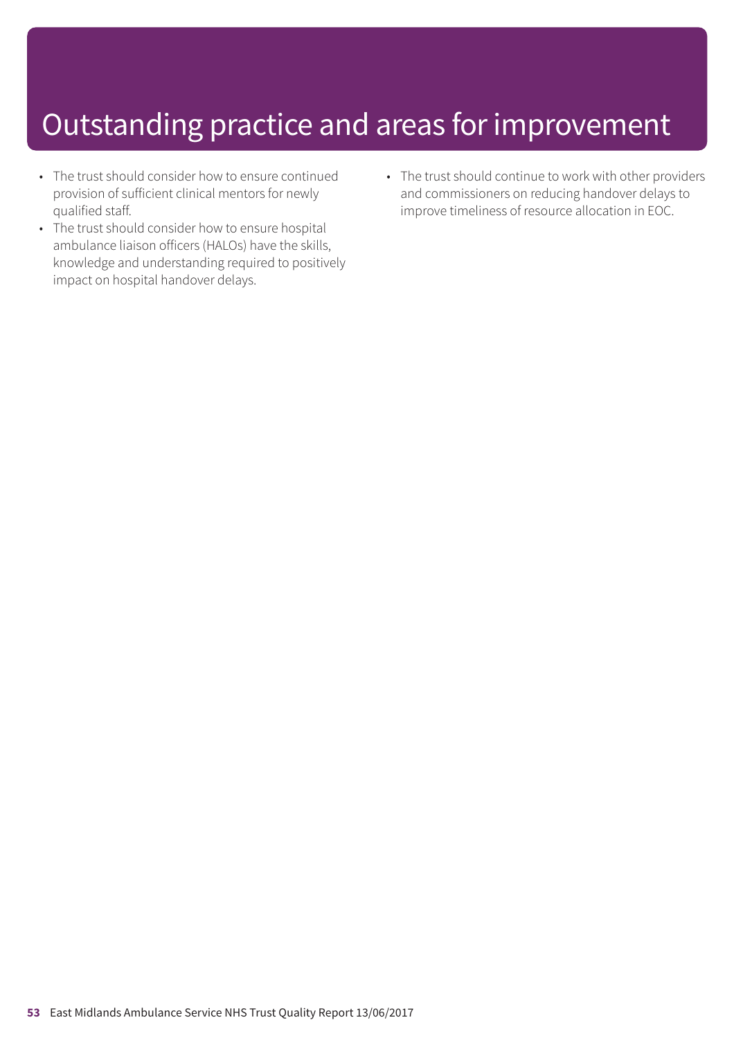# Outstanding practice and areas for improvement

- The trust should consider how to ensure continued provision of sufficient clinical mentors for newly qualified staff.
- The trust should consider how to ensure hospital ambulance liaison officers (HALOs) have the skills, knowledge and understanding required to positively impact on hospital handover delays.
- The trust should continue to work with other providers and commissioners on reducing handover delays to improve timeliness of resource allocation in EOC.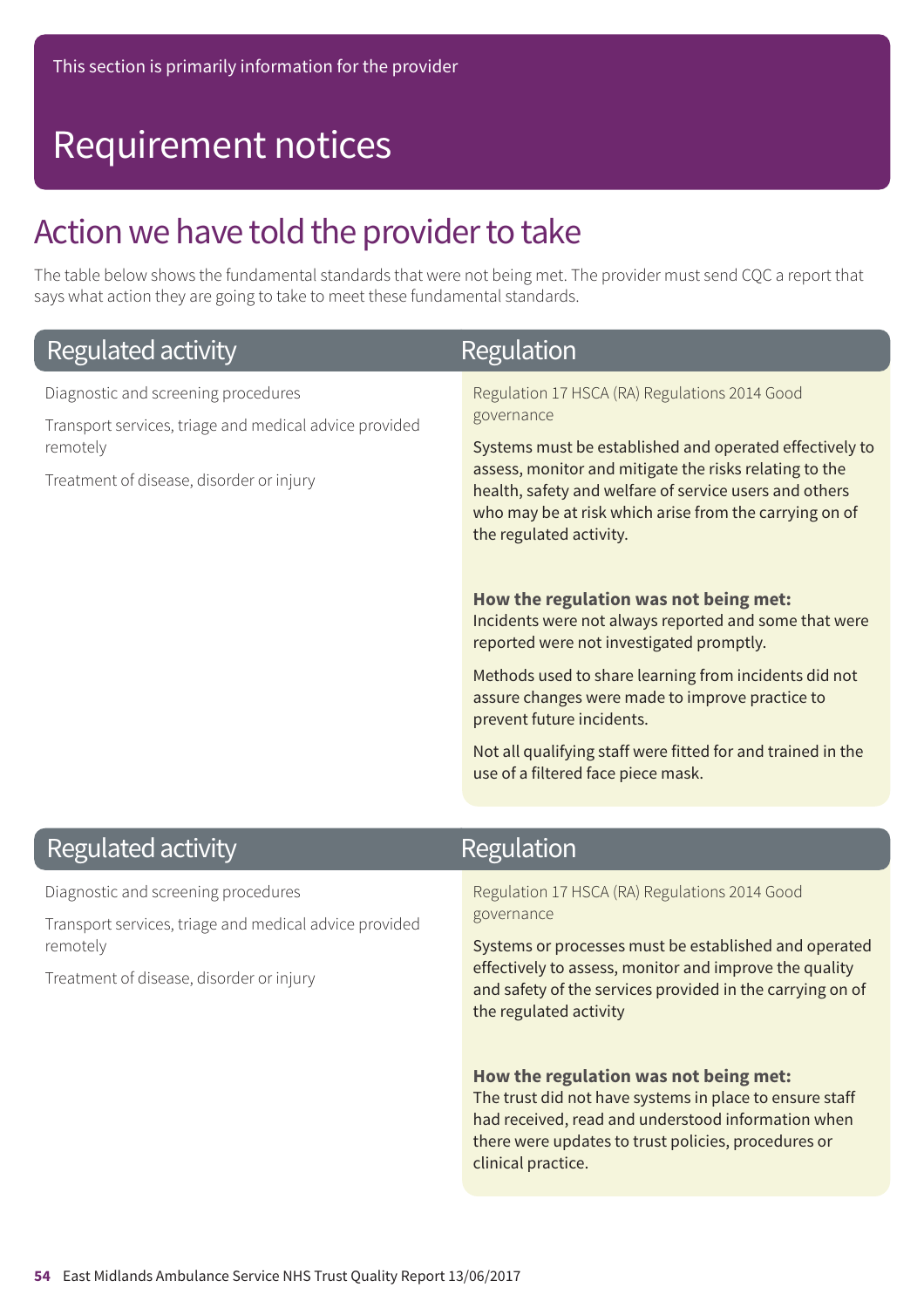This section is primarily information for the provider

# Requirement notices

## Action we have told the provider to take

The table below shows the fundamental standards that were not being met. The provider must send CQC a report that says what action they are going to take to meet these fundamental standards.

| Regulated activity | Regulation |
|---|---|
| Diagnostic and screening procedures<br><br>Transport services, triage and medical advice provided remotely<br><br>Treatment of disease, disorder or injury | Regulation 17 HSCA (RA) Regulations 2014 Good governance<br><br>Systems must be established and operated effectively to assess, monitor and mitigate the risks relating to the health, safety and welfare of service users and others who may be at risk which arise from the carrying on of the regulated activity.<br><br>**How the regulation was not being met:**<br>Incidents were not always reported and some that were reported were not investigated promptly.<br><br>Methods used to share learning from incidents did not assure changes were made to improve practice to prevent future incidents.<br><br>Not all qualifying staff were fitted for and trained in the use of a filtered face piece mask. |

| Regulated activity | Regulation |
|---|---|
| Diagnostic and screening procedures<br><br>Transport services, triage and medical advice provided remotely<br><br>Treatment of disease, disorder or injury | Regulation 17 HSCA (RA) Regulations 2014 Good governance<br><br>Systems or processes must be established and operated effectively to assess, monitor and improve the quality and safety of the services provided in the carrying on of the regulated activity<br><br>**How the regulation was not being met:**<br>The trust did not have systems in place to ensure staff had received, read and understood information when there were updates to trust policies, procedures or clinical practice. |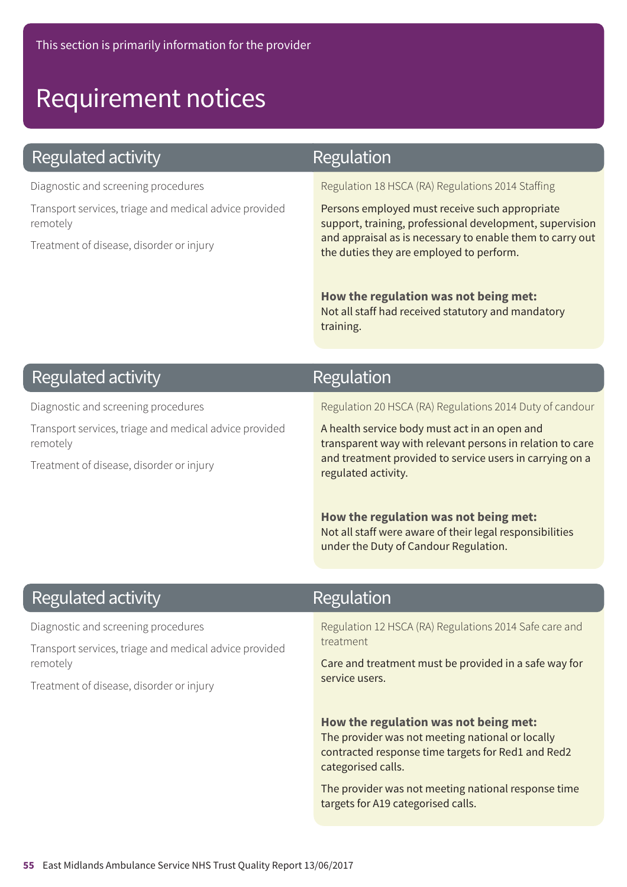This section is primarily information for the provider

# Requirement notices

| Regulated activity | Regulation |
| --- | --- |
| Diagnostic and screening procedures<br><br>Transport services, triage and medical advice provided remotely<br><br>Treatment of disease, disorder or injury | Regulation 18 HSCA (RA) Regulations 2014 Staffing<br><br>Persons employed must receive such appropriate support, training, professional development, supervision and appraisal as is necessary to enable them to carry out the duties they are employed to perform.<br><br>**How the regulation was not being met:**<br>Not all staff had received statutory and mandatory training. |

| Regulated activity | Regulation |
| --- | --- |
| Diagnostic and screening procedures<br><br>Transport services, triage and medical advice provided remotely<br><br>Treatment of disease, disorder or injury | Regulation 20 HSCA (RA) Regulations 2014 Duty of candour<br><br>A health service body must act in an open and transparent way with relevant persons in relation to care and treatment provided to service users in carrying on a regulated activity.<br><br>**How the regulation was not being met:**<br>Not all staff were aware of their legal responsibilities under the Duty of Candour Regulation. |

| Regulated activity | Regulation |
| --- | --- |
| Diagnostic and screening procedures<br><br>Transport services, triage and medical advice provided remotely<br><br>Treatment of disease, disorder or injury | Regulation 12 HSCA (RA) Regulations 2014 Safe care and treatment<br><br>Care and treatment must be provided in a safe way for service users.<br><br>**How the regulation was not being met:**<br>The provider was not meeting national or locally contracted response time targets for Red1 and Red2 categorised calls.<br><br>The provider was not meeting national response time targets for A19 categorised calls. |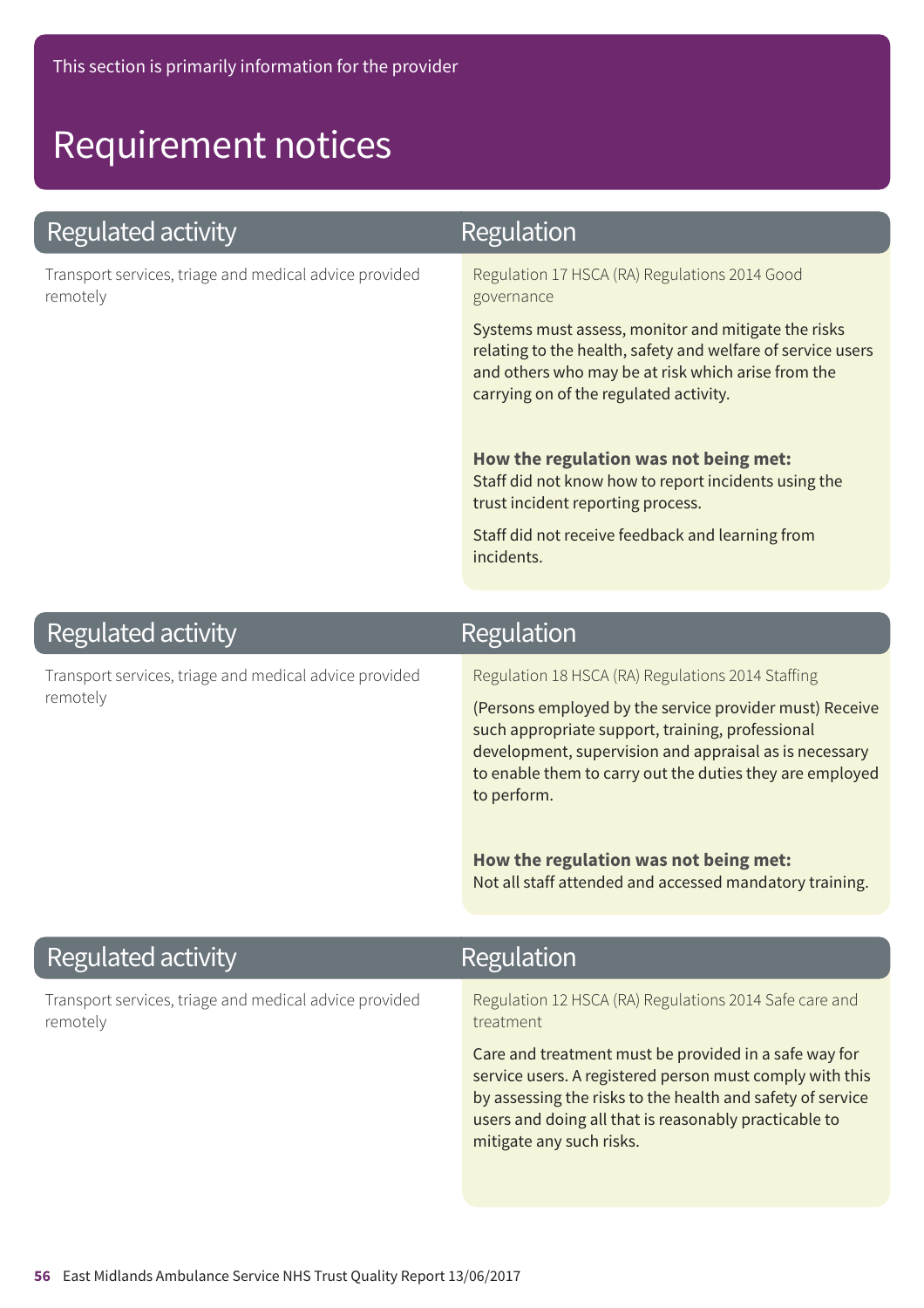This section is primarily information for the provider

# Requirement notices

| Regulated activity | Regulation |
| --- | --- |
| Transport services, triage and medical advice provided remotely | Regulation 17 HSCA (RA) Regulations 2014 Good governance<br><br>Systems must assess, monitor and mitigate the risks relating to the health, safety and welfare of service users and others who may be at risk which arise from the carrying on of the regulated activity.<br><br>**How the regulation was not being met:**<br>Staff did not know how to report incidents using the trust incident reporting process.<br><br>Staff did not receive feedback and learning from incidents. |

| Regulated activity | Regulation |
| --- | --- |
| Transport services, triage and medical advice provided remotely | Regulation 18 HSCA (RA) Regulations 2014 Staffing<br><br>(Persons employed by the service provider must) Receive such appropriate support, training, professional development, supervision and appraisal as is necessary to enable them to carry out the duties they are employed to perform.<br><br>**How the regulation was not being met:**<br>Not all staff attended and accessed mandatory training. |

| Regulated activity | Regulation |
| --- | --- |
| Transport services, triage and medical advice provided remotely | Regulation 12 HSCA (RA) Regulations 2014 Safe care and treatment<br><br>Care and treatment must be provided in a safe way for service users. A registered person must comply with this by assessing the risks to the health and safety of service users and doing all that is reasonably practicable to mitigate any such risks. |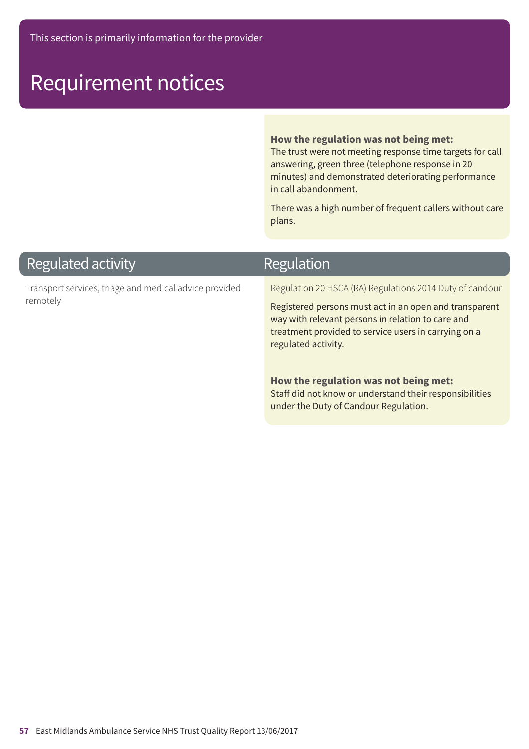This section is primarily information for the provider

# Requirement notices

**How the regulation was not being met:**
The trust were not meeting response time targets for call answering, green three (telephone response in 20 minutes) and demonstrated deteriorating performance in call abandonment.

There was a high number of frequent callers without care plans.

| Regulated activity | Regulation |
| --- | --- |
| Transport services, triage and medical advice provided remotely | Regulation 20 HSCA (RA) Regulations 2014 Duty of candour<br><br>Registered persons must act in an open and transparent way with relevant persons in relation to care and treatment provided to service users in carrying on a regulated activity.<br><br>**How the regulation was not being met:**<br>Staff did not know or understand their responsibilities under the Duty of Candour Regulation. |